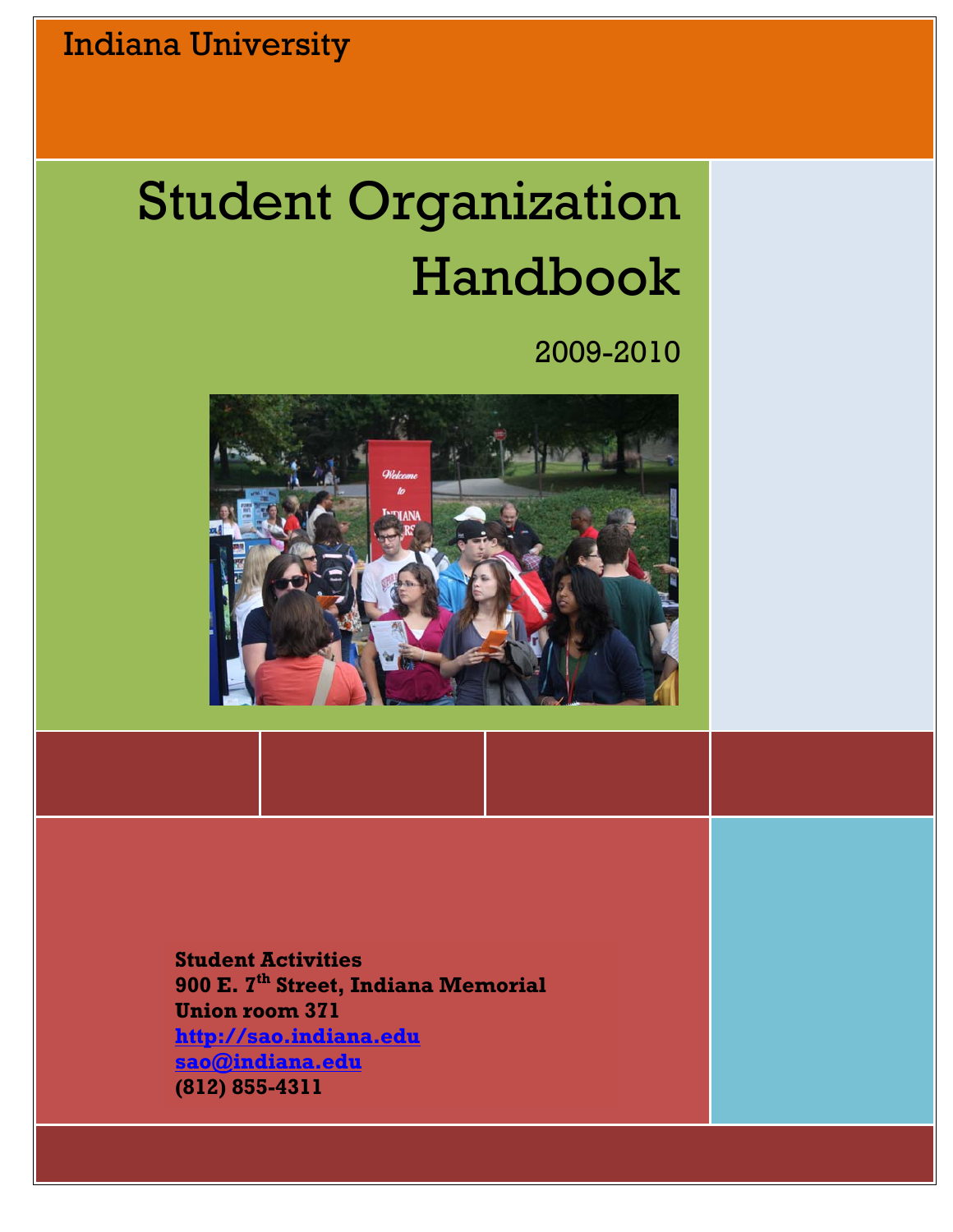Indiana University

# Student Organization Handbook

2009-2010

**Student Activities**
**900 E. 7th Street, Indiana Memorial Union room 371**
**http://sao.indiana.edu**
**sao@indiana.edu**
**(812) 855-4311**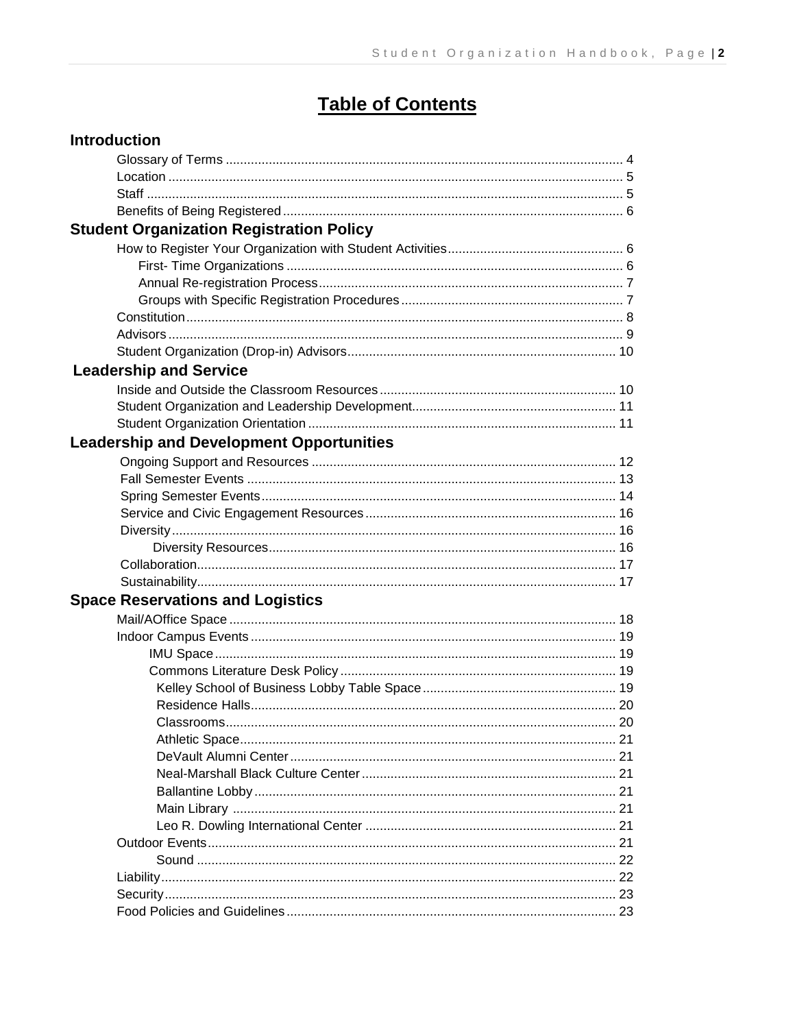# Table of Contents

## Introduction

- Glossary of Terms .... 4
- Location .... 5
- Staff .... 5
- Benefits of Being Registered .... 6

## Student Organization Registration Policy

- How to Register Your Organization with Student Activities .... 6
  - First- Time Organizations .... 6
  - Annual Re-registration Process .... 7
  - Groups with Specific Registration Procedures .... 7
- Constitution .... 8
- Advisors .... 9
- Student Organization (Drop-in) Advisors .... 10

## Leadership and Service

- Inside and Outside the Classroom Resources .... 10
- Student Organization and Leadership Development .... 11
- Student Organization Orientation .... 11

## Leadership and Development Opportunities

- Ongoing Support and Resources .... 12
- Fall Semester Events .... 13
- Spring Semester Events .... 14
- Service and Civic Engagement Resources .... 16
- Diversity .... 16
  - Diversity Resources .... 16
- Collaboration .... 17
- Sustainability .... 17

## Space Reservations and Logistics

- Mail/AOffice Space .... 18
- Indoor Campus Events .... 19
  - IMU Space .... 19
  - Commons Literature Desk Policy .... 19
  - Kelley School of Business Lobby Table Space .... 19
  - Residence Halls .... 20
  - Classrooms .... 20
  - Athletic Space .... 21
  - DeVault Alumni Center .... 21
  - Neal-Marshall Black Culture Center .... 21
  - Ballantine Lobby .... 21
  - Main Library .... 21
  - Leo R. Dowling International Center .... 21
- Outdoor Events .... 21
  - Sound .... 22
- Liability .... 22
- Security .... 23
- Food Policies and Guidelines .... 23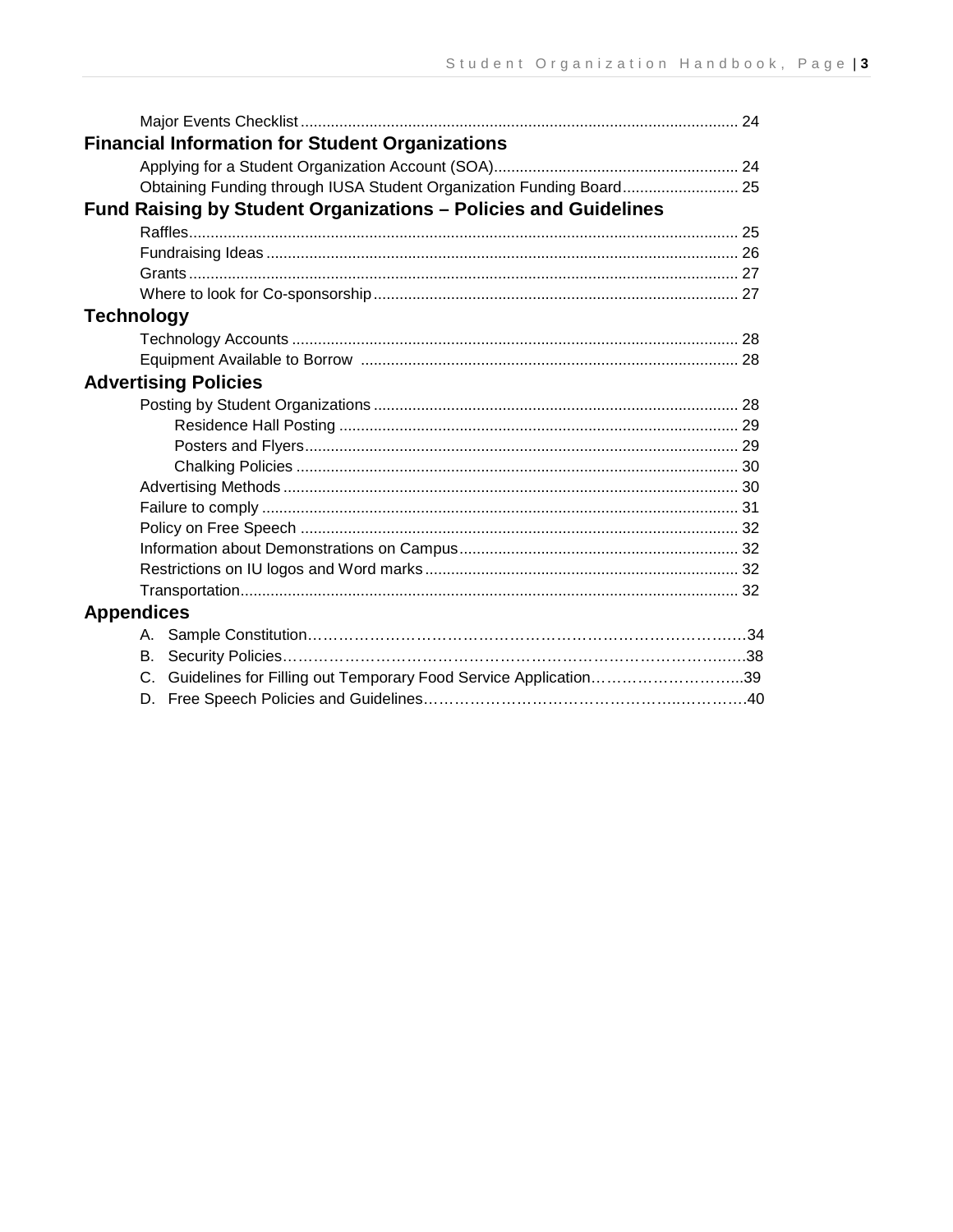Major Events Checklist ..... 24

**Financial Information for Student Organizations**

Applying for a Student Organization Account (SOA) ..... 24
Obtaining Funding through IUSA Student Organization Funding Board ..... 25

**Fund Raising by Student Organizations – Policies and Guidelines**

Raffles ..... 25
Fundraising Ideas ..... 26
Grants ..... 27
Where to look for Co-sponsorship ..... 27

**Technology**

Technology Accounts ..... 28
Equipment Available to Borrow ..... 28

**Advertising Policies**

Posting by Student Organizations ..... 28
- Residence Hall Posting ..... 29
- Posters and Flyers ..... 29
- Chalking Policies ..... 30

Advertising Methods ..... 30
Failure to comply ..... 31
Policy on Free Speech ..... 32
Information about Demonstrations on Campus ..... 32
Restrictions on IU logos and Word marks ..... 32
Transportation ..... 32

**Appendices**

A. Sample Constitution ..... 34
B. Security Policies ..... 38
C. Guidelines for Filling out Temporary Food Service Application ..... 39
D. Free Speech Policies and Guidelines ..... 40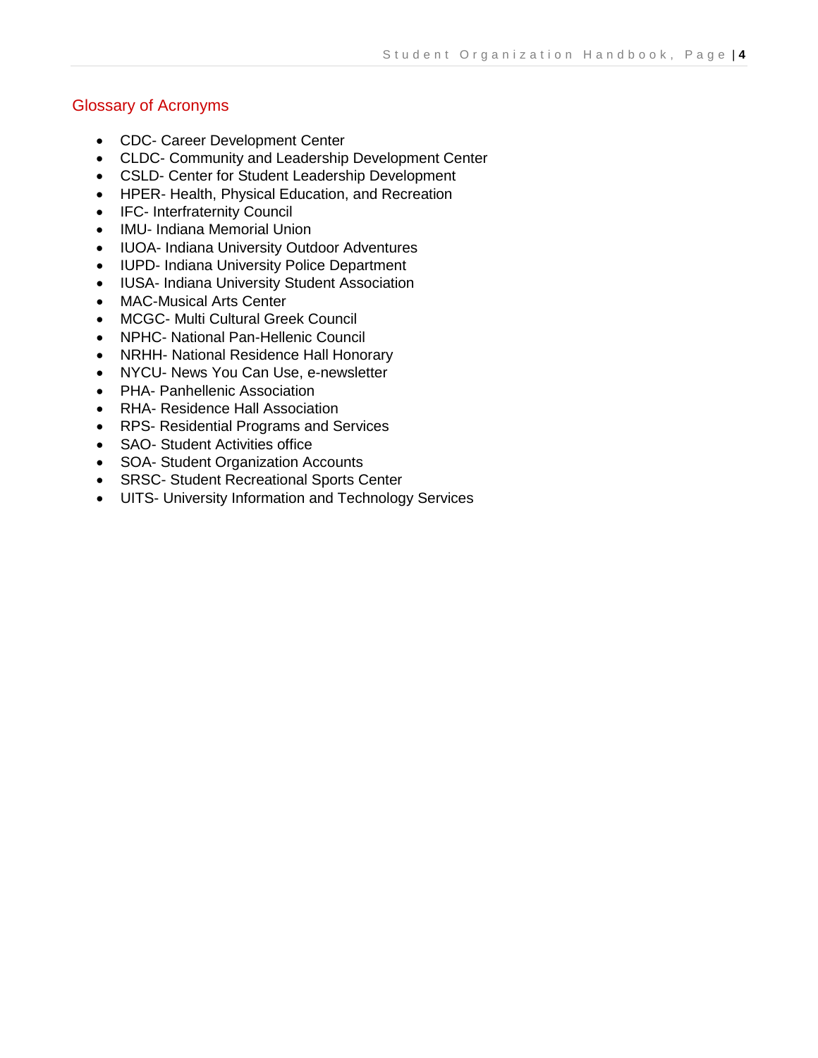## Glossary of Acronyms

- CDC- Career Development Center
- CLDC- Community and Leadership Development Center
- CSLD- Center for Student Leadership Development
- HPER- Health, Physical Education, and Recreation
- IFC- Interfraternity Council
- IMU- Indiana Memorial Union
- IUOA- Indiana University Outdoor Adventures
- IUPD- Indiana University Police Department
- IUSA- Indiana University Student Association
- MAC-Musical Arts Center
- MCGC- Multi Cultural Greek Council
- NPHC- National Pan-Hellenic Council
- NRHH- National Residence Hall Honorary
- NYCU- News You Can Use, e-newsletter
- PHA- Panhellenic Association
- RHA- Residence Hall Association
- RPS- Residential Programs and Services
- SAO- Student Activities office
- SOA- Student Organization Accounts
- SRSC- Student Recreational Sports Center
- UITS- University Information and Technology Services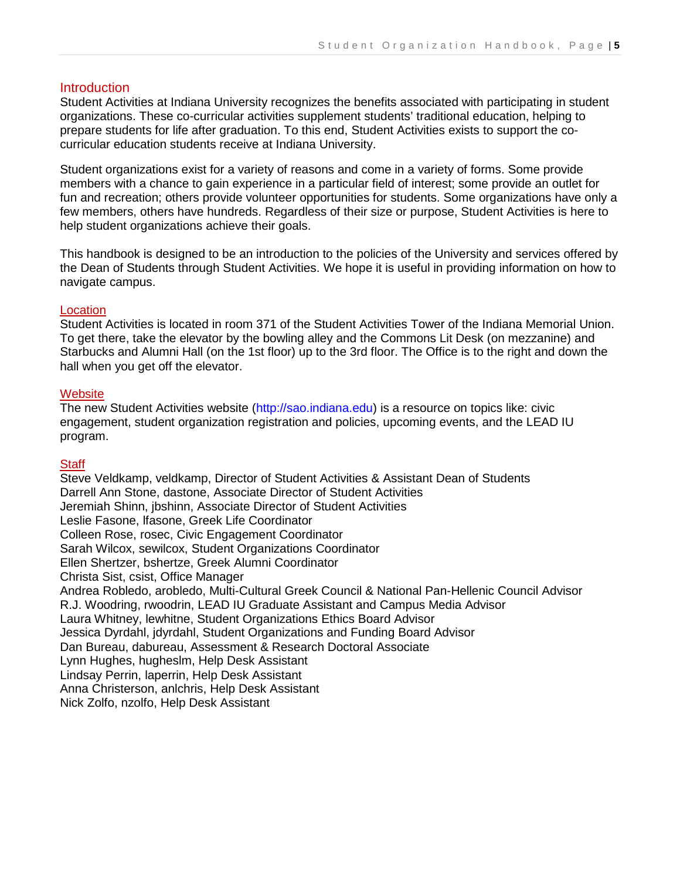## Introduction

Student Activities at Indiana University recognizes the benefits associated with participating in student organizations. These co-curricular activities supplement students' traditional education, helping to prepare students for life after graduation. To this end, Student Activities exists to support the co-curricular education students receive at Indiana University.

Student organizations exist for a variety of reasons and come in a variety of forms. Some provide members with a chance to gain experience in a particular field of interest; some provide an outlet for fun and recreation; others provide volunteer opportunities for students. Some organizations have only a few members, others have hundreds. Regardless of their size or purpose, Student Activities is here to help student organizations achieve their goals.

This handbook is designed to be an introduction to the policies of the University and services offered by the Dean of Students through Student Activities. We hope it is useful in providing information on how to navigate campus.

### Location

Student Activities is located in room 371 of the Student Activities Tower of the Indiana Memorial Union. To get there, take the elevator by the bowling alley and the Commons Lit Desk (on mezzanine) and Starbucks and Alumni Hall (on the 1st floor) up to the 3rd floor. The Office is to the right and down the hall when you get off the elevator.

### Website

The new Student Activities website (http://sao.indiana.edu) is a resource on topics like: civic engagement, student organization registration and policies, upcoming events, and the LEAD IU program.

### Staff

Steve Veldkamp, veldkamp, Director of Student Activities & Assistant Dean of Students  
Darrell Ann Stone, dastone, Associate Director of Student Activities  
Jeremiah Shinn, jbshinn, Associate Director of Student Activities  
Leslie Fasone, lfasone, Greek Life Coordinator  
Colleen Rose, rosec, Civic Engagement Coordinator  
Sarah Wilcox, sewilcox, Student Organizations Coordinator  
Ellen Shertzer, bshertze, Greek Alumni Coordinator  
Christa Sist, csist, Office Manager  
Andrea Robledo, arobledo, Multi-Cultural Greek Council & National Pan-Hellenic Council Advisor  
R.J. Woodring, rwoodrin, LEAD IU Graduate Assistant and Campus Media Advisor  
Laura Whitney, lewhitne, Student Organizations Ethics Board Advisor  
Jessica Dyrdahl, jdyrdahl, Student Organizations and Funding Board Advisor  
Dan Bureau, dabureau, Assessment & Research Doctoral Associate  
Lynn Hughes, hugheslm, Help Desk Assistant  
Lindsay Perrin, laperrin, Help Desk Assistant  
Anna Christerson, anlchris, Help Desk Assistant  
Nick Zolfo, nzolfo, Help Desk Assistant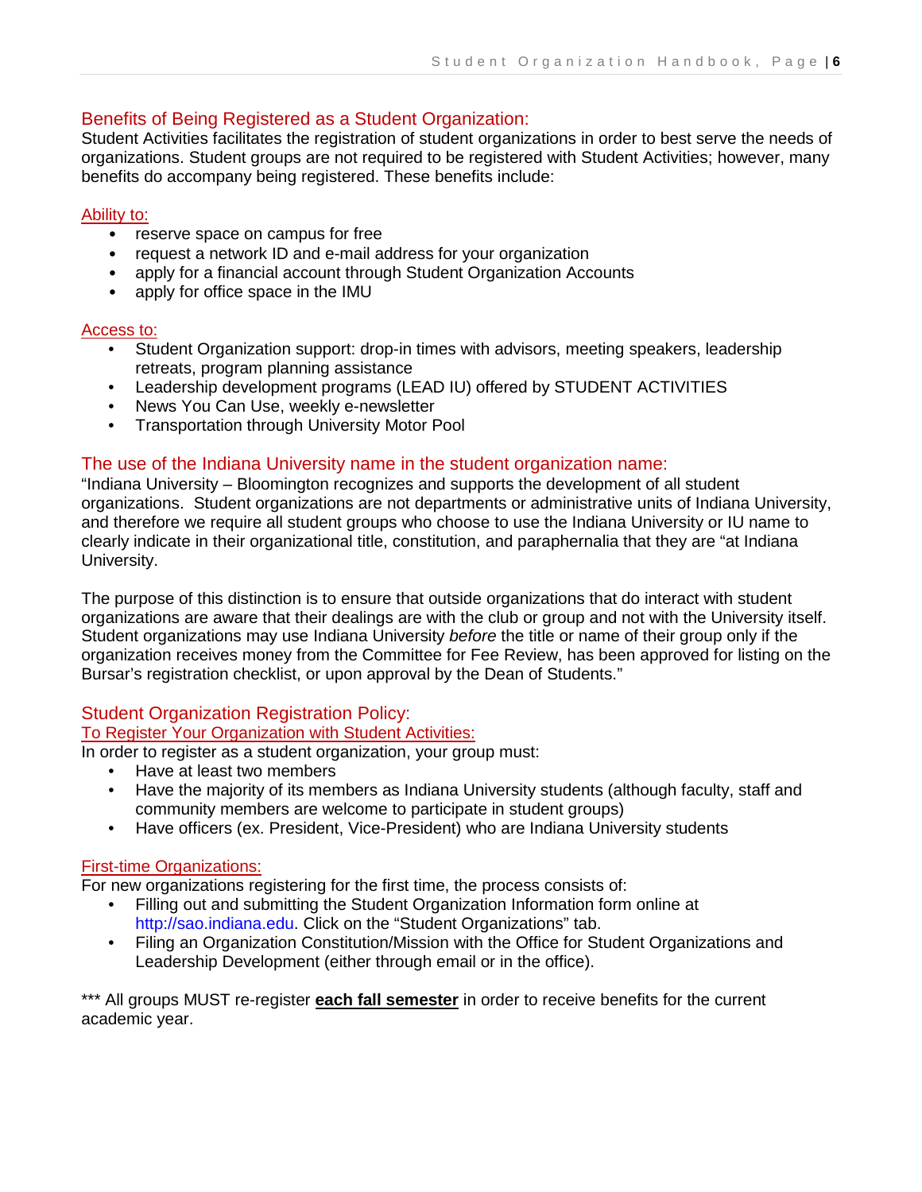## Benefits of Being Registered as a Student Organization:

Student Activities facilitates the registration of student organizations in order to best serve the needs of organizations. Student groups are not required to be registered with Student Activities; however, many benefits do accompany being registered. These benefits include:

### Ability to:

- reserve space on campus for free
- request a network ID and e-mail address for your organization
- apply for a financial account through Student Organization Accounts
- apply for office space in the IMU

### Access to:

- Student Organization support: drop-in times with advisors, meeting speakers, leadership retreats, program planning assistance
- Leadership development programs (LEAD IU) offered by STUDENT ACTIVITIES
- News You Can Use, weekly e-newsletter
- Transportation through University Motor Pool

## The use of the Indiana University name in the student organization name:

"Indiana University – Bloomington recognizes and supports the development of all student organizations. Student organizations are not departments or administrative units of Indiana University, and therefore we require all student groups who choose to use the Indiana University or IU name to clearly indicate in their organizational title, constitution, and paraphernalia that they are "at Indiana University.

The purpose of this distinction is to ensure that outside organizations that do interact with student organizations are aware that their dealings are with the club or group and not with the University itself. Student organizations may use Indiana University *before* the title or name of their group only if the organization receives money from the Committee for Fee Review, has been approved for listing on the Bursar's registration checklist, or upon approval by the Dean of Students."

## Student Organization Registration Policy:

### To Register Your Organization with Student Activities:

In order to register as a student organization, your group must:

- Have at least two members
- Have the majority of its members as Indiana University students (although faculty, staff and community members are welcome to participate in student groups)
- Have officers (ex. President, Vice-President) who are Indiana University students

### First-time Organizations:

For new organizations registering for the first time, the process consists of:

- Filling out and submitting the Student Organization Information form online at http://sao.indiana.edu. Click on the "Student Organizations" tab.
- Filing an Organization Constitution/Mission with the Office for Student Organizations and Leadership Development (either through email or in the office).

*** All groups MUST re-register **each fall semester** in order to receive benefits for the current academic year.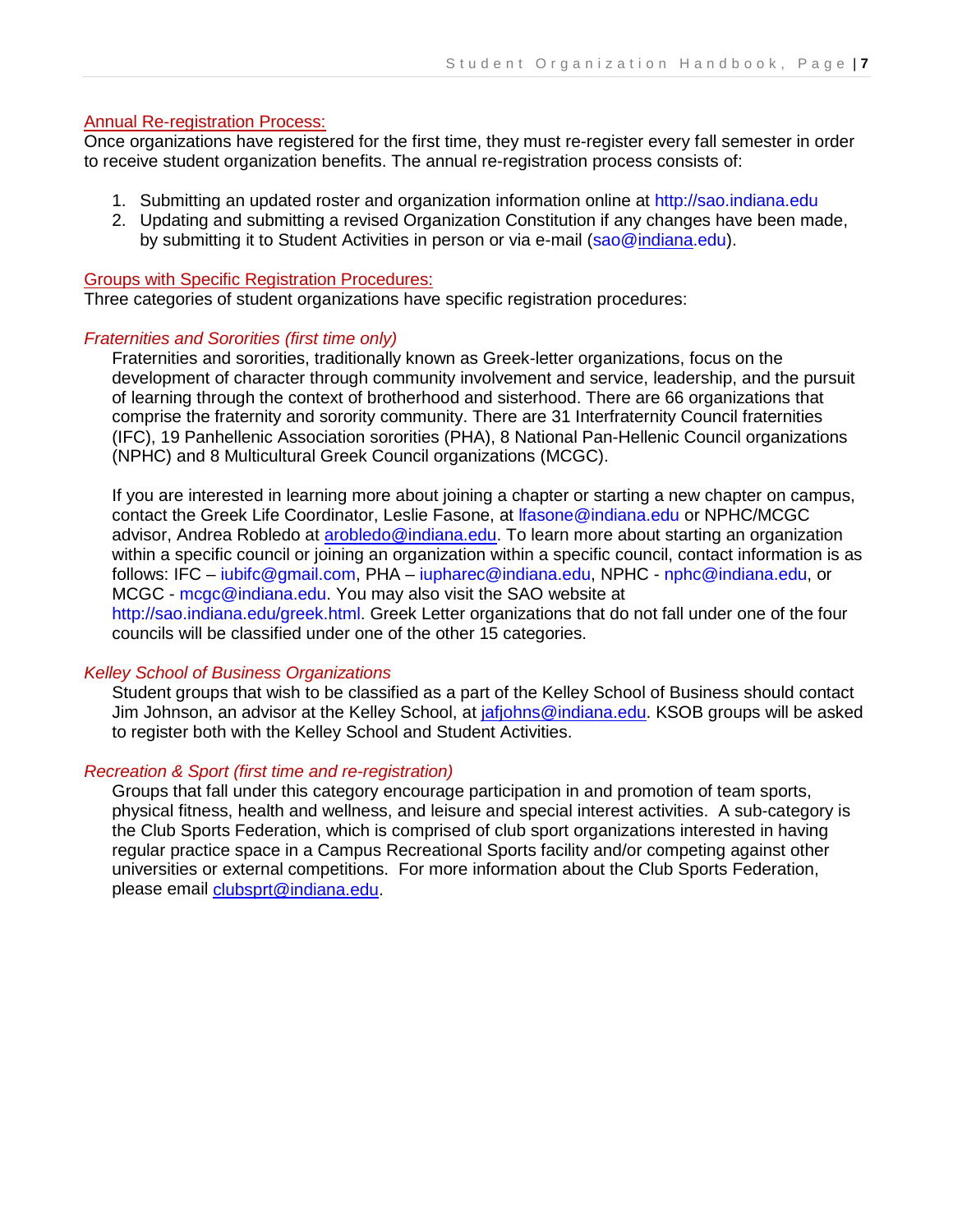## Annual Re-registration Process:

Once organizations have registered for the first time, they must re-register every fall semester in order to receive student organization benefits. The annual re-registration process consists of:

1. Submitting an updated roster and organization information online at http://sao.indiana.edu
2. Updating and submitting a revised Organization Constitution if any changes have been made, by submitting it to Student Activities in person or via e-mail (sao@indiana.edu).

## Groups with Specific Registration Procedures:

Three categories of student organizations have specific registration procedures:

### *Fraternities and Sororities (first time only)*

Fraternities and sororities, traditionally known as Greek-letter organizations, focus on the development of character through community involvement and service, leadership, and the pursuit of learning through the context of brotherhood and sisterhood. There are 66 organizations that comprise the fraternity and sorority community. There are 31 Interfraternity Council fraternities (IFC), 19 Panhellenic Association sororities (PHA), 8 National Pan-Hellenic Council organizations (NPHC) and 8 Multicultural Greek Council organizations (MCGC).

If you are interested in learning more about joining a chapter or starting a new chapter on campus, contact the Greek Life Coordinator, Leslie Fasone, at lfasone@indiana.edu or NPHC/MCGC advisor, Andrea Robledo at arobledo@indiana.edu. To learn more about starting an organization within a specific council or joining an organization within a specific council, contact information is as follows: IFC – iubifc@gmail.com, PHA – iupharec@indiana.edu, NPHC - nphc@indiana.edu, or MCGC - mcgc@indiana.edu. You may also visit the SAO website at http://sao.indiana.edu/greek.html. Greek Letter organizations that do not fall under one of the four councils will be classified under one of the other 15 categories.

### *Kelley School of Business Organizations*

Student groups that wish to be classified as a part of the Kelley School of Business should contact Jim Johnson, an advisor at the Kelley School, at jafjohns@indiana.edu. KSOB groups will be asked to register both with the Kelley School and Student Activities.

### *Recreation & Sport (first time and re-registration)*

Groups that fall under this category encourage participation in and promotion of team sports, physical fitness, health and wellness, and leisure and special interest activities. A sub-category is the Club Sports Federation, which is comprised of club sport organizations interested in having regular practice space in a Campus Recreational Sports facility and/or competing against other universities or external competitions. For more information about the Club Sports Federation, please email clubsprt@indiana.edu.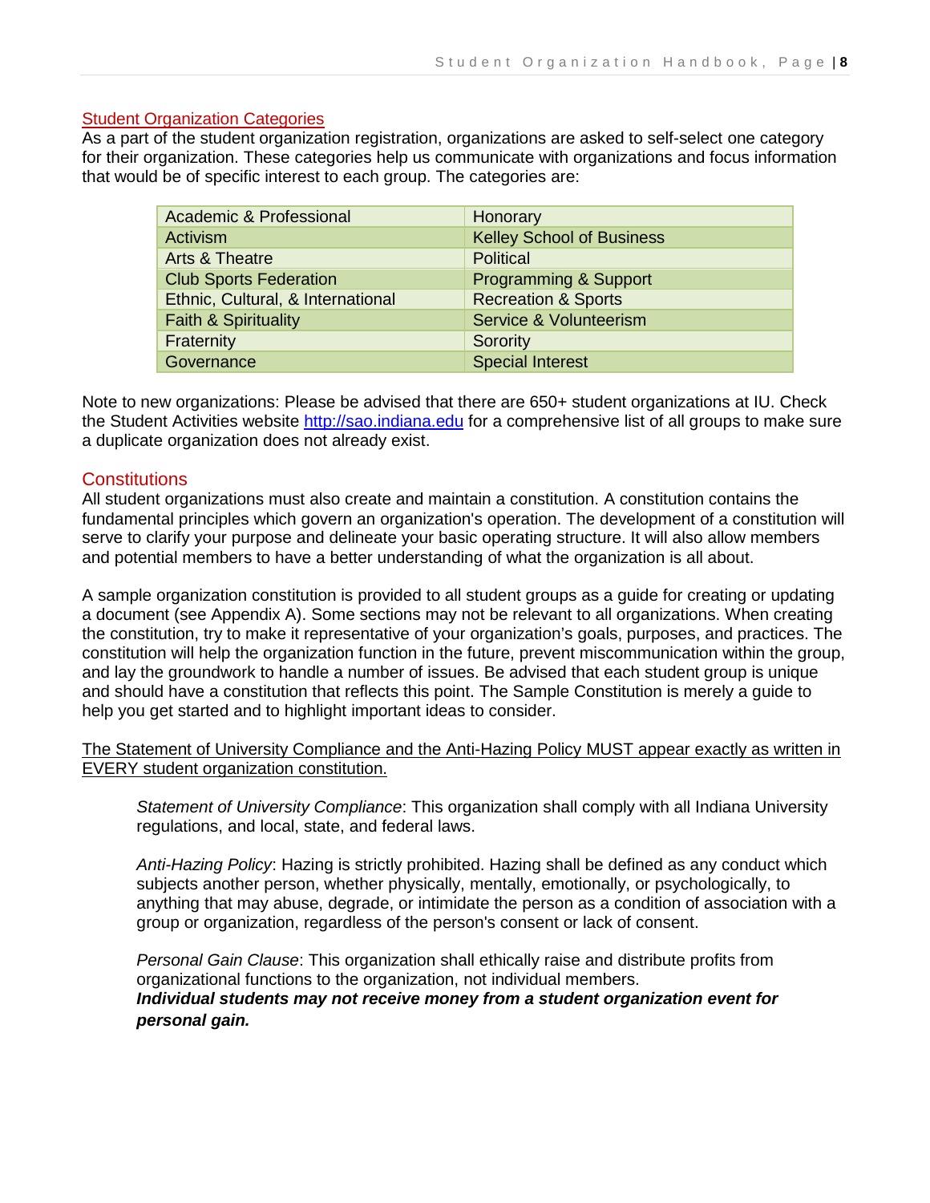## Student Organization Categories

As a part of the student organization registration, organizations are asked to self-select one category for their organization. These categories help us communicate with organizations and focus information that would be of specific interest to each group. The categories are:

| | |
|---|---|
| Academic & Professional | Honorary |
| Activism | Kelley School of Business |
| Arts & Theatre | Political |
| Club Sports Federation | Programming & Support |
| Ethnic, Cultural, & International | Recreation & Sports |
| Faith & Spirituality | Service & Volunteerism |
| Fraternity | Sorority |
| Governance | Special Interest |

Note to new organizations: Please be advised that there are 650+ student organizations at IU. Check the Student Activities website http://sao.indiana.edu for a comprehensive list of all groups to make sure a duplicate organization does not already exist.

## Constitutions

All student organizations must also create and maintain a constitution. A constitution contains the fundamental principles which govern an organization's operation. The development of a constitution will serve to clarify your purpose and delineate your basic operating structure. It will also allow members and potential members to have a better understanding of what the organization is all about.

A sample organization constitution is provided to all student groups as a guide for creating or updating a document (see Appendix A). Some sections may not be relevant to all organizations. When creating the constitution, try to make it representative of your organization's goals, purposes, and practices. The constitution will help the organization function in the future, prevent miscommunication within the group, and lay the groundwork to handle a number of issues. Be advised that each student group is unique and should have a constitution that reflects this point. The Sample Constitution is merely a guide to help you get started and to highlight important ideas to consider.

The Statement of University Compliance and the Anti-Hazing Policy MUST appear exactly as written in EVERY student organization constitution.

> *Statement of University Compliance*: This organization shall comply with all Indiana University regulations, and local, state, and federal laws.
>
> *Anti-Hazing Policy*: Hazing is strictly prohibited. Hazing shall be defined as any conduct which subjects another person, whether physically, mentally, emotionally, or psychologically, to anything that may abuse, degrade, or intimidate the person as a condition of association with a group or organization, regardless of the person's consent or lack of consent.
>
> *Personal Gain Clause*: This organization shall ethically raise and distribute profits from organizational functions to the organization, not individual members.
> ***Individual students may not receive money from a student organization event for personal gain.***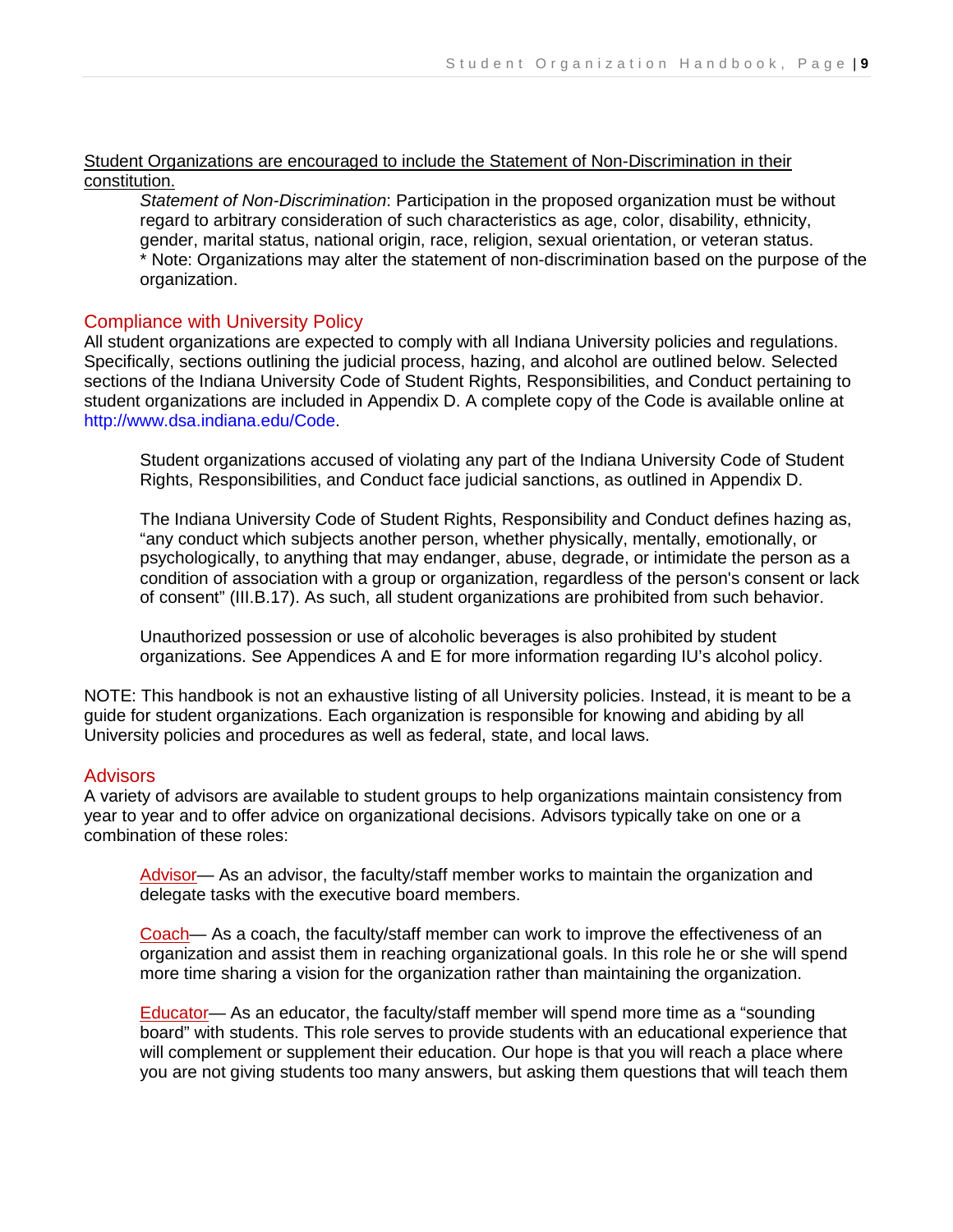<u>Student Organizations are encouraged to include the Statement of Non-Discrimination in their constitution.</u>

> *Statement of Non-Discrimination*: Participation in the proposed organization must be without regard to arbitrary consideration of such characteristics as age, color, disability, ethnicity, gender, marital status, national origin, race, religion, sexual orientation, or veteran status.
> * Note: Organizations may alter the statement of non-discrimination based on the purpose of the organization.

## Compliance with University Policy

All student organizations are expected to comply with all Indiana University policies and regulations. Specifically, sections outlining the judicial process, hazing, and alcohol are outlined below. Selected sections of the Indiana University Code of Student Rights, Responsibilities, and Conduct pertaining to student organizations are included in Appendix D. A complete copy of the Code is available online at http://www.dsa.indiana.edu/Code.

> Student organizations accused of violating any part of the Indiana University Code of Student Rights, Responsibilities, and Conduct face judicial sanctions, as outlined in Appendix D.
>
> The Indiana University Code of Student Rights, Responsibility and Conduct defines hazing as, "any conduct which subjects another person, whether physically, mentally, emotionally, or psychologically, to anything that may endanger, abuse, degrade, or intimidate the person as a condition of association with a group or organization, regardless of the person's consent or lack of consent" (III.B.17). As such, all student organizations are prohibited from such behavior.
>
> Unauthorized possession or use of alcoholic beverages is also prohibited by student organizations. See Appendices A and E for more information regarding IU's alcohol policy.

NOTE: This handbook is not an exhaustive listing of all University policies. Instead, it is meant to be a guide for student organizations. Each organization is responsible for knowing and abiding by all University policies and procedures as well as federal, state, and local laws.

## Advisors

A variety of advisors are available to student groups to help organizations maintain consistency from year to year and to offer advice on organizational decisions. Advisors typically take on one or a combination of these roles:

> <u>Advisor</u>— As an advisor, the faculty/staff member works to maintain the organization and delegate tasks with the executive board members.
>
> <u>Coach</u>— As a coach, the faculty/staff member can work to improve the effectiveness of an organization and assist them in reaching organizational goals. In this role he or she will spend more time sharing a vision for the organization rather than maintaining the organization.
>
> <u>Educator</u>— As an educator, the faculty/staff member will spend more time as a "sounding board" with students. This role serves to provide students with an educational experience that will complement or supplement their education. Our hope is that you will reach a place where you are not giving students too many answers, but asking them questions that will teach them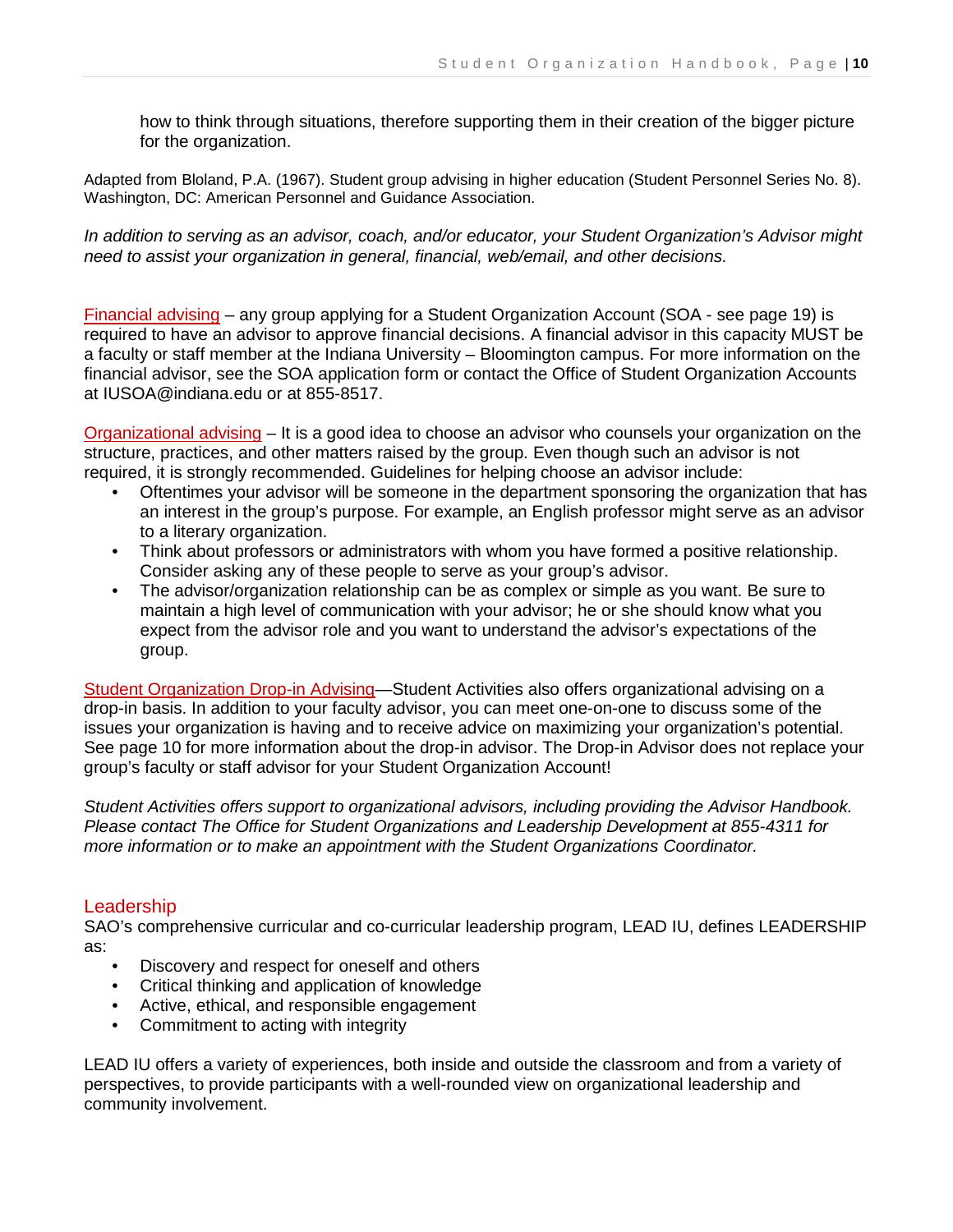how to think through situations, therefore supporting them in their creation of the bigger picture for the organization.

Adapted from Bloland, P.A. (1967). Student group advising in higher education (Student Personnel Series No. 8). Washington, DC: American Personnel and Guidance Association.

*In addition to serving as an advisor, coach, and/or educator, your Student Organization's Advisor might need to assist your organization in general, financial, web/email, and other decisions.*

Financial advising – any group applying for a Student Organization Account (SOA - see page 19) is required to have an advisor to approve financial decisions. A financial advisor in this capacity MUST be a faculty or staff member at the Indiana University – Bloomington campus. For more information on the financial advisor, see the SOA application form or contact the Office of Student Organization Accounts at IUSOA@indiana.edu or at 855-8517.

Organizational advising – It is a good idea to choose an advisor who counsels your organization on the structure, practices, and other matters raised by the group. Even though such an advisor is not required, it is strongly recommended. Guidelines for helping choose an advisor include:

- Oftentimes your advisor will be someone in the department sponsoring the organization that has an interest in the group's purpose. For example, an English professor might serve as an advisor to a literary organization.
- Think about professors or administrators with whom you have formed a positive relationship. Consider asking any of these people to serve as your group's advisor.
- The advisor/organization relationship can be as complex or simple as you want. Be sure to maintain a high level of communication with your advisor; he or she should know what you expect from the advisor role and you want to understand the advisor's expectations of the group.

Student Organization Drop-in Advising—Student Activities also offers organizational advising on a drop-in basis. In addition to your faculty advisor, you can meet one-on-one to discuss some of the issues your organization is having and to receive advice on maximizing your organization's potential. See page 10 for more information about the drop-in advisor. The Drop-in Advisor does not replace your group's faculty or staff advisor for your Student Organization Account!

*Student Activities offers support to organizational advisors, including providing the Advisor Handbook. Please contact The Office for Student Organizations and Leadership Development at 855-4311 for more information or to make an appointment with the Student Organizations Coordinator.*

## Leadership

SAO's comprehensive curricular and co-curricular leadership program, LEAD IU, defines LEADERSHIP as:

- Discovery and respect for oneself and others
- Critical thinking and application of knowledge
- Active, ethical, and responsible engagement
- Commitment to acting with integrity

LEAD IU offers a variety of experiences, both inside and outside the classroom and from a variety of perspectives, to provide participants with a well-rounded view on organizational leadership and community involvement.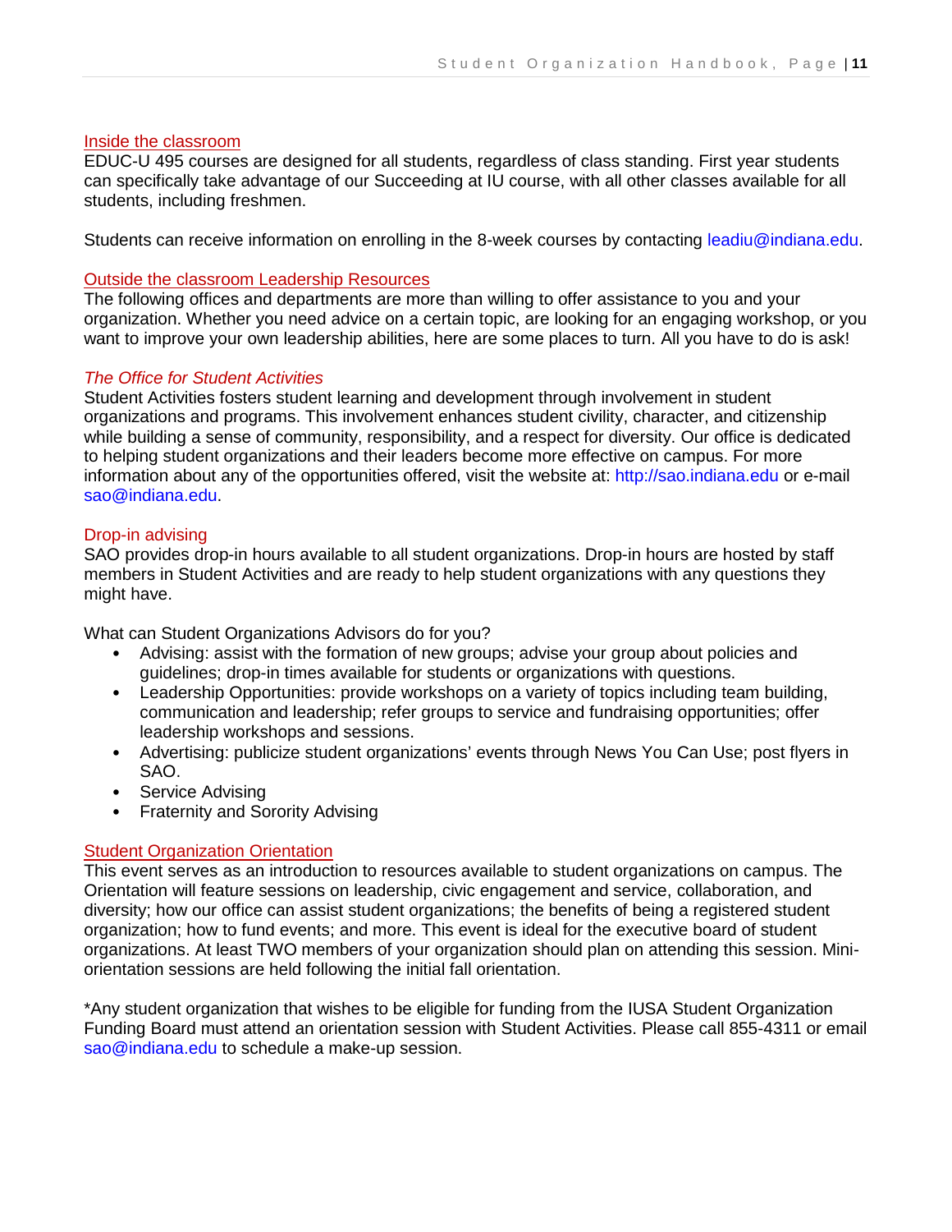### Inside the classroom

EDUC-U 495 courses are designed for all students, regardless of class standing. First year students can specifically take advantage of our Succeeding at IU course, with all other classes available for all students, including freshmen.

Students can receive information on enrolling in the 8-week courses by contacting leadiu@indiana.edu.

### Outside the classroom Leadership Resources

The following offices and departments are more than willing to offer assistance to you and your organization. Whether you need advice on a certain topic, are looking for an engaging workshop, or you want to improve your own leadership abilities, here are some places to turn. All you have to do is ask!

#### *The Office for Student Activities*

Student Activities fosters student learning and development through involvement in student organizations and programs. This involvement enhances student civility, character, and citizenship while building a sense of community, responsibility, and a respect for diversity. Our office is dedicated to helping student organizations and their leaders become more effective on campus. For more information about any of the opportunities offered, visit the website at: http://sao.indiana.edu or e-mail sao@indiana.edu.

#### Drop-in advising

SAO provides drop-in hours available to all student organizations. Drop-in hours are hosted by staff members in Student Activities and are ready to help student organizations with any questions they might have.

What can Student Organizations Advisors do for you?

- Advising: assist with the formation of new groups; advise your group about policies and guidelines; drop-in times available for students or organizations with questions.
- Leadership Opportunities: provide workshops on a variety of topics including team building, communication and leadership; refer groups to service and fundraising opportunities; offer leadership workshops and sessions.
- Advertising: publicize student organizations' events through News You Can Use; post flyers in SAO.
- Service Advising
- Fraternity and Sorority Advising

### Student Organization Orientation

This event serves as an introduction to resources available to student organizations on campus. The Orientation will feature sessions on leadership, civic engagement and service, collaboration, and diversity; how our office can assist student organizations; the benefits of being a registered student organization; how to fund events; and more. This event is ideal for the executive board of student organizations. At least TWO members of your organization should plan on attending this session. Mini-orientation sessions are held following the initial fall orientation.

*Any student organization that wishes to be eligible for funding from the IUSA Student Organization Funding Board must attend an orientation session with Student Activities. Please call 855-4311 or email sao@indiana.edu to schedule a make-up session.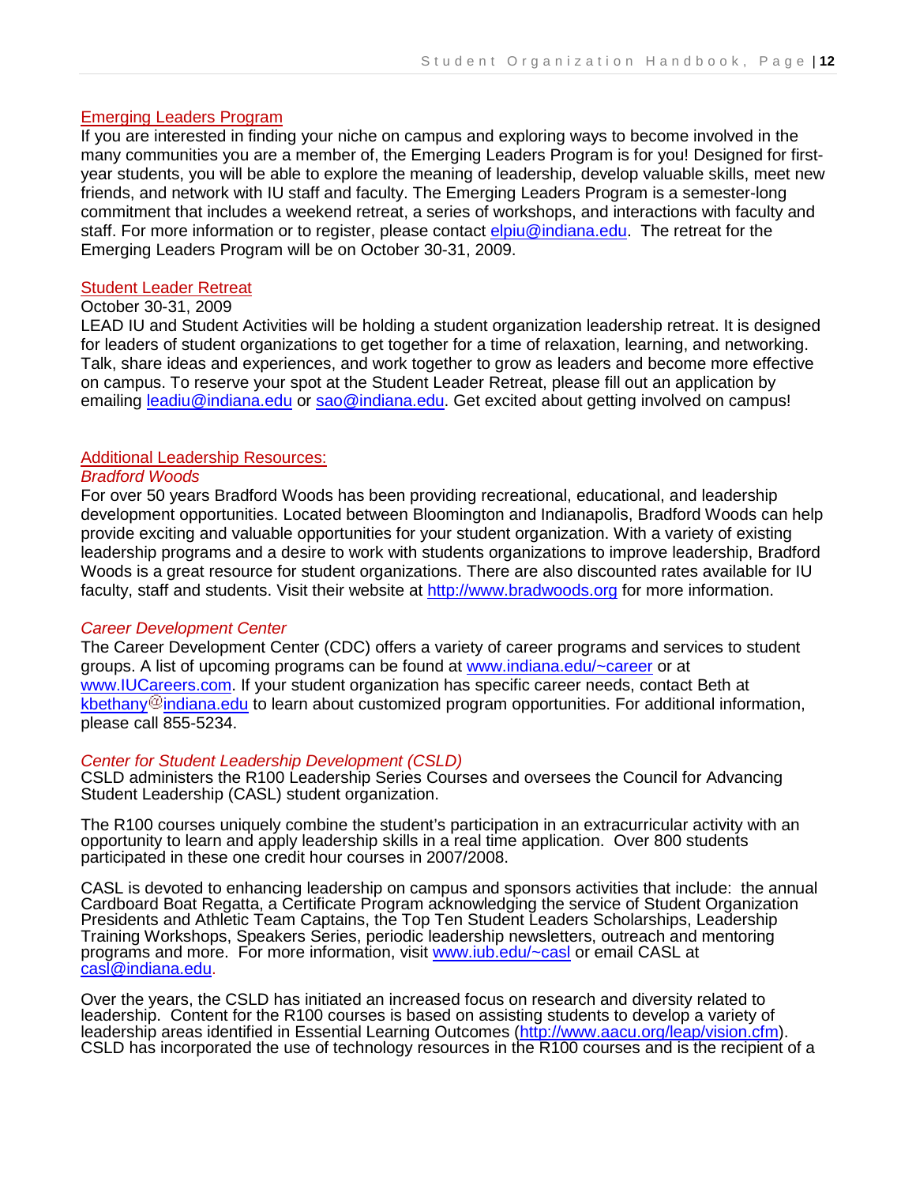## Emerging Leaders Program

If you are interested in finding your niche on campus and exploring ways to become involved in the many communities you are a member of, the Emerging Leaders Program is for you! Designed for first-year students, you will be able to explore the meaning of leadership, develop valuable skills, meet new friends, and network with IU staff and faculty. The Emerging Leaders Program is a semester-long commitment that includes a weekend retreat, a series of workshops, and interactions with faculty and staff. For more information or to register, please contact elpiu@indiana.edu.  The retreat for the Emerging Leaders Program will be on October 30-31, 2009.

## Student Leader Retreat

October 30-31, 2009

LEAD IU and Student Activities will be holding a student organization leadership retreat. It is designed for leaders of student organizations to get together for a time of relaxation, learning, and networking. Talk, share ideas and experiences, and work together to grow as leaders and become more effective on campus. To reserve your spot at the Student Leader Retreat, please fill out an application by emailing leadiu@indiana.edu or sao@indiana.edu. Get excited about getting involved on campus!

## Additional Leadership Resources:

### *Bradford Woods*

For over 50 years Bradford Woods has been providing recreational, educational, and leadership development opportunities. Located between Bloomington and Indianapolis, Bradford Woods can help provide exciting and valuable opportunities for your student organization. With a variety of existing leadership programs and a desire to work with students organizations to improve leadership, Bradford Woods is a great resource for student organizations. There are also discounted rates available for IU faculty, staff and students. Visit their website at http://www.bradwoods.org for more information.

### *Career Development Center*

The Career Development Center (CDC) offers a variety of career programs and services to student groups. A list of upcoming programs can be found at www.indiana.edu/~career or at www.IUCareers.com. If your student organization has specific career needs, contact Beth at kbethany@indiana.edu to learn about customized program opportunities. For additional information, please call 855-5234.

### *Center for Student Leadership Development (CSLD)*

CSLD administers the R100 Leadership Series Courses and oversees the Council for Advancing Student Leadership (CASL) student organization.

The R100 courses uniquely combine the student's participation in an extracurricular activity with an opportunity to learn and apply leadership skills in a real time application.  Over 800 students participated in these one credit hour courses in 2007/2008.

CASL is devoted to enhancing leadership on campus and sponsors activities that include:  the annual Cardboard Boat Regatta, a Certificate Program acknowledging the service of Student Organization Presidents and Athletic Team Captains, the Top Ten Student Leaders Scholarships, Leadership Training Workshops, Speakers Series, periodic leadership newsletters, outreach and mentoring programs and more.  For more information, visit www.iub.edu/~casl or email CASL at casl@indiana.edu.

Over the years, the CSLD has initiated an increased focus on research and diversity related to leadership.  Content for the R100 courses is based on assisting students to develop a variety of leadership areas identified in Essential Learning Outcomes (http://www.aacu.org/leap/vision.cfm). CSLD has incorporated the use of technology resources in the R100 courses and is the recipient of a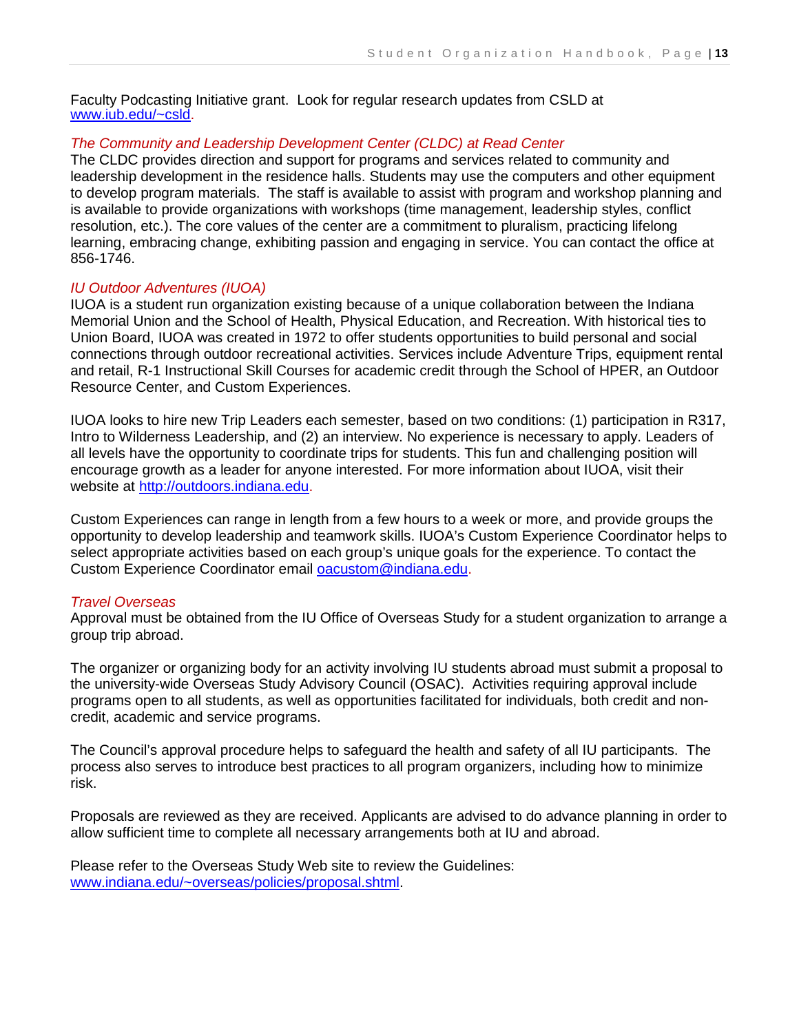Faculty Podcasting Initiative grant. Look for regular research updates from CSLD at [www.iub.edu/~csld](www.iub.edu/~csld).

### *The Community and Leadership Development Center (CLDC) at Read Center*

The CLDC provides direction and support for programs and services related to community and leadership development in the residence halls. Students may use the computers and other equipment to develop program materials. The staff is available to assist with program and workshop planning and is available to provide organizations with workshops (time management, leadership styles, conflict resolution, etc.). The core values of the center are a commitment to pluralism, practicing lifelong learning, embracing change, exhibiting passion and engaging in service. You can contact the office at 856-1746.

### *IU Outdoor Adventures (IUOA)*

IUOA is a student run organization existing because of a unique collaboration between the Indiana Memorial Union and the School of Health, Physical Education, and Recreation. With historical ties to Union Board, IUOA was created in 1972 to offer students opportunities to build personal and social connections through outdoor recreational activities. Services include Adventure Trips, equipment rental and retail, R-1 Instructional Skill Courses for academic credit through the School of HPER, an Outdoor Resource Center, and Custom Experiences.

IUOA looks to hire new Trip Leaders each semester, based on two conditions: (1) participation in R317, Intro to Wilderness Leadership, and (2) an interview. No experience is necessary to apply. Leaders of all levels have the opportunity to coordinate trips for students. This fun and challenging position will encourage growth as a leader for anyone interested. For more information about IUOA, visit their website at [http://outdoors.indiana.edu](http://outdoors.indiana.edu).

Custom Experiences can range in length from a few hours to a week or more, and provide groups the opportunity to develop leadership and teamwork skills. IUOA's Custom Experience Coordinator helps to select appropriate activities based on each group's unique goals for the experience. To contact the Custom Experience Coordinator email [oacustom@indiana.edu](mailto:oacustom@indiana.edu).

### *Travel Overseas*

Approval must be obtained from the IU Office of Overseas Study for a student organization to arrange a group trip abroad.

The organizer or organizing body for an activity involving IU students abroad must submit a proposal to the university-wide Overseas Study Advisory Council (OSAC). Activities requiring approval include programs open to all students, as well as opportunities facilitated for individuals, both credit and non-credit, academic and service programs.

The Council's approval procedure helps to safeguard the health and safety of all IU participants. The process also serves to introduce best practices to all program organizers, including how to minimize risk.

Proposals are reviewed as they are received. Applicants are advised to do advance planning in order to allow sufficient time to complete all necessary arrangements both at IU and abroad.

Please refer to the Overseas Study Web site to review the Guidelines: [www.indiana.edu/~overseas/policies/proposal.shtml](www.indiana.edu/~overseas/policies/proposal.shtml).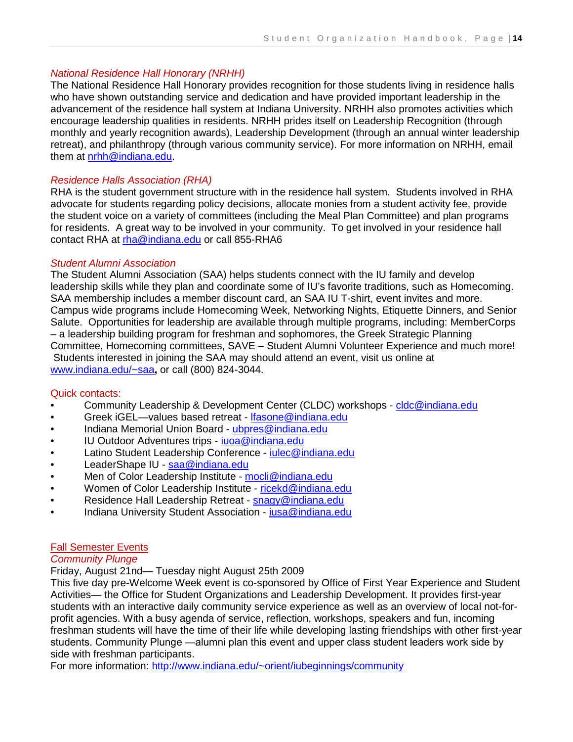### *National Residence Hall Honorary (NRHH)*

The National Residence Hall Honorary provides recognition for those students living in residence halls who have shown outstanding service and dedication and have provided important leadership in the advancement of the residence hall system at Indiana University. NRHH also promotes activities which encourage leadership qualities in residents. NRHH prides itself on Leadership Recognition (through monthly and yearly recognition awards), Leadership Development (through an annual winter leadership retreat), and philanthropy (through various community service). For more information on NRHH, email them at nrhh@indiana.edu.

### *Residence Halls Association (RHA)*

RHA is the student government structure with in the residence hall system. Students involved in RHA advocate for students regarding policy decisions, allocate monies from a student activity fee, provide the student voice on a variety of committees (including the Meal Plan Committee) and plan programs for residents. A great way to be involved in your community. To get involved in your residence hall contact RHA at rha@indiana.edu or call 855-RHA6

### *Student Alumni Association*

The Student Alumni Association (SAA) helps students connect with the IU family and develop leadership skills while they plan and coordinate some of IU's favorite traditions, such as Homecoming. SAA membership includes a member discount card, an SAA IU T-shirt, event invites and more. Campus wide programs include Homecoming Week, Networking Nights, Etiquette Dinners, and Senior Salute. Opportunities for leadership are available through multiple programs, including: MemberCorps – a leadership building program for freshman and sophomores, the Greek Strategic Planning Committee, Homecoming committees, SAVE – Student Alumni Volunteer Experience and much more! Students interested in joining the SAA may should attend an event, visit us online at www.indiana.edu/~saa**,** or call (800) 824-3044.

### Quick contacts:

- Community Leadership & Development Center (CLDC) workshops - cldc@indiana.edu
- Greek iGEL—values based retreat - lfasone@indiana.edu
- Indiana Memorial Union Board - ubpres@indiana.edu
- IU Outdoor Adventures trips - iuoa@indiana.edu
- Latino Student Leadership Conference - iulec@indiana.edu
- LeaderShape IU - saa@indiana.edu
- Men of Color Leadership Institute - mocli@indiana.edu
- Women of Color Leadership Institute - ricekd@indiana.edu
- Residence Hall Leadership Retreat - snagy@indiana.edu
- Indiana University Student Association - iusa@indiana.edu

## Fall Semester Events

### *Community Plunge*

Friday, August 21nd— Tuesday night August 25th 2009

This five day pre-Welcome Week event is co-sponsored by Office of First Year Experience and Student Activities— the Office for Student Organizations and Leadership Development. It provides first-year students with an interactive daily community service experience as well as an overview of local not-for-profit agencies. With a busy agenda of service, reflection, workshops, speakers and fun, incoming freshman students will have the time of their life while developing lasting friendships with other first-year students. Community Plunge —alumni plan this event and upper class student leaders work side by side with freshman participants.

For more information: http://www.indiana.edu/~orient/iubeginnings/community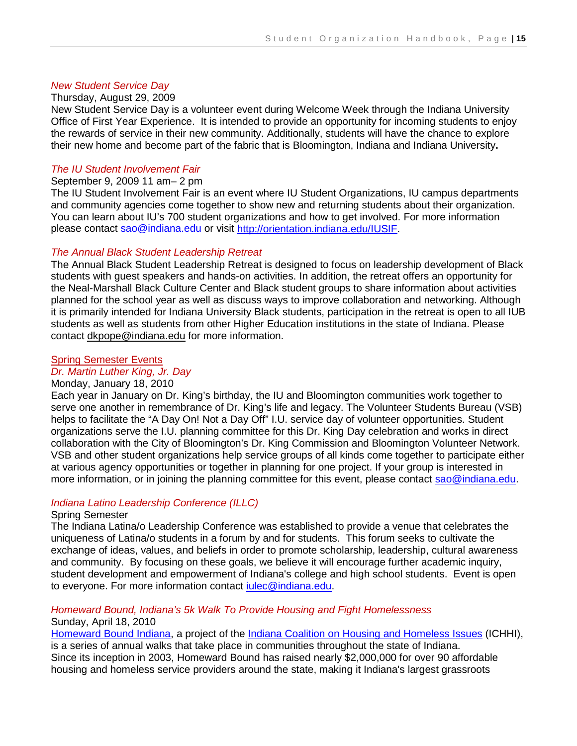*New Student Service Day*

Thursday, August 29, 2009

New Student Service Day is a volunteer event during Welcome Week through the Indiana University Office of First Year Experience. It is intended to provide an opportunity for incoming students to enjoy the rewards of service in their new community. Additionally, students will have the chance to explore their new home and become part of the fabric that is Bloomington, Indiana and Indiana University**.**

*The IU Student Involvement Fair*

September 9, 2009 11 am– 2 pm

The IU Student Involvement Fair is an event where IU Student Organizations, IU campus departments and community agencies come together to show new and returning students about their organization. You can learn about IU's 700 student organizations and how to get involved. For more information please contact sao@indiana.edu or visit http://orientation.indiana.edu/IUSIF.

*The Annual Black Student Leadership Retreat*

The Annual Black Student Leadership Retreat is designed to focus on leadership development of Black students with guest speakers and hands-on activities. In addition, the retreat offers an opportunity for the Neal-Marshall Black Culture Center and Black student groups to share information about activities planned for the school year as well as discuss ways to improve collaboration and networking. Although it is primarily intended for Indiana University Black students, participation in the retreat is open to all IUB students as well as students from other Higher Education institutions in the state of Indiana. Please contact dkpope@indiana.edu for more information.

Spring Semester Events

*Dr. Martin Luther King, Jr. Day*

Monday, January 18, 2010

Each year in January on Dr. King's birthday, the IU and Bloomington communities work together to serve one another in remembrance of Dr. King's life and legacy. The Volunteer Students Bureau (VSB) helps to facilitate the "A Day On! Not a Day Off" I.U. service day of volunteer opportunities. Student organizations serve the I.U. planning committee for this Dr. King Day celebration and works in direct collaboration with the City of Bloomington's Dr. King Commission and Bloomington Volunteer Network. VSB and other student organizations help service groups of all kinds come together to participate either at various agency opportunities or together in planning for one project. If your group is interested in more information, or in joining the planning committee for this event, please contact sao@indiana.edu.

*Indiana Latino Leadership Conference (ILLC)*

Spring Semester

The Indiana Latina/o Leadership Conference was established to provide a venue that celebrates the uniqueness of Latina/o students in a forum by and for students. This forum seeks to cultivate the exchange of ideas, values, and beliefs in order to promote scholarship, leadership, cultural awareness and community. By focusing on these goals, we believe it will encourage further academic inquiry, student development and empowerment of Indiana's college and high school students. Event is open to everyone. For more information contact iulec@indiana.edu.

*Homeward Bound, Indiana's 5k Walk To Provide Housing and Fight Homelessness*

Sunday, April 18, 2010

Homeward Bound Indiana, a project of the Indiana Coalition on Housing and Homeless Issues (ICHHI), is a series of annual walks that take place in communities throughout the state of Indiana.
Since its inception in 2003, Homeward Bound has raised nearly $2,000,000 for over 90 affordable housing and homeless service providers around the state, making it Indiana's largest grassroots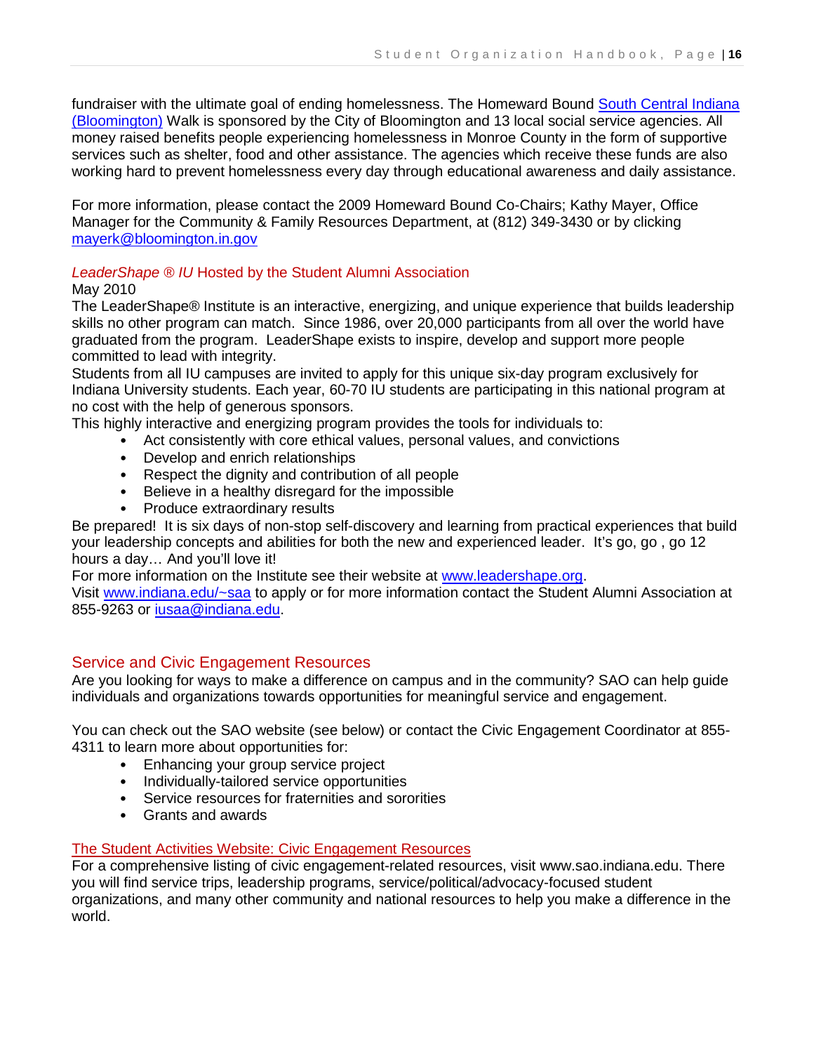fundraiser with the ultimate goal of ending homelessness. The Homeward Bound [South Central Indiana (Bloomington)](#) Walk is sponsored by the City of Bloomington and 13 local social service agencies. All money raised benefits people experiencing homelessness in Monroe County in the form of supportive services such as shelter, food and other assistance. The agencies which receive these funds are also working hard to prevent homelessness every day through educational awareness and daily assistance.

For more information, please contact the 2009 Homeward Bound Co-Chairs; Kathy Mayer, Office Manager for the Community & Family Resources Department, at (812) 349-3430 or by clicking [mayerk@bloomington.in.gov](mailto:mayerk@bloomington.in.gov)

### *LeaderShape ® IU* Hosted by the Student Alumni Association

May 2010

The LeaderShape® Institute is an interactive, energizing, and unique experience that builds leadership skills no other program can match. Since 1986, over 20,000 participants from all over the world have graduated from the program. LeaderShape exists to inspire, develop and support more people committed to lead with integrity.

Students from all IU campuses are invited to apply for this unique six-day program exclusively for Indiana University students. Each year, 60-70 IU students are participating in this national program at no cost with the help of generous sponsors.

This highly interactive and energizing program provides the tools for individuals to:

- Act consistently with core ethical values, personal values, and convictions
- Develop and enrich relationships
- Respect the dignity and contribution of all people
- Believe in a healthy disregard for the impossible
- Produce extraordinary results

Be prepared! It is six days of non-stop self-discovery and learning from practical experiences that build your leadership concepts and abilities for both the new and experienced leader. It's go, go , go 12 hours a day… And you'll love it!

For more information on the Institute see their website at [www.leadershape.org](http://www.leadershape.org).

Visit [www.indiana.edu/~saa](http://www.indiana.edu/~saa) to apply or for more information contact the Student Alumni Association at 855-9263 or [iusaa@indiana.edu](mailto:iusaa@indiana.edu).

## Service and Civic Engagement Resources

Are you looking for ways to make a difference on campus and in the community? SAO can help guide individuals and organizations towards opportunities for meaningful service and engagement.

You can check out the SAO website (see below) or contact the Civic Engagement Coordinator at 855-4311 to learn more about opportunities for:

- Enhancing your group service project
- Individually-tailored service opportunities
- Service resources for fraternities and sororities
- Grants and awards

### [The Student Activities Website: Civic Engagement Resources](#)

For a comprehensive listing of civic engagement-related resources, visit www.sao.indiana.edu. There you will find service trips, leadership programs, service/political/advocacy-focused student organizations, and many other community and national resources to help you make a difference in the world.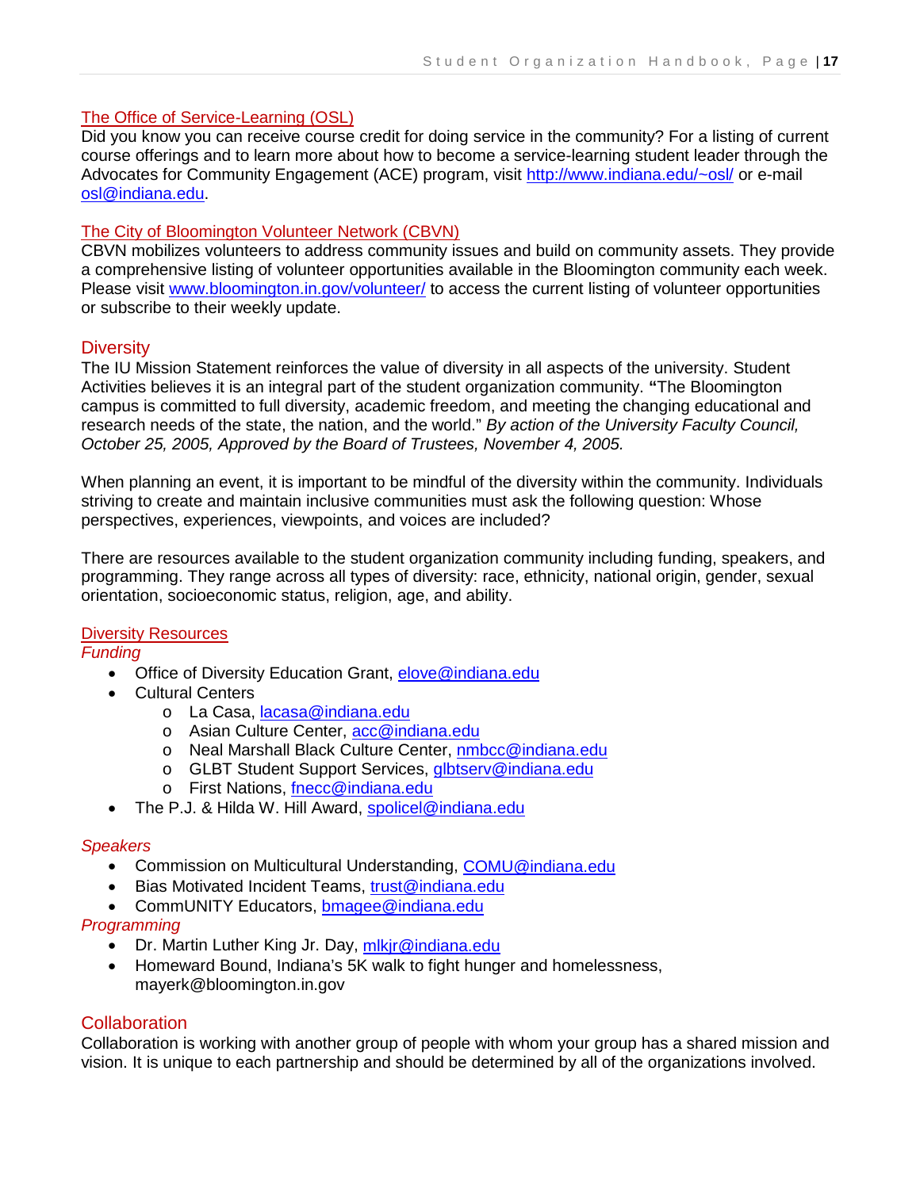### The Office of Service-Learning (OSL)

Did you know you can receive course credit for doing service in the community? For a listing of current course offerings and to learn more about how to become a service-learning student leader through the Advocates for Community Engagement (ACE) program, visit http://www.indiana.edu/~osl/ or e-mail osl@indiana.edu.

### The City of Bloomington Volunteer Network (CBVN)

CBVN mobilizes volunteers to address community issues and build on community assets. They provide a comprehensive listing of volunteer opportunities available in the Bloomington community each week. Please visit www.bloomington.in.gov/volunteer/ to access the current listing of volunteer opportunities or subscribe to their weekly update.

## Diversity

The IU Mission Statement reinforces the value of diversity in all aspects of the university. Student Activities believes it is an integral part of the student organization community. **"**The Bloomington campus is committed to full diversity, academic freedom, and meeting the changing educational and research needs of the state, the nation, and the world." *By action of the University Faculty Council, October 25, 2005, Approved by the Board of Trustees, November 4, 2005.*

When planning an event, it is important to be mindful of the diversity within the community. Individuals striving to create and maintain inclusive communities must ask the following question: Whose perspectives, experiences, viewpoints, and voices are included?

There are resources available to the student organization community including funding, speakers, and programming. They range across all types of diversity: race, ethnicity, national origin, gender, sexual orientation, socioeconomic status, religion, age, and ability.

### Diversity Resources

*Funding*

- Office of Diversity Education Grant, elove@indiana.edu
- Cultural Centers
  - La Casa, lacasa@indiana.edu
  - Asian Culture Center, acc@indiana.edu
  - Neal Marshall Black Culture Center, nmbcc@indiana.edu
  - GLBT Student Support Services, glbtserv@indiana.edu
  - First Nations, fnecc@indiana.edu
- The P.J. & Hilda W. Hill Award, spolicel@indiana.edu

*Speakers*

- Commission on Multicultural Understanding, COMU@indiana.edu
- Bias Motivated Incident Teams, trust@indiana.edu
- CommUNITY Educators, bmagee@indiana.edu

*Programming*

- Dr. Martin Luther King Jr. Day, mlkjr@indiana.edu
- Homeward Bound, Indiana's 5K walk to fight hunger and homelessness, mayerk@bloomington.in.gov

## Collaboration

Collaboration is working with another group of people with whom your group has a shared mission and vision. It is unique to each partnership and should be determined by all of the organizations involved.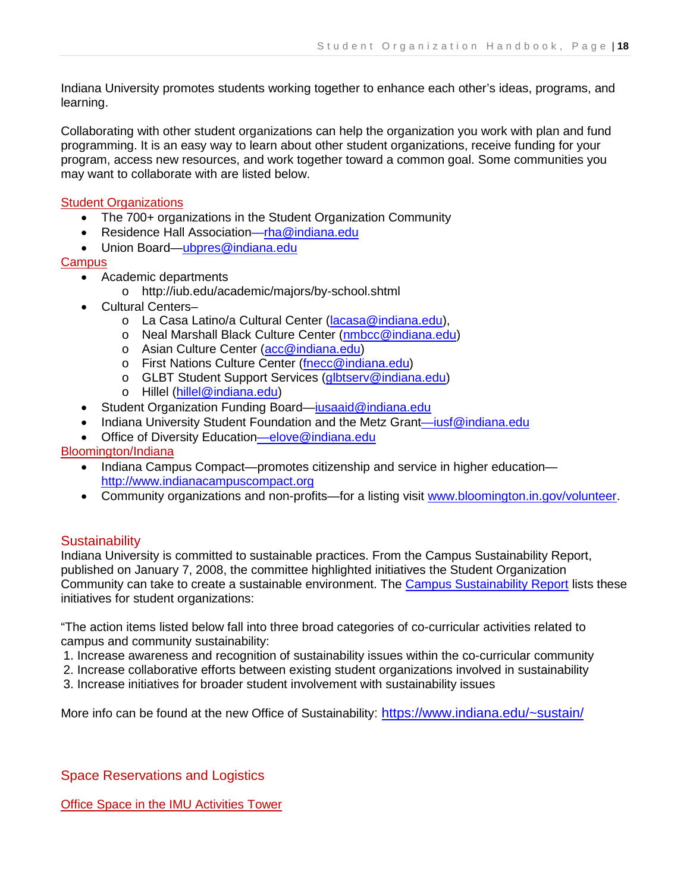Indiana University promotes students working together to enhance each other's ideas, programs, and learning.

Collaborating with other student organizations can help the organization you work with plan and fund programming. It is an easy way to learn about other student organizations, receive funding for your program, access new resources, and work together toward a common goal. Some communities you may want to collaborate with are listed below.

### Student Organizations

- The 700+ organizations in the Student Organization Community
- Residence Hall Association—rha@indiana.edu
- Union Board—ubpres@indiana.edu

### Campus

- Academic departments
  - http://iub.edu/academic/majors/by-school.shtml
- Cultural Centers–
  - La Casa Latino/a Cultural Center (lacasa@indiana.edu),
  - Neal Marshall Black Culture Center (nmbcc@indiana.edu)
  - Asian Culture Center (acc@indiana.edu)
  - First Nations Culture Center (fnecc@indiana.edu)
  - GLBT Student Support Services (glbtserv@indiana.edu)
  - Hillel (hillel@indiana.edu)
- Student Organization Funding Board—iusaaid@indiana.edu
- Indiana University Student Foundation and the Metz Grant—iusf@indiana.edu
- Office of Diversity Education—elove@indiana.edu

### Bloomington/Indiana

- Indiana Campus Compact—promotes citizenship and service in higher education—http://www.indianacampuscompact.org
- Community organizations and non-profits—for a listing visit www.bloomington.in.gov/volunteer.

## Sustainability

Indiana University is committed to sustainable practices. From the Campus Sustainability Report, published on January 7, 2008, the committee highlighted initiatives the Student Organization Community can take to create a sustainable environment. The Campus Sustainability Report lists these initiatives for student organizations:

"The action items listed below fall into three broad categories of co-curricular activities related to campus and community sustainability:

1. Increase awareness and recognition of sustainability issues within the co-curricular community
2. Increase collaborative efforts between existing student organizations involved in sustainability
3. Increase initiatives for broader student involvement with sustainability issues

More info can be found at the new Office of Sustainability: https://www.indiana.edu/~sustain/

## Space Reservations and Logistics

### Office Space in the IMU Activities Tower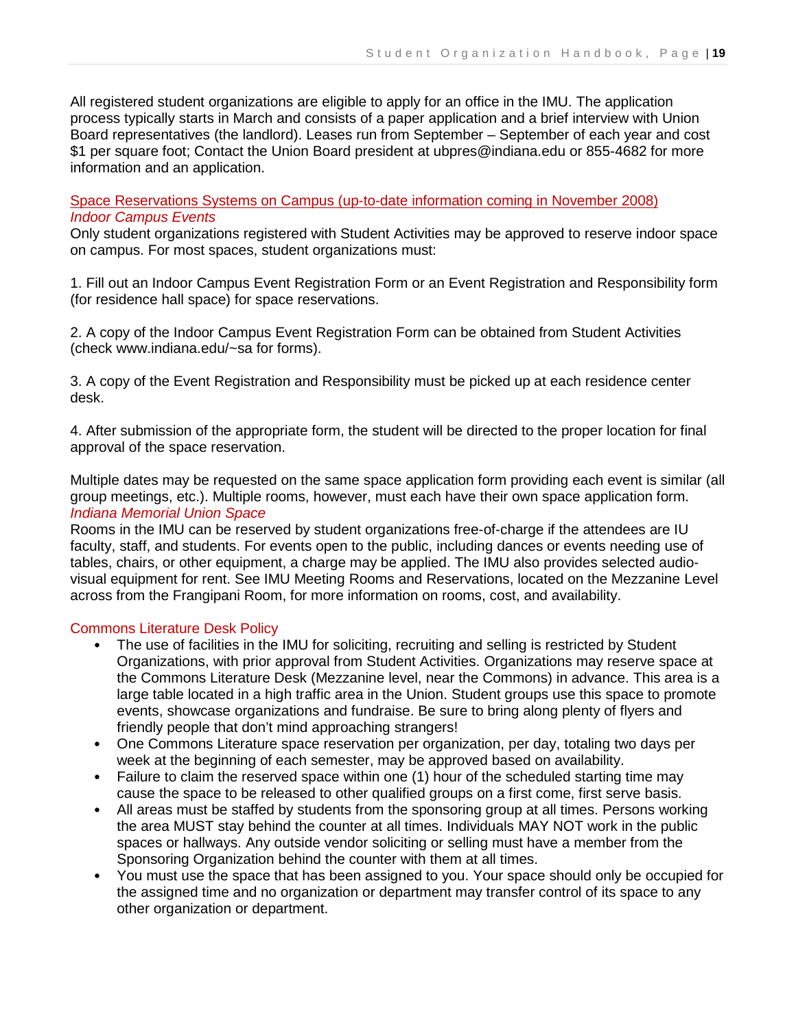All registered student organizations are eligible to apply for an office in the IMU. The application process typically starts in March and consists of a paper application and a brief interview with Union Board representatives (the landlord). Leases run from September – September of each year and cost $1 per square foot; Contact the Union Board president at ubpres@indiana.edu or 855-4682 for more information and an application.

## Space Reservations Systems on Campus (up-to-date information coming in November 2008)

### *Indoor Campus Events*

Only student organizations registered with Student Activities may be approved to reserve indoor space on campus. For most spaces, student organizations must:

1. Fill out an Indoor Campus Event Registration Form or an Event Registration and Responsibility form (for residence hall space) for space reservations.

2. A copy of the Indoor Campus Event Registration Form can be obtained from Student Activities (check www.indiana.edu/~sa for forms).

3. A copy of the Event Registration and Responsibility must be picked up at each residence center desk.

4. After submission of the appropriate form, the student will be directed to the proper location for final approval of the space reservation.

Multiple dates may be requested on the same space application form providing each event is similar (all group meetings, etc.). Multiple rooms, however, must each have their own space application form.

### *Indiana Memorial Union Space*

Rooms in the IMU can be reserved by student organizations free-of-charge if the attendees are IU faculty, staff, and students. For events open to the public, including dances or events needing use of tables, chairs, or other equipment, a charge may be applied. The IMU also provides selected audio-visual equipment for rent. See IMU Meeting Rooms and Reservations, located on the Mezzanine Level across from the Frangipani Room, for more information on rooms, cost, and availability.

## Commons Literature Desk Policy

- The use of facilities in the IMU for soliciting, recruiting and selling is restricted by Student Organizations, with prior approval from Student Activities. Organizations may reserve space at the Commons Literature Desk (Mezzanine level, near the Commons) in advance. This area is a large table located in a high traffic area in the Union. Student groups use this space to promote events, showcase organizations and fundraise. Be sure to bring along plenty of flyers and friendly people that don't mind approaching strangers!
- One Commons Literature space reservation per organization, per day, totaling two days per week at the beginning of each semester, may be approved based on availability.
- Failure to claim the reserved space within one (1) hour of the scheduled starting time may cause the space to be released to other qualified groups on a first come, first serve basis.
- All areas must be staffed by students from the sponsoring group at all times. Persons working the area MUST stay behind the counter at all times. Individuals MAY NOT work in the public spaces or hallways. Any outside vendor soliciting or selling must have a member from the Sponsoring Organization behind the counter with them at all times.
- You must use the space that has been assigned to you. Your space should only be occupied for the assigned time and no organization or department may transfer control of its space to any other organization or department.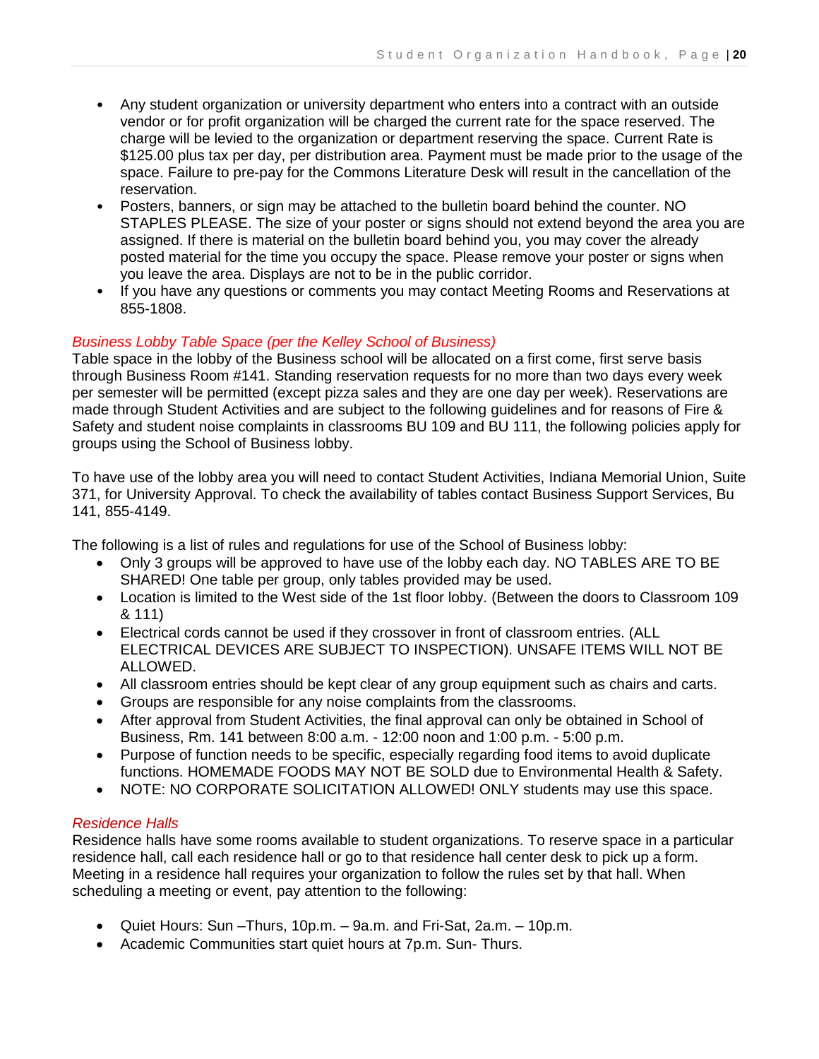- Any student organization or university department who enters into a contract with an outside vendor or for profit organization will be charged the current rate for the space reserved. The charge will be levied to the organization or department reserving the space. Current Rate is $125.00 plus tax per day, per distribution area. Payment must be made prior to the usage of the space. Failure to pre-pay for the Commons Literature Desk will result in the cancellation of the reservation.
- Posters, banners, or sign may be attached to the bulletin board behind the counter. NO STAPLES PLEASE. The size of your poster or signs should not extend beyond the area you are assigned. If there is material on the bulletin board behind you, you may cover the already posted material for the time you occupy the space. Please remove your poster or signs when you leave the area. Displays are not to be in the public corridor.
- If you have any questions or comments you may contact Meeting Rooms and Reservations at 855-1808.

### *Business Lobby Table Space (per the Kelley School of Business)*

Table space in the lobby of the Business school will be allocated on a first come, first serve basis through Business Room #141. Standing reservation requests for no more than two days every week per semester will be permitted (except pizza sales and they are one day per week). Reservations are made through Student Activities and are subject to the following guidelines and for reasons of Fire & Safety and student noise complaints in classrooms BU 109 and BU 111, the following policies apply for groups using the School of Business lobby.

To have use of the lobby area you will need to contact Student Activities, Indiana Memorial Union, Suite 371, for University Approval. To check the availability of tables contact Business Support Services, Bu 141, 855-4149.

The following is a list of rules and regulations for use of the School of Business lobby:

- Only 3 groups will be approved to have use of the lobby each day. NO TABLES ARE TO BE SHARED! One table per group, only tables provided may be used.
- Location is limited to the West side of the 1st floor lobby. (Between the doors to Classroom 109 & 111)
- Electrical cords cannot be used if they crossover in front of classroom entries. (ALL ELECTRICAL DEVICES ARE SUBJECT TO INSPECTION). UNSAFE ITEMS WILL NOT BE ALLOWED.
- All classroom entries should be kept clear of any group equipment such as chairs and carts.
- Groups are responsible for any noise complaints from the classrooms.
- After approval from Student Activities, the final approval can only be obtained in School of Business, Rm. 141 between 8:00 a.m. - 12:00 noon and 1:00 p.m. - 5:00 p.m.
- Purpose of function needs to be specific, especially regarding food items to avoid duplicate functions. HOMEMADE FOODS MAY NOT BE SOLD due to Environmental Health & Safety.
- NOTE: NO CORPORATE SOLICITATION ALLOWED! ONLY students may use this space.

### *Residence Halls*

Residence halls have some rooms available to student organizations. To reserve space in a particular residence hall, call each residence hall or go to that residence hall center desk to pick up a form. Meeting in a residence hall requires your organization to follow the rules set by that hall. When scheduling a meeting or event, pay attention to the following:

- Quiet Hours: Sun –Thurs, 10p.m. – 9a.m. and Fri-Sat, 2a.m. – 10p.m.
- Academic Communities start quiet hours at 7p.m. Sun- Thurs.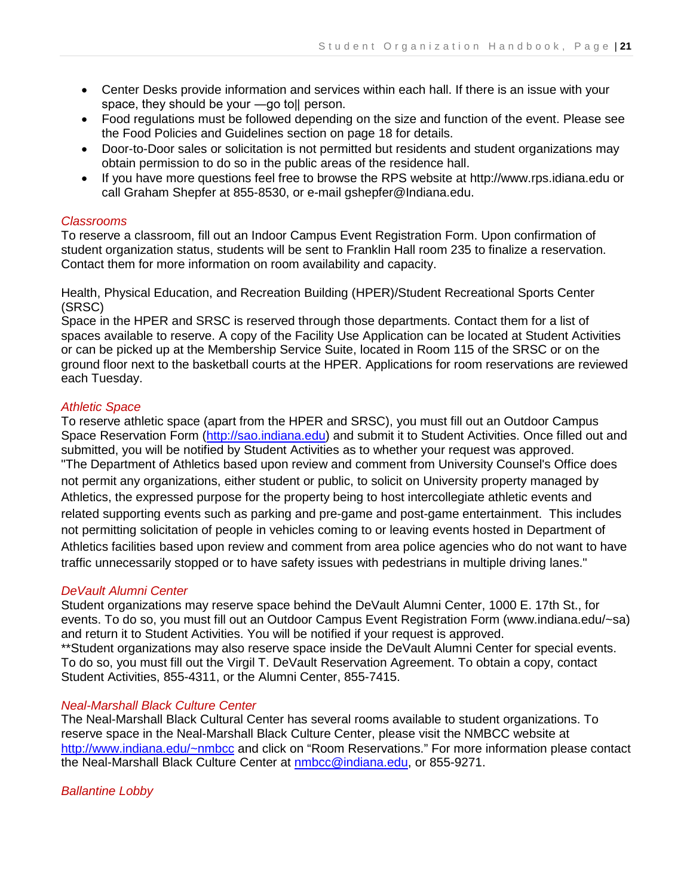- Center Desks provide information and services within each hall. If there is an issue with your space, they should be your —go to|| person.
- Food regulations must be followed depending on the size and function of the event. Please see the Food Policies and Guidelines section on page 18 for details.
- Door-to-Door sales or solicitation is not permitted but residents and student organizations may obtain permission to do so in the public areas of the residence hall.
- If you have more questions feel free to browse the RPS website at http://www.rps.idiana.edu or call Graham Shepfer at 855-8530, or e-mail gshepfer@Indiana.edu.

### *Classrooms*

To reserve a classroom, fill out an Indoor Campus Event Registration Form. Upon confirmation of student organization status, students will be sent to Franklin Hall room 235 to finalize a reservation. Contact them for more information on room availability and capacity.

Health, Physical Education, and Recreation Building (HPER)/Student Recreational Sports Center (SRSC)
Space in the HPER and SRSC is reserved through those departments. Contact them for a list of spaces available to reserve. A copy of the Facility Use Application can be located at Student Activities or can be picked up at the Membership Service Suite, located in Room 115 of the SRSC or on the ground floor next to the basketball courts at the HPER. Applications for room reservations are reviewed each Tuesday.

### *Athletic Space*

To reserve athletic space (apart from the HPER and SRSC), you must fill out an Outdoor Campus Space Reservation Form (http://sao.indiana.edu) and submit it to Student Activities. Once filled out and submitted, you will be notified by Student Activities as to whether your request was approved.
"The Department of Athletics based upon review and comment from University Counsel's Office does not permit any organizations, either student or public, to solicit on University property managed by Athletics, the expressed purpose for the property being to host intercollegiate athletic events and related supporting events such as parking and pre-game and post-game entertainment. This includes not permitting solicitation of people in vehicles coming to or leaving events hosted in Department of Athletics facilities based upon review and comment from area police agencies who do not want to have traffic unnecessarily stopped or to have safety issues with pedestrians in multiple driving lanes."

### *DeVault Alumni Center*

Student organizations may reserve space behind the DeVault Alumni Center, 1000 E. 17th St., for events. To do so, you must fill out an Outdoor Campus Event Registration Form (www.indiana.edu/~sa) and return it to Student Activities. You will be notified if your request is approved.
**Student organizations may also reserve space inside the DeVault Alumni Center for special events. To do so, you must fill out the Virgil T. DeVault Reservation Agreement. To obtain a copy, contact Student Activities, 855-4311, or the Alumni Center, 855-7415.

### *Neal-Marshall Black Culture Center*

The Neal-Marshall Black Cultural Center has several rooms available to student organizations. To reserve space in the Neal-Marshall Black Culture Center, please visit the NMBCC website at http://www.indiana.edu/~nmbcc and click on "Room Reservations." For more information please contact the Neal-Marshall Black Culture Center at nmbcc@indiana.edu, or 855-9271.

### *Ballantine Lobby*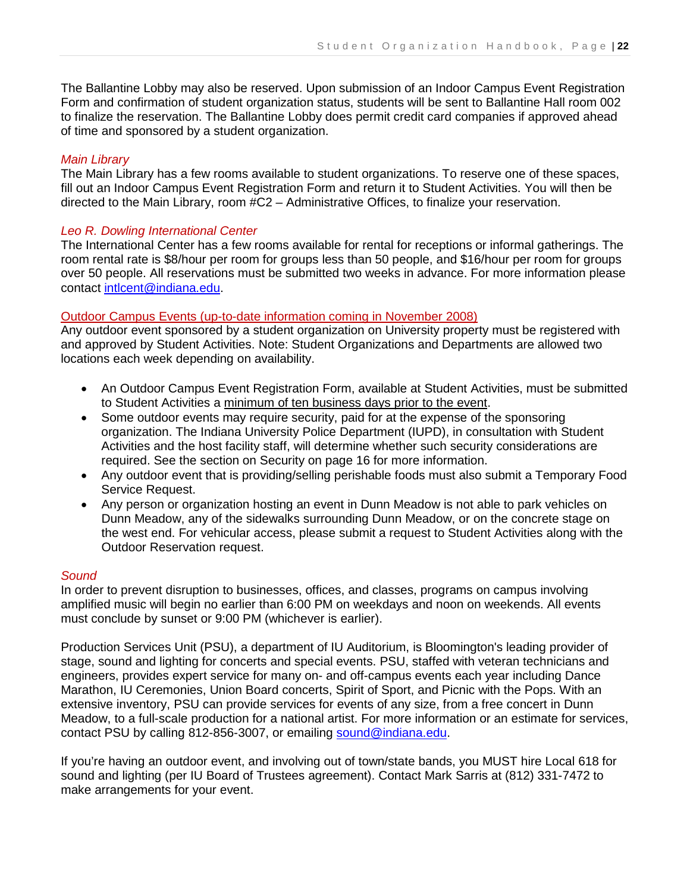The Ballantine Lobby may also be reserved. Upon submission of an Indoor Campus Event Registration Form and confirmation of student organization status, students will be sent to Ballantine Hall room 002 to finalize the reservation. The Ballantine Lobby does permit credit card companies if approved ahead of time and sponsored by a student organization.

### *Main Library*

The Main Library has a few rooms available to student organizations. To reserve one of these spaces, fill out an Indoor Campus Event Registration Form and return it to Student Activities. You will then be directed to the Main Library, room #C2 – Administrative Offices, to finalize your reservation.

### *Leo R. Dowling International Center*

The International Center has a few rooms available for rental for receptions or informal gatherings. The room rental rate is $8/hour per room for groups less than 50 people, and $16/hour per room for groups over 50 people. All reservations must be submitted two weeks in advance. For more information please contact intlcent@indiana.edu.

## Outdoor Campus Events (up-to-date information coming in November 2008)

Any outdoor event sponsored by a student organization on University property must be registered with and approved by Student Activities. Note: Student Organizations and Departments are allowed two locations each week depending on availability.

- An Outdoor Campus Event Registration Form, available at Student Activities, must be submitted to Student Activities a minimum of ten business days prior to the event.
- Some outdoor events may require security, paid for at the expense of the sponsoring organization. The Indiana University Police Department (IUPD), in consultation with Student Activities and the host facility staff, will determine whether such security considerations are required. See the section on Security on page 16 for more information.
- Any outdoor event that is providing/selling perishable foods must also submit a Temporary Food Service Request.
- Any person or organization hosting an event in Dunn Meadow is not able to park vehicles on Dunn Meadow, any of the sidewalks surrounding Dunn Meadow, or on the concrete stage on the west end. For vehicular access, please submit a request to Student Activities along with the Outdoor Reservation request.

### *Sound*

In order to prevent disruption to businesses, offices, and classes, programs on campus involving amplified music will begin no earlier than 6:00 PM on weekdays and noon on weekends. All events must conclude by sunset or 9:00 PM (whichever is earlier).

Production Services Unit (PSU), a department of IU Auditorium, is Bloomington's leading provider of stage, sound and lighting for concerts and special events. PSU, staffed with veteran technicians and engineers, provides expert service for many on- and off-campus events each year including Dance Marathon, IU Ceremonies, Union Board concerts, Spirit of Sport, and Picnic with the Pops. With an extensive inventory, PSU can provide services for events of any size, from a free concert in Dunn Meadow, to a full-scale production for a national artist. For more information or an estimate for services, contact PSU by calling 812-856-3007, or emailing sound@indiana.edu.

If you're having an outdoor event, and involving out of town/state bands, you MUST hire Local 618 for sound and lighting (per IU Board of Trustees agreement). Contact Mark Sarris at (812) 331-7472 to make arrangements for your event.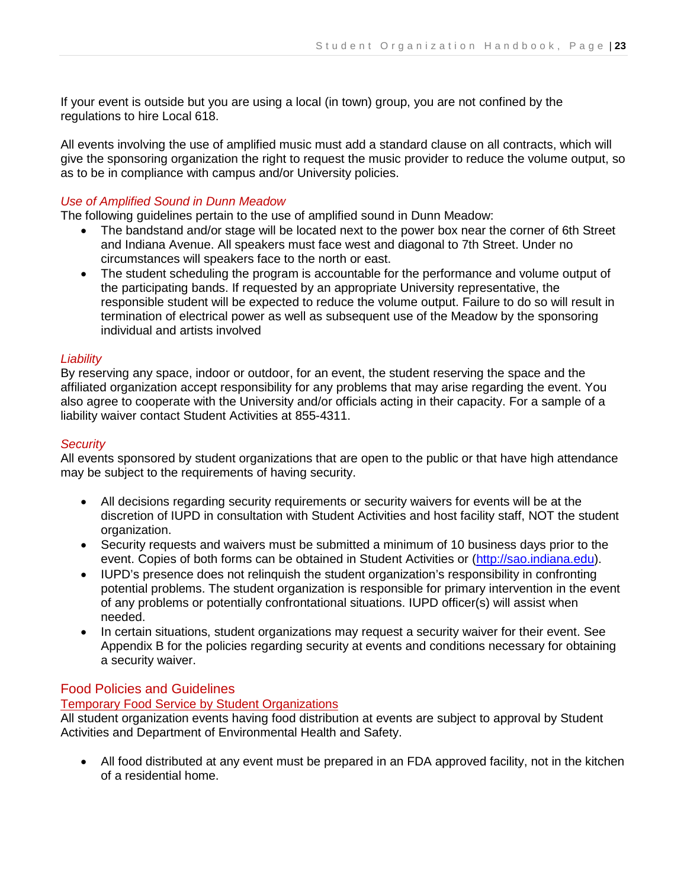If your event is outside but you are using a local (in town) group, you are not confined by the regulations to hire Local 618.

All events involving the use of amplified music must add a standard clause on all contracts, which will give the sponsoring organization the right to request the music provider to reduce the volume output, so as to be in compliance with campus and/or University policies.

*Use of Amplified Sound in Dunn Meadow*

The following guidelines pertain to the use of amplified sound in Dunn Meadow:

- The bandstand and/or stage will be located next to the power box near the corner of 6th Street and Indiana Avenue. All speakers must face west and diagonal to 7th Street. Under no circumstances will speakers face to the north or east.
- The student scheduling the program is accountable for the performance and volume output of the participating bands. If requested by an appropriate University representative, the responsible student will be expected to reduce the volume output. Failure to do so will result in termination of electrical power as well as subsequent use of the Meadow by the sponsoring individual and artists involved

*Liability*

By reserving any space, indoor or outdoor, for an event, the student reserving the space and the affiliated organization accept responsibility for any problems that may arise regarding the event. You also agree to cooperate with the University and/or officials acting in their capacity. For a sample of a liability waiver contact Student Activities at 855-4311.

*Security*

All events sponsored by student organizations that are open to the public or that have high attendance may be subject to the requirements of having security.

- All decisions regarding security requirements or security waivers for events will be at the discretion of IUPD in consultation with Student Activities and host facility staff, NOT the student organization.
- Security requests and waivers must be submitted a minimum of 10 business days prior to the event. Copies of both forms can be obtained in Student Activities or (http://sao.indiana.edu).
- IUPD's presence does not relinquish the student organization's responsibility in confronting potential problems. The student organization is responsible for primary intervention in the event of any problems or potentially confrontational situations. IUPD officer(s) will assist when needed.
- In certain situations, student organizations may request a security waiver for their event. See Appendix B for the policies regarding security at events and conditions necessary for obtaining a security waiver.

## Food Policies and Guidelines

### Temporary Food Service by Student Organizations

All student organization events having food distribution at events are subject to approval by Student Activities and Department of Environmental Health and Safety.

- All food distributed at any event must be prepared in an FDA approved facility, not in the kitchen of a residential home.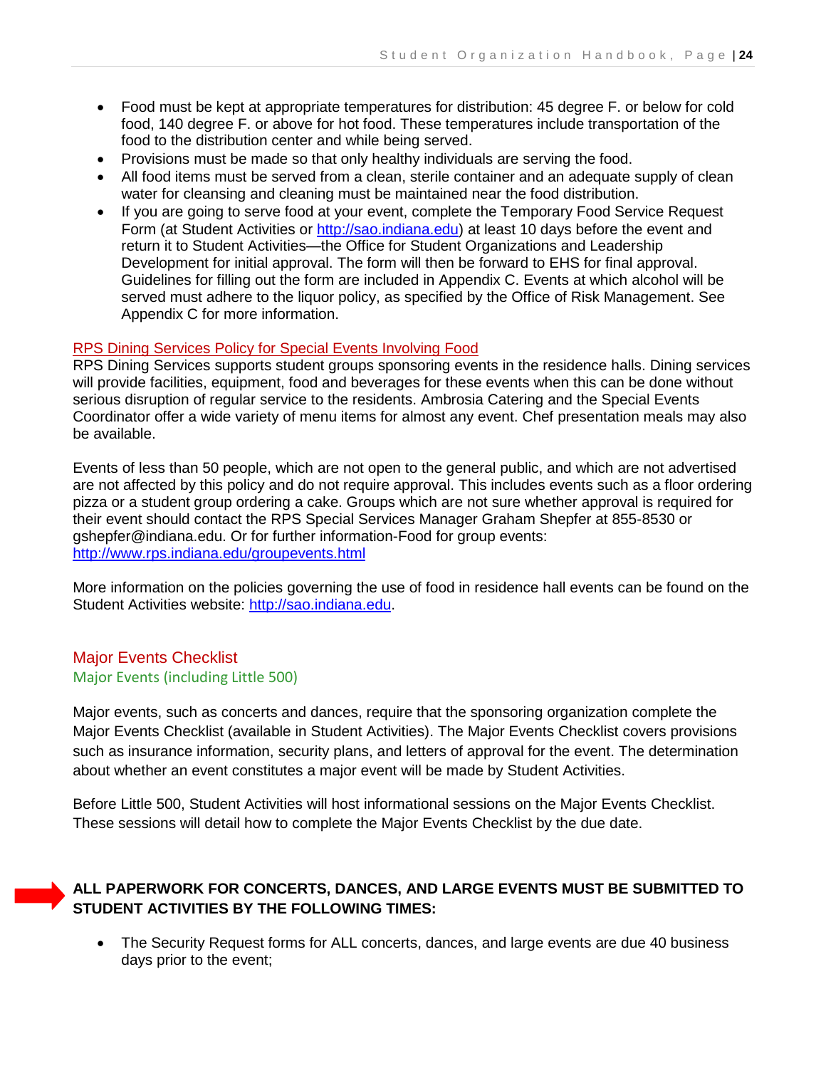- Food must be kept at appropriate temperatures for distribution: 45 degree F. or below for cold food, 140 degree F. or above for hot food. These temperatures include transportation of the food to the distribution center and while being served.
- Provisions must be made so that only healthy individuals are serving the food.
- All food items must be served from a clean, sterile container and an adequate supply of clean water for cleansing and cleaning must be maintained near the food distribution.
- If you are going to serve food at your event, complete the Temporary Food Service Request Form (at Student Activities or http://sao.indiana.edu) at least 10 days before the event and return it to Student Activities—the Office for Student Organizations and Leadership Development for initial approval. The form will then be forward to EHS for final approval. Guidelines for filling out the form are included in Appendix C. Events at which alcohol will be served must adhere to the liquor policy, as specified by the Office of Risk Management. See Appendix C for more information.

### RPS Dining Services Policy for Special Events Involving Food

RPS Dining Services supports student groups sponsoring events in the residence halls. Dining services will provide facilities, equipment, food and beverages for these events when this can be done without serious disruption of regular service to the residents. Ambrosia Catering and the Special Events Coordinator offer a wide variety of menu items for almost any event. Chef presentation meals may also be available.

Events of less than 50 people, which are not open to the general public, and which are not advertised are not affected by this policy and do not require approval. This includes events such as a floor ordering pizza or a student group ordering a cake. Groups which are not sure whether approval is required for their event should contact the RPS Special Services Manager Graham Shepfer at 855-8530 or gshepfer@indiana.edu. Or for further information-Food for group events: http://www.rps.indiana.edu/groupevents.html

More information on the policies governing the use of food in residence hall events can be found on the Student Activities website: http://sao.indiana.edu.

## Major Events Checklist

### Major Events (including Little 500)

Major events, such as concerts and dances, require that the sponsoring organization complete the Major Events Checklist (available in Student Activities). The Major Events Checklist covers provisions such as insurance information, security plans, and letters of approval for the event. The determination about whether an event constitutes a major event will be made by Student Activities.

Before Little 500, Student Activities will host informational sessions on the Major Events Checklist. These sessions will detail how to complete the Major Events Checklist by the due date.

**ALL PAPERWORK FOR CONCERTS, DANCES, AND LARGE EVENTS MUST BE SUBMITTED TO STUDENT ACTIVITIES BY THE FOLLOWING TIMES:**

- The Security Request forms for ALL concerts, dances, and large events are due 40 business days prior to the event;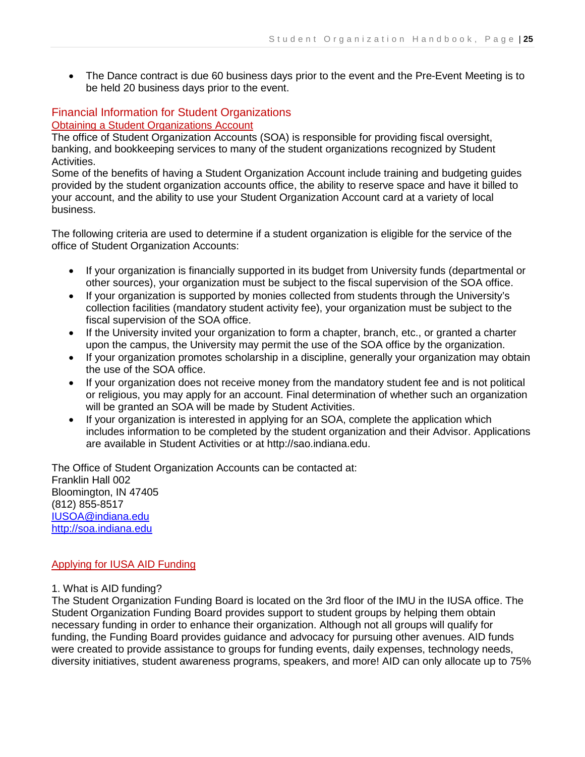- The Dance contract is due 60 business days prior to the event and the Pre-Event Meeting is to be held 20 business days prior to the event.

## Financial Information for Student Organizations

### Obtaining a Student Organizations Account

The office of Student Organization Accounts (SOA) is responsible for providing fiscal oversight, banking, and bookkeeping services to many of the student organizations recognized by Student Activities.

Some of the benefits of having a Student Organization Account include training and budgeting guides provided by the student organization accounts office, the ability to reserve space and have it billed to your account, and the ability to use your Student Organization Account card at a variety of local business.

The following criteria are used to determine if a student organization is eligible for the service of the office of Student Organization Accounts:

- If your organization is financially supported in its budget from University funds (departmental or other sources), your organization must be subject to the fiscal supervision of the SOA office.
- If your organization is supported by monies collected from students through the University's collection facilities (mandatory student activity fee), your organization must be subject to the fiscal supervision of the SOA office.
- If the University invited your organization to form a chapter, branch, etc., or granted a charter upon the campus, the University may permit the use of the SOA office by the organization.
- If your organization promotes scholarship in a discipline, generally your organization may obtain the use of the SOA office.
- If your organization does not receive money from the mandatory student fee and is not political or religious, you may apply for an account. Final determination of whether such an organization will be granted an SOA will be made by Student Activities.
- If your organization is interested in applying for an SOA, complete the application which includes information to be completed by the student organization and their Advisor. Applications are available in Student Activities or at http://sao.indiana.edu.

The Office of Student Organization Accounts can be contacted at:
Franklin Hall 002
Bloomington, IN 47405
(812) 855-8517
IUSOA@indiana.edu
http://soa.indiana.edu

### Applying for IUSA AID Funding

1. What is AID funding?

The Student Organization Funding Board is located on the 3rd floor of the IMU in the IUSA office. The Student Organization Funding Board provides support to student groups by helping them obtain necessary funding in order to enhance their organization. Although not all groups will qualify for funding, the Funding Board provides guidance and advocacy for pursuing other avenues. AID funds were created to provide assistance to groups for funding events, daily expenses, technology needs, diversity initiatives, student awareness programs, speakers, and more! AID can only allocate up to 75%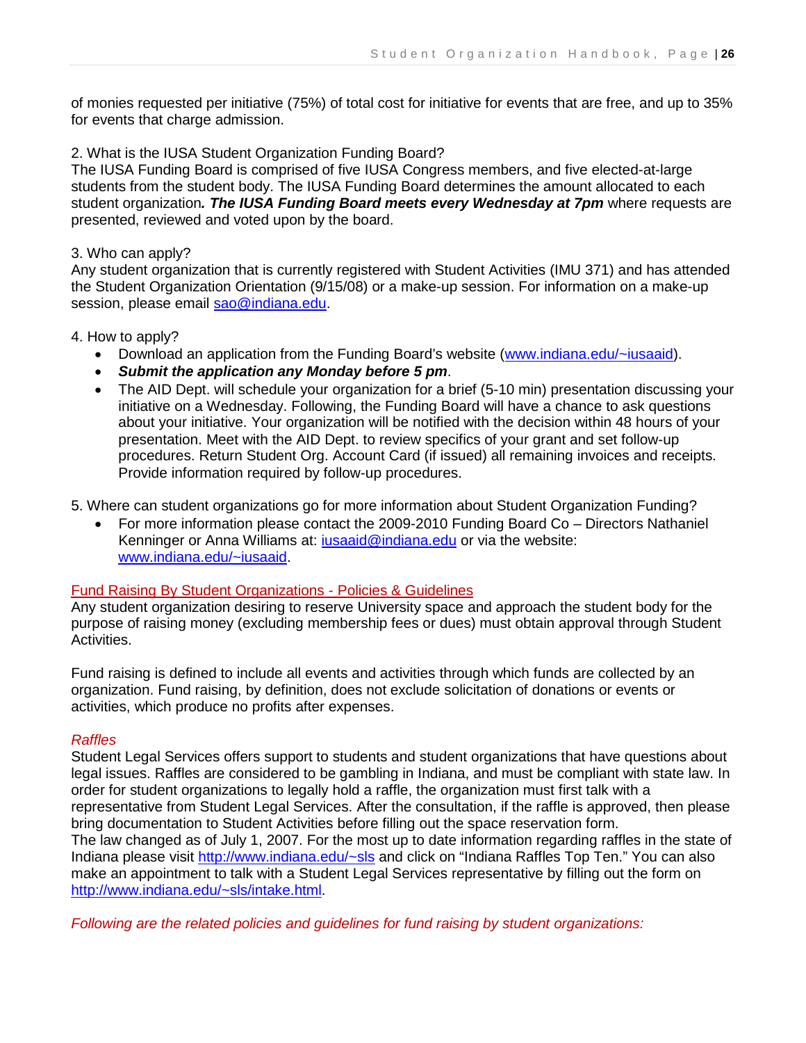of monies requested per initiative (75%) of total cost for initiative for events that are free, and up to 35% for events that charge admission.

2. What is the IUSA Student Organization Funding Board?
The IUSA Funding Board is comprised of five IUSA Congress members, and five elected-at-large students from the student body. The IUSA Funding Board determines the amount allocated to each student organization***. The IUSA Funding Board meets every Wednesday at 7pm*** where requests are presented, reviewed and voted upon by the board.

3. Who can apply?
Any student organization that is currently registered with Student Activities (IMU 371) and has attended the Student Organization Orientation (9/15/08) or a make-up session. For information on a make-up session, please email sao@indiana.edu.

4. How to apply?

- Download an application from the Funding Board's website (www.indiana.edu/~iusaaid).
- ***Submit the application any Monday before 5 pm***.
- The AID Dept. will schedule your organization for a brief (5-10 min) presentation discussing your initiative on a Wednesday. Following, the Funding Board will have a chance to ask questions about your initiative. Your organization will be notified with the decision within 48 hours of your presentation. Meet with the AID Dept. to review specifics of your grant and set follow-up procedures. Return Student Org. Account Card (if issued) all remaining invoices and receipts. Provide information required by follow-up procedures.

5. Where can student organizations go for more information about Student Organization Funding?

- For more information please contact the 2009-2010 Funding Board Co – Directors Nathaniel Kenninger or Anna Williams at: iusaaid@indiana.edu or via the website: www.indiana.edu/~iusaaid.

## Fund Raising By Student Organizations - Policies & Guidelines

Any student organization desiring to reserve University space and approach the student body for the purpose of raising money (excluding membership fees or dues) must obtain approval through Student Activities.

Fund raising is defined to include all events and activities through which funds are collected by an organization. Fund raising, by definition, does not exclude solicitation of donations or events or activities, which produce no profits after expenses.

### *Raffles*

Student Legal Services offers support to students and student organizations that have questions about legal issues. Raffles are considered to be gambling in Indiana, and must be compliant with state law. In order for student organizations to legally hold a raffle, the organization must first talk with a representative from Student Legal Services. After the consultation, if the raffle is approved, then please bring documentation to Student Activities before filling out the space reservation form.
The law changed as of July 1, 2007. For the most up to date information regarding raffles in the state of Indiana please visit http://www.indiana.edu/~sls and click on "Indiana Raffles Top Ten." You can also make an appointment to talk with a Student Legal Services representative by filling out the form on http://www.indiana.edu/~sls/intake.html.

*Following are the related policies and guidelines for fund raising by student organizations:*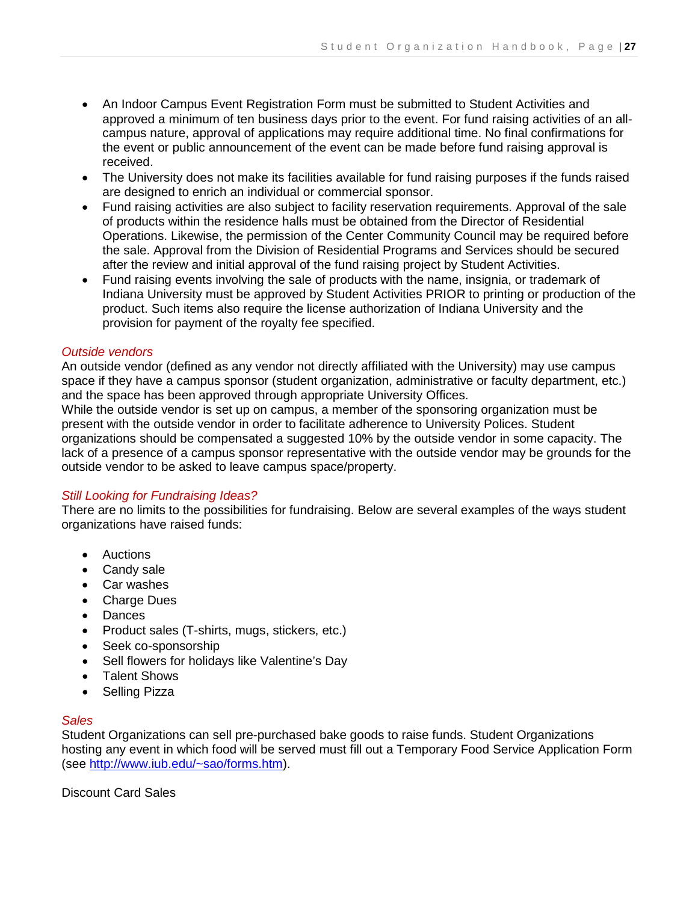- An Indoor Campus Event Registration Form must be submitted to Student Activities and approved a minimum of ten business days prior to the event. For fund raising activities of an all-campus nature, approval of applications may require additional time. No final confirmations for the event or public announcement of the event can be made before fund raising approval is received.
- The University does not make its facilities available for fund raising purposes if the funds raised are designed to enrich an individual or commercial sponsor.
- Fund raising activities are also subject to facility reservation requirements. Approval of the sale of products within the residence halls must be obtained from the Director of Residential Operations. Likewise, the permission of the Center Community Council may be required before the sale. Approval from the Division of Residential Programs and Services should be secured after the review and initial approval of the fund raising project by Student Activities.
- Fund raising events involving the sale of products with the name, insignia, or trademark of Indiana University must be approved by Student Activities PRIOR to printing or production of the product. Such items also require the license authorization of Indiana University and the provision for payment of the royalty fee specified.

### *Outside vendors*

An outside vendor (defined as any vendor not directly affiliated with the University) may use campus space if they have a campus sponsor (student organization, administrative or faculty department, etc.) and the space has been approved through appropriate University Offices.
While the outside vendor is set up on campus, a member of the sponsoring organization must be present with the outside vendor in order to facilitate adherence to University Polices. Student organizations should be compensated a suggested 10% by the outside vendor in some capacity. The lack of a presence of a campus sponsor representative with the outside vendor may be grounds for the outside vendor to be asked to leave campus space/property.

### *Still Looking for Fundraising Ideas?*

There are no limits to the possibilities for fundraising. Below are several examples of the ways student organizations have raised funds:

- Auctions
- Candy sale
- Car washes
- Charge Dues
- Dances
- Product sales (T-shirts, mugs, stickers, etc.)
- Seek co-sponsorship
- Sell flowers for holidays like Valentine's Day
- Talent Shows
- Selling Pizza

### *Sales*

Student Organizations can sell pre-purchased bake goods to raise funds. Student Organizations hosting any event in which food will be served must fill out a Temporary Food Service Application Form (see http://www.iub.edu/~sao/forms.htm).

Discount Card Sales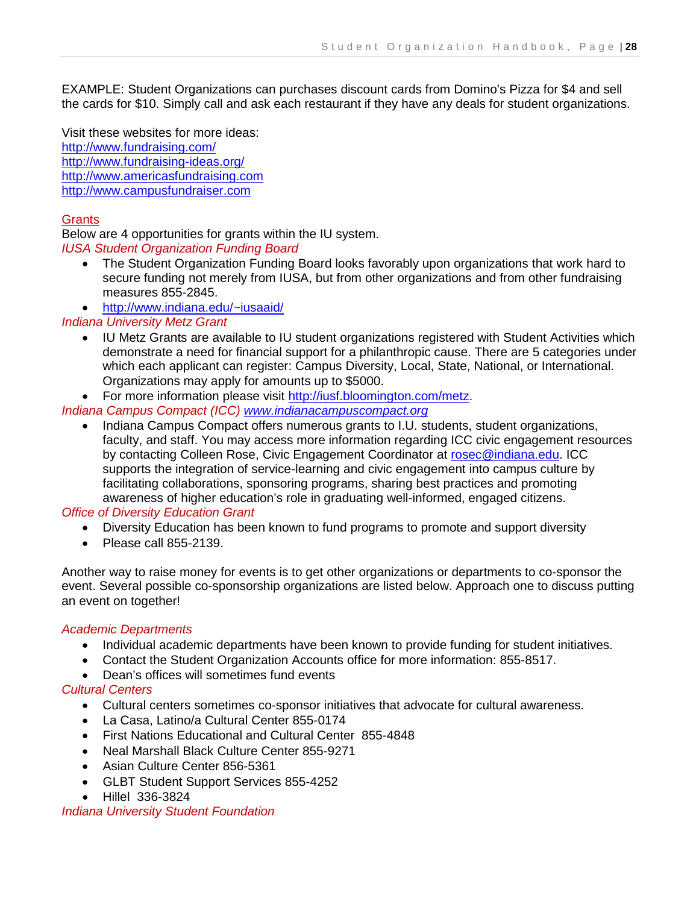EXAMPLE: Student Organizations can purchases discount cards from Domino's Pizza for $4 and sell the cards for $10. Simply call and ask each restaurant if they have any deals for student organizations.

Visit these websites for more ideas:
http://www.fundraising.com/
http://www.fundraising-ideas.org/
http://www.americasfundraising.com
http://www.campusfundraiser.com

## Grants

Below are 4 opportunities for grants within the IU system.

*IUSA Student Organization Funding Board*

- The Student Organization Funding Board looks favorably upon organizations that work hard to secure funding not merely from IUSA, but from other organizations and from other fundraising measures 855-2845.
- http://www.indiana.edu/~iusaaid/

*Indiana University Metz Grant*

- IU Metz Grants are available to IU student organizations registered with Student Activities which demonstrate a need for financial support for a philanthropic cause. There are 5 categories under which each applicant can register: Campus Diversity, Local, State, National, or International. Organizations may apply for amounts up to $5000.
- For more information please visit http://iusf.bloomington.com/metz.

*Indiana Campus Compact (ICC) www.indianacampuscompact.org*

- Indiana Campus Compact offers numerous grants to I.U. students, student organizations, faculty, and staff. You may access more information regarding ICC civic engagement resources by contacting Colleen Rose, Civic Engagement Coordinator at rosec@indiana.edu. ICC supports the integration of service-learning and civic engagement into campus culture by facilitating collaborations, sponsoring programs, sharing best practices and promoting awareness of higher education's role in graduating well-informed, engaged citizens.

*Office of Diversity Education Grant*

- Diversity Education has been known to fund programs to promote and support diversity
- Please call 855-2139.

Another way to raise money for events is to get other organizations or departments to co-sponsor the event. Several possible co-sponsorship organizations are listed below. Approach one to discuss putting an event on together!

*Academic Departments*

- Individual academic departments have been known to provide funding for student initiatives.
- Contact the Student Organization Accounts office for more information: 855-8517.
- Dean's offices will sometimes fund events

*Cultural Centers*

- Cultural centers sometimes co-sponsor initiatives that advocate for cultural awareness.
- La Casa, Latino/a Cultural Center 855-0174
- First Nations Educational and Cultural Center 855-4848
- Neal Marshall Black Culture Center 855-9271
- Asian Culture Center 856-5361
- GLBT Student Support Services 855-4252
- Hillel 336-3824

*Indiana University Student Foundation*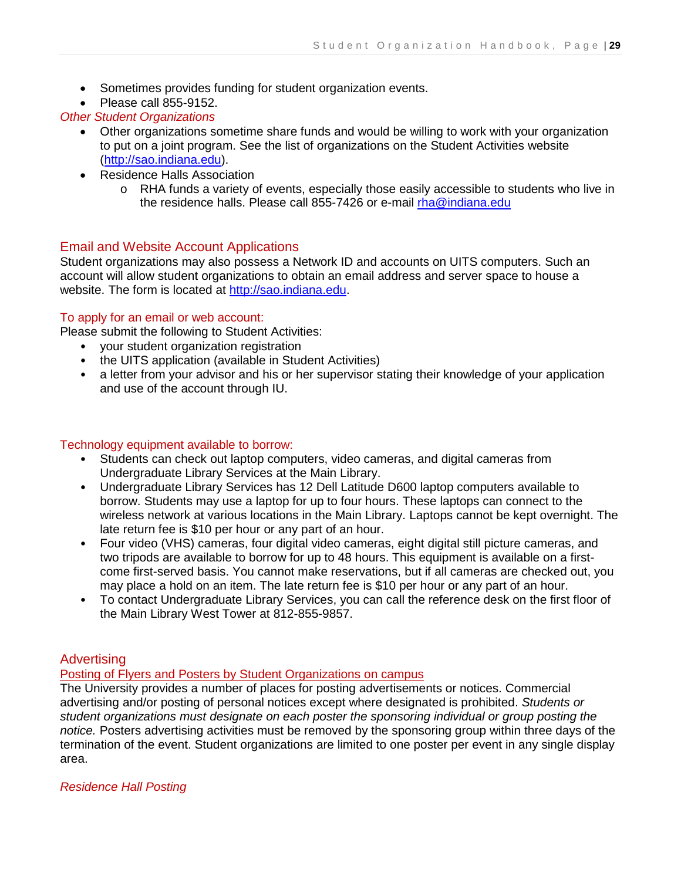- Sometimes provides funding for student organization events.
- Please call 855-9152.

*Other Student Organizations*

- Other organizations sometime share funds and would be willing to work with your organization to put on a joint program. See the list of organizations on the Student Activities website (http://sao.indiana.edu).
- Residence Halls Association
  - RHA funds a variety of events, especially those easily accessible to students who live in the residence halls. Please call 855-7426 or e-mail rha@indiana.edu

## Email and Website Account Applications

Student organizations may also possess a Network ID and accounts on UITS computers. Such an account will allow student organizations to obtain an email address and server space to house a website. The form is located at http://sao.indiana.edu.

### To apply for an email or web account:

Please submit the following to Student Activities:

- your student organization registration
- the UITS application (available in Student Activities)
- a letter from your advisor and his or her supervisor stating their knowledge of your application and use of the account through IU.

### Technology equipment available to borrow:

- Students can check out laptop computers, video cameras, and digital cameras from Undergraduate Library Services at the Main Library.
- Undergraduate Library Services has 12 Dell Latitude D600 laptop computers available to borrow. Students may use a laptop for up to four hours. These laptops can connect to the wireless network at various locations in the Main Library. Laptops cannot be kept overnight. The late return fee is $10 per hour or any part of an hour.
- Four video (VHS) cameras, four digital video cameras, eight digital still picture cameras, and two tripods are available to borrow for up to 48 hours. This equipment is available on a first-come first-served basis. You cannot make reservations, but if all cameras are checked out, you may place a hold on an item. The late return fee is $10 per hour or any part of an hour.
- To contact Undergraduate Library Services, you can call the reference desk on the first floor of the Main Library West Tower at 812-855-9857.

## Advertising

### Posting of Flyers and Posters by Student Organizations on campus

The University provides a number of places for posting advertisements or notices. Commercial advertising and/or posting of personal notices except where designated is prohibited. *Students or student organizations must designate on each poster the sponsoring individual or group posting the notice.* Posters advertising activities must be removed by the sponsoring group within three days of the termination of the event. Student organizations are limited to one poster per event in any single display area.

*Residence Hall Posting*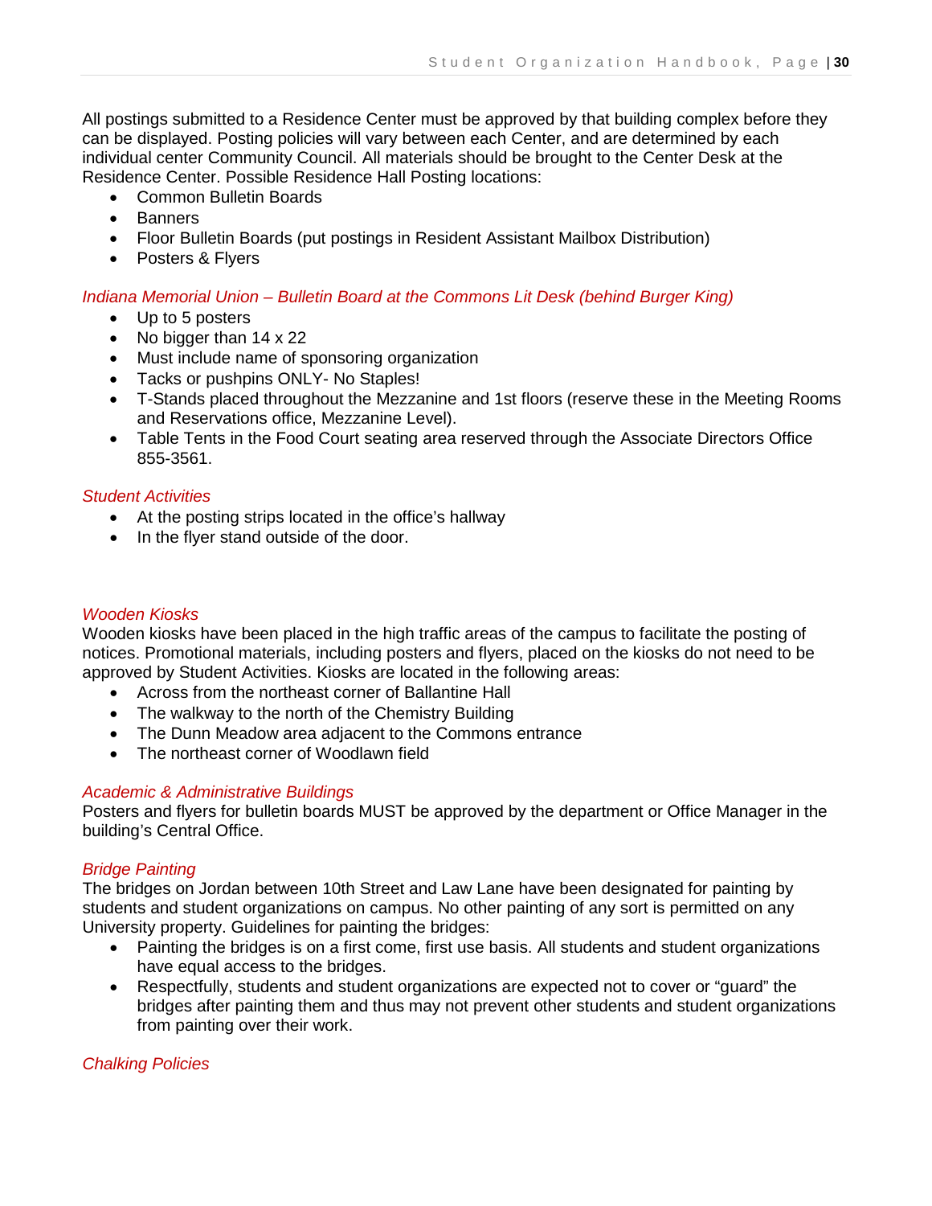All postings submitted to a Residence Center must be approved by that building complex before they can be displayed. Posting policies will vary between each Center, and are determined by each individual center Community Council. All materials should be brought to the Center Desk at the Residence Center. Possible Residence Hall Posting locations:

- Common Bulletin Boards
- Banners
- Floor Bulletin Boards (put postings in Resident Assistant Mailbox Distribution)
- Posters & Flyers

### *Indiana Memorial Union – Bulletin Board at the Commons Lit Desk (behind Burger King)*

- Up to 5 posters
- No bigger than 14 x 22
- Must include name of sponsoring organization
- Tacks or pushpins ONLY- No Staples!
- T-Stands placed throughout the Mezzanine and 1st floors (reserve these in the Meeting Rooms and Reservations office, Mezzanine Level).
- Table Tents in the Food Court seating area reserved through the Associate Directors Office 855-3561.

### *Student Activities*

- At the posting strips located in the office's hallway
- In the flyer stand outside of the door.

### *Wooden Kiosks*

Wooden kiosks have been placed in the high traffic areas of the campus to facilitate the posting of notices. Promotional materials, including posters and flyers, placed on the kiosks do not need to be approved by Student Activities. Kiosks are located in the following areas:

- Across from the northeast corner of Ballantine Hall
- The walkway to the north of the Chemistry Building
- The Dunn Meadow area adjacent to the Commons entrance
- The northeast corner of Woodlawn field

### *Academic & Administrative Buildings*

Posters and flyers for bulletin boards MUST be approved by the department or Office Manager in the building's Central Office.

### *Bridge Painting*

The bridges on Jordan between 10th Street and Law Lane have been designated for painting by students and student organizations on campus. No other painting of any sort is permitted on any University property. Guidelines for painting the bridges:

- Painting the bridges is on a first come, first use basis. All students and student organizations have equal access to the bridges.
- Respectfully, students and student organizations are expected not to cover or "guard" the bridges after painting them and thus may not prevent other students and student organizations from painting over their work.

### *Chalking Policies*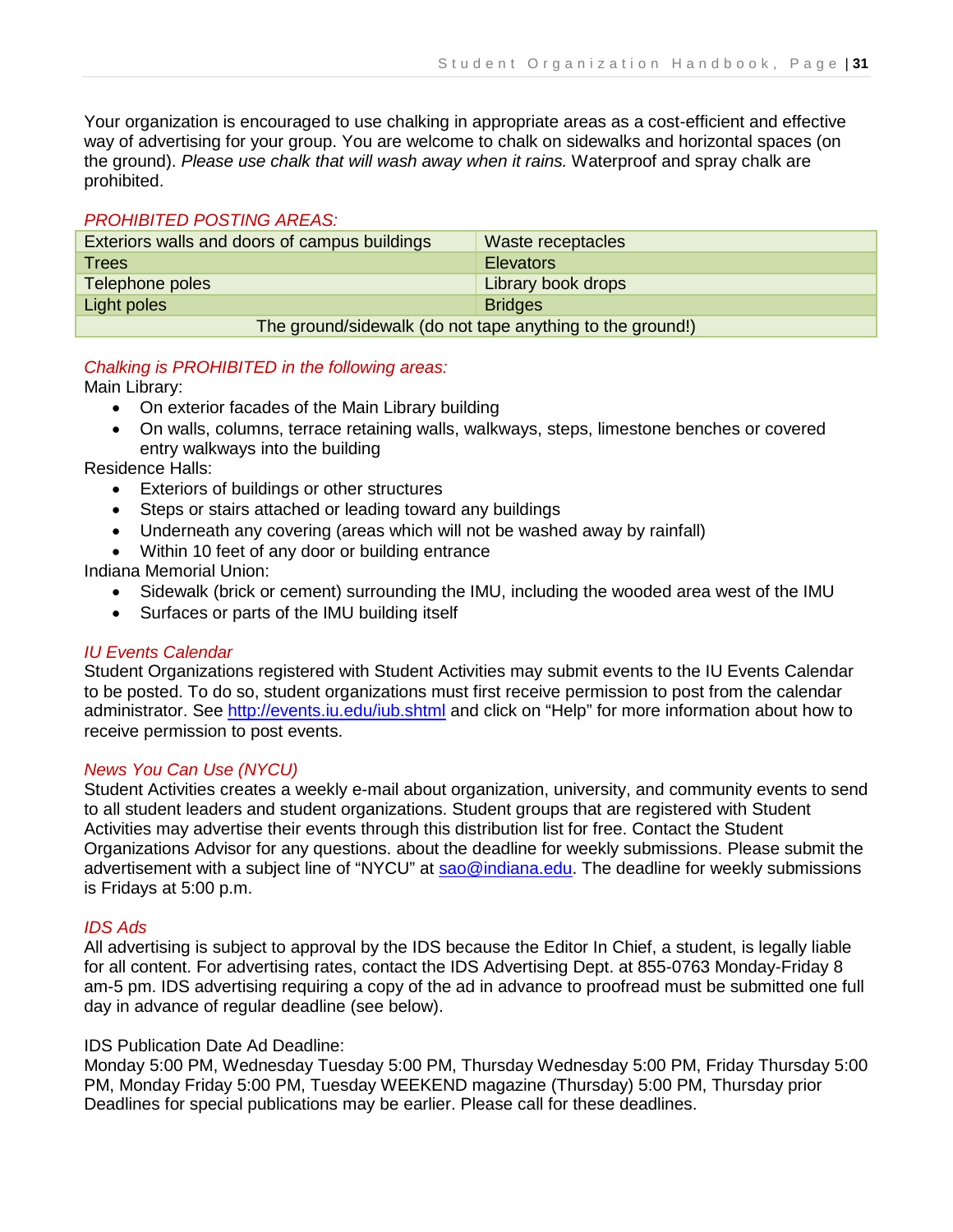Your organization is encouraged to use chalking in appropriate areas as a cost-efficient and effective way of advertising for your group. You are welcome to chalk on sidewalks and horizontal spaces (on the ground). *Please use chalk that will wash away when it rains.* Waterproof and spray chalk are prohibited.

*PROHIBITED POSTING AREAS:*

| | |
|---|---|
| Exteriors walls and doors of campus buildings | Waste receptacles |
| Trees | Elevators |
| Telephone poles | Library book drops |
| Light poles | Bridges |
| The ground/sidewalk (do not tape anything to the ground!) | |

*Chalking is PROHIBITED in the following areas:*

Main Library:

- On exterior facades of the Main Library building
- On walls, columns, terrace retaining walls, walkways, steps, limestone benches or covered entry walkways into the building

Residence Halls:

- Exteriors of buildings or other structures
- Steps or stairs attached or leading toward any buildings
- Underneath any covering (areas which will not be washed away by rainfall)
- Within 10 feet of any door or building entrance

Indiana Memorial Union:

- Sidewalk (brick or cement) surrounding the IMU, including the wooded area west of the IMU
- Surfaces or parts of the IMU building itself

*IU Events Calendar*

Student Organizations registered with Student Activities may submit events to the IU Events Calendar to be posted. To do so, student organizations must first receive permission to post from the calendar administrator. See http://events.iu.edu/iub.shtml and click on "Help" for more information about how to receive permission to post events.

*News You Can Use (NYCU)*

Student Activities creates a weekly e-mail about organization, university, and community events to send to all student leaders and student organizations. Student groups that are registered with Student Activities may advertise their events through this distribution list for free. Contact the Student Organizations Advisor for any questions. about the deadline for weekly submissions. Please submit the advertisement with a subject line of "NYCU" at sao@indiana.edu. The deadline for weekly submissions is Fridays at 5:00 p.m.

*IDS Ads*

All advertising is subject to approval by the IDS because the Editor In Chief, a student, is legally liable for all content. For advertising rates, contact the IDS Advertising Dept. at 855-0763 Monday-Friday 8 am-5 pm. IDS advertising requiring a copy of the ad in advance to proofread must be submitted one full day in advance of regular deadline (see below).

IDS Publication Date Ad Deadline:

Monday 5:00 PM, Wednesday Tuesday 5:00 PM, Thursday Wednesday 5:00 PM, Friday Thursday 5:00 PM, Monday Friday 5:00 PM, Tuesday WEEKEND magazine (Thursday) 5:00 PM, Thursday prior Deadlines for special publications may be earlier. Please call for these deadlines.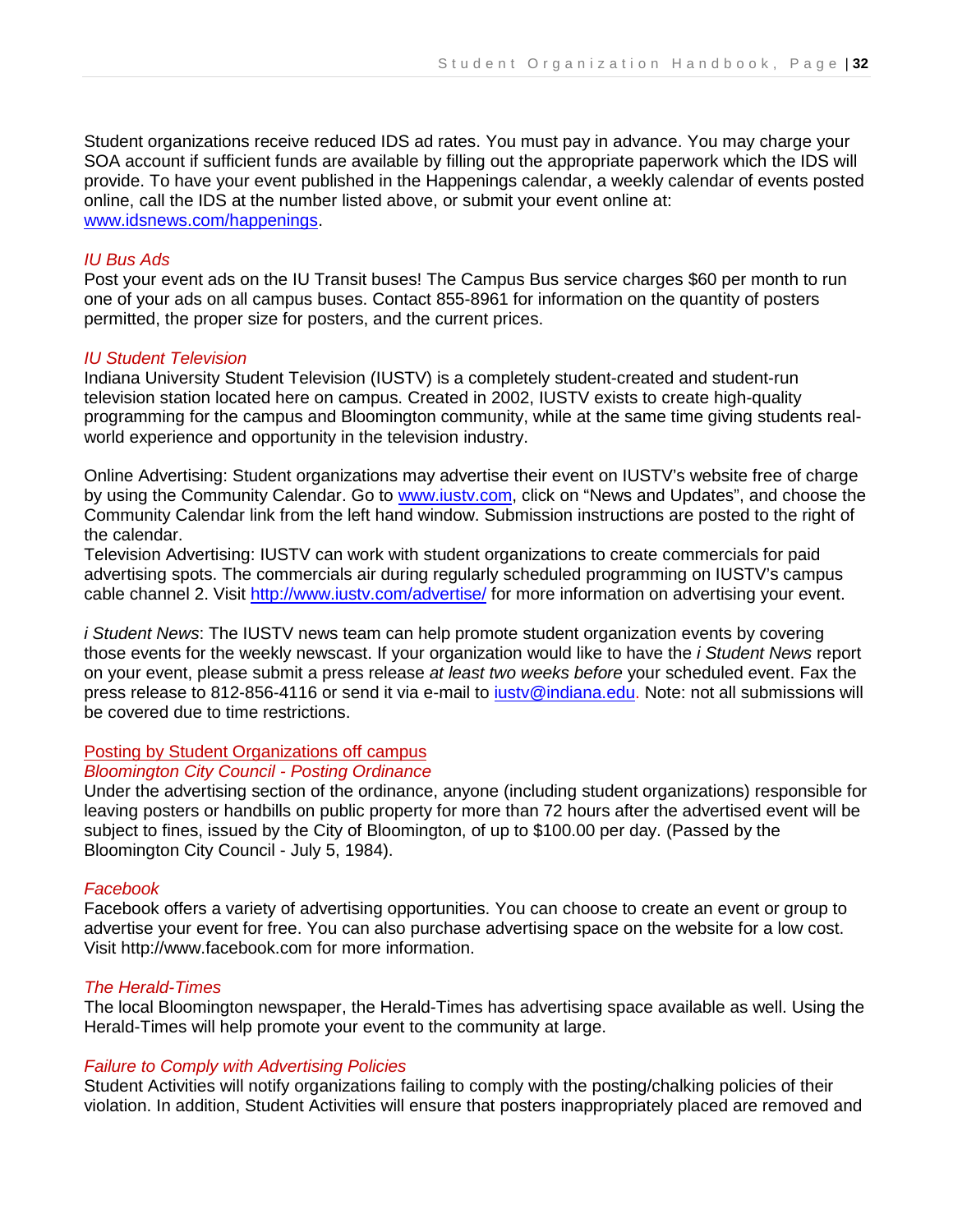Student organizations receive reduced IDS ad rates. You must pay in advance. You may charge your SOA account if sufficient funds are available by filling out the appropriate paperwork which the IDS will provide. To have your event published in the Happenings calendar, a weekly calendar of events posted online, call the IDS at the number listed above, or submit your event online at: www.idsnews.com/happenings.

### *IU Bus Ads*

Post your event ads on the IU Transit buses! The Campus Bus service charges $60 per month to run one of your ads on all campus buses. Contact 855-8961 for information on the quantity of posters permitted, the proper size for posters, and the current prices.

### *IU Student Television*

Indiana University Student Television (IUSTV) is a completely student-created and student-run television station located here on campus. Created in 2002, IUSTV exists to create high-quality programming for the campus and Bloomington community, while at the same time giving students real-world experience and opportunity in the television industry.

Online Advertising: Student organizations may advertise their event on IUSTV's website free of charge by using the Community Calendar. Go to www.iustv.com, click on "News and Updates", and choose the Community Calendar link from the left hand window. Submission instructions are posted to the right of the calendar.
Television Advertising: IUSTV can work with student organizations to create commercials for paid advertising spots. The commercials air during regularly scheduled programming on IUSTV's campus cable channel 2. Visit http://www.iustv.com/advertise/ for more information on advertising your event.

*i Student News*: The IUSTV news team can help promote student organization events by covering those events for the weekly newscast. If your organization would like to have the *i Student News* report on your event, please submit a press release *at least two weeks before* your scheduled event. Fax the press release to 812-856-4116 or send it via e-mail to iustv@indiana.edu. Note: not all submissions will be covered due to time restrictions.

## Posting by Student Organizations off campus

### *Bloomington City Council - Posting Ordinance*

Under the advertising section of the ordinance, anyone (including student organizations) responsible for leaving posters or handbills on public property for more than 72 hours after the advertised event will be subject to fines, issued by the City of Bloomington, of up to $100.00 per day. (Passed by the Bloomington City Council - July 5, 1984).

### *Facebook*

Facebook offers a variety of advertising opportunities. You can choose to create an event or group to advertise your event for free. You can also purchase advertising space on the website for a low cost. Visit http://www.facebook.com for more information.

### *The Herald-Times*

The local Bloomington newspaper, the Herald-Times has advertising space available as well. Using the Herald-Times will help promote your event to the community at large.

### *Failure to Comply with Advertising Policies*

Student Activities will notify organizations failing to comply with the posting/chalking policies of their violation. In addition, Student Activities will ensure that posters inappropriately placed are removed and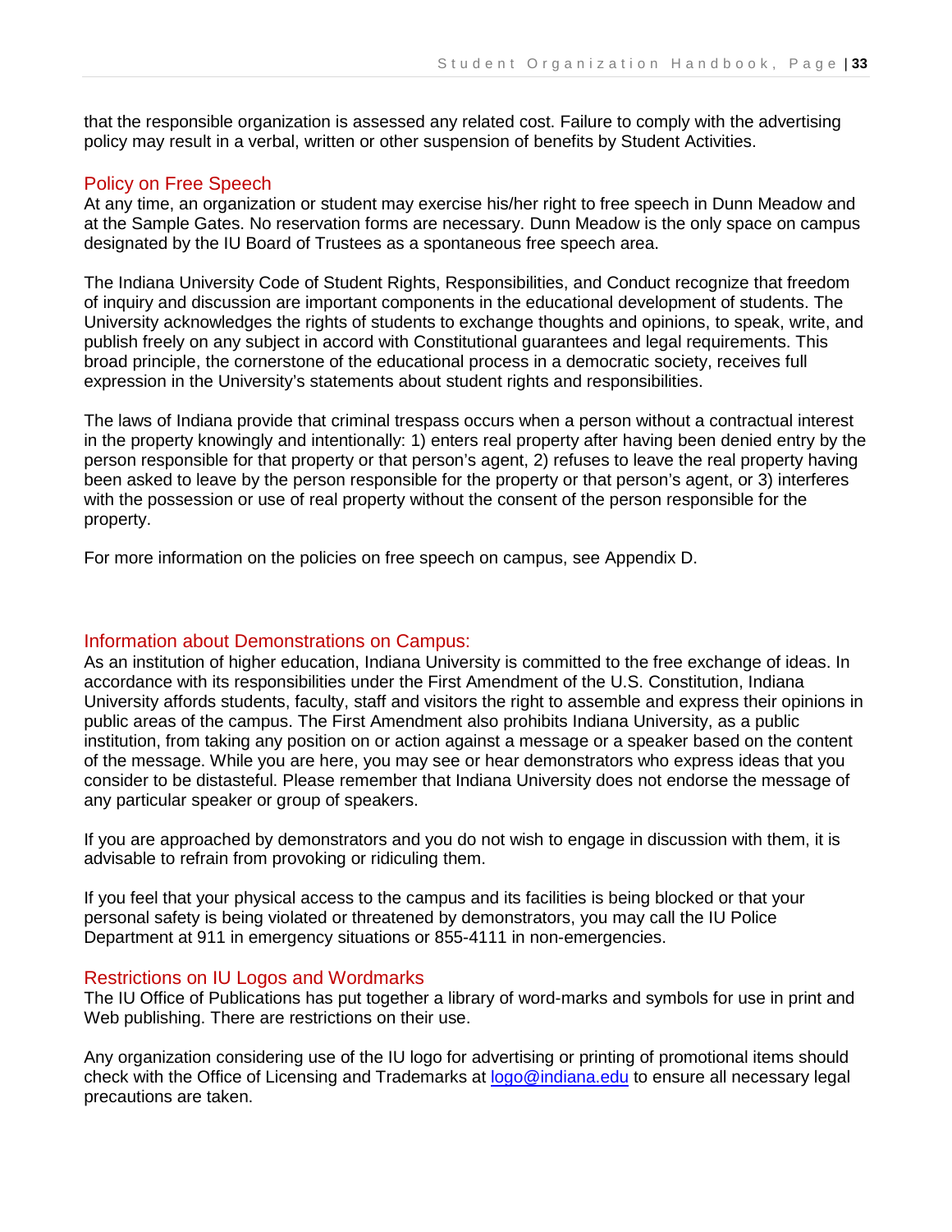that the responsible organization is assessed any related cost. Failure to comply with the advertising policy may result in a verbal, written or other suspension of benefits by Student Activities.

## Policy on Free Speech

At any time, an organization or student may exercise his/her right to free speech in Dunn Meadow and at the Sample Gates. No reservation forms are necessary. Dunn Meadow is the only space on campus designated by the IU Board of Trustees as a spontaneous free speech area.

The Indiana University Code of Student Rights, Responsibilities, and Conduct recognize that freedom of inquiry and discussion are important components in the educational development of students. The University acknowledges the rights of students to exchange thoughts and opinions, to speak, write, and publish freely on any subject in accord with Constitutional guarantees and legal requirements. This broad principle, the cornerstone of the educational process in a democratic society, receives full expression in the University's statements about student rights and responsibilities.

The laws of Indiana provide that criminal trespass occurs when a person without a contractual interest in the property knowingly and intentionally: 1) enters real property after having been denied entry by the person responsible for that property or that person's agent, 2) refuses to leave the real property having been asked to leave by the person responsible for the property or that person's agent, or 3) interferes with the possession or use of real property without the consent of the person responsible for the property.

For more information on the policies on free speech on campus, see Appendix D.

## Information about Demonstrations on Campus:

As an institution of higher education, Indiana University is committed to the free exchange of ideas. In accordance with its responsibilities under the First Amendment of the U.S. Constitution, Indiana University affords students, faculty, staff and visitors the right to assemble and express their opinions in public areas of the campus. The First Amendment also prohibits Indiana University, as a public institution, from taking any position on or action against a message or a speaker based on the content of the message. While you are here, you may see or hear demonstrators who express ideas that you consider to be distasteful. Please remember that Indiana University does not endorse the message of any particular speaker or group of speakers.

If you are approached by demonstrators and you do not wish to engage in discussion with them, it is advisable to refrain from provoking or ridiculing them.

If you feel that your physical access to the campus and its facilities is being blocked or that your personal safety is being violated or threatened by demonstrators, you may call the IU Police Department at 911 in emergency situations or 855-4111 in non-emergencies.

## Restrictions on IU Logos and Wordmarks

The IU Office of Publications has put together a library of word-marks and symbols for use in print and Web publishing. There are restrictions on their use.

Any organization considering use of the IU logo for advertising or printing of promotional items should check with the Office of Licensing and Trademarks at logo@indiana.edu to ensure all necessary legal precautions are taken.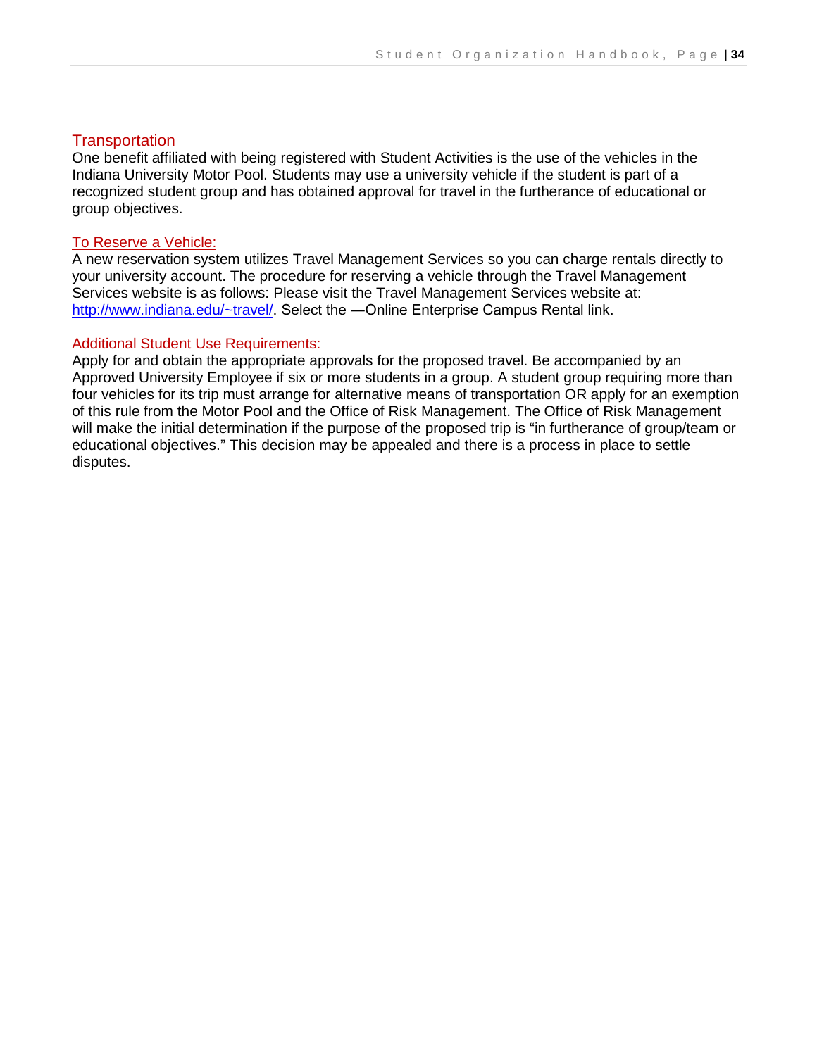## Transportation

One benefit affiliated with being registered with Student Activities is the use of the vehicles in the Indiana University Motor Pool. Students may use a university vehicle if the student is part of a recognized student group and has obtained approval for travel in the furtherance of educational or group objectives.

### To Reserve a Vehicle:

A new reservation system utilizes Travel Management Services so you can charge rentals directly to your university account. The procedure for reserving a vehicle through the Travel Management Services website is as follows: Please visit the Travel Management Services website at: [http://www.indiana.edu/~travel/](http://www.indiana.edu/~travel/). Select the —Online Enterprise Campus Rental link.

### Additional Student Use Requirements:

Apply for and obtain the appropriate approvals for the proposed travel. Be accompanied by an Approved University Employee if six or more students in a group. A student group requiring more than four vehicles for its trip must arrange for alternative means of transportation OR apply for an exemption of this rule from the Motor Pool and the Office of Risk Management. The Office of Risk Management will make the initial determination if the purpose of the proposed trip is "in furtherance of group/team or educational objectives." This decision may be appealed and there is a process in place to settle disputes.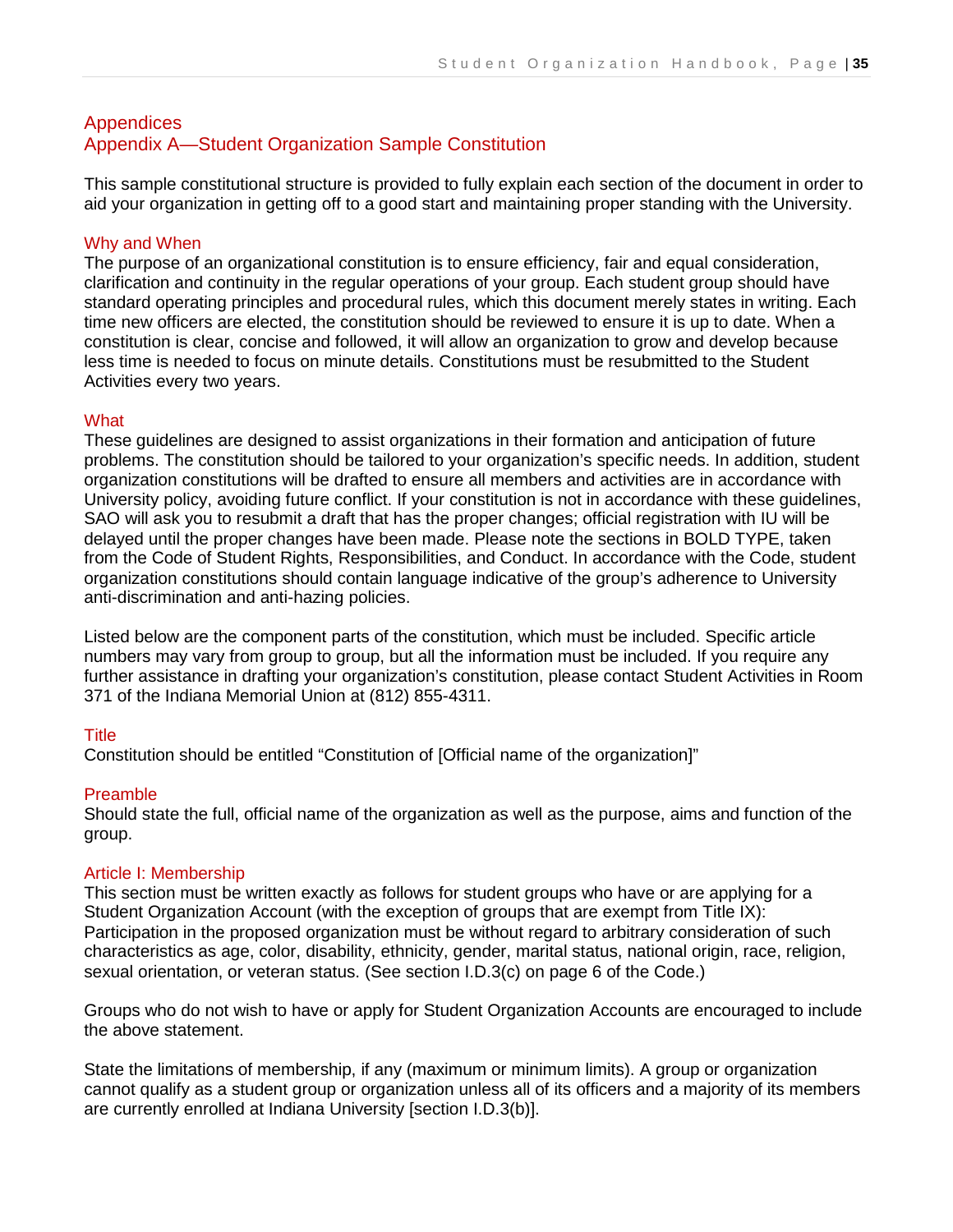# Appendices

## Appendix A—Student Organization Sample Constitution

This sample constitutional structure is provided to fully explain each section of the document in order to aid your organization in getting off to a good start and maintaining proper standing with the University.

### Why and When

The purpose of an organizational constitution is to ensure efficiency, fair and equal consideration, clarification and continuity in the regular operations of your group. Each student group should have standard operating principles and procedural rules, which this document merely states in writing. Each time new officers are elected, the constitution should be reviewed to ensure it is up to date. When a constitution is clear, concise and followed, it will allow an organization to grow and develop because less time is needed to focus on minute details. Constitutions must be resubmitted to the Student Activities every two years.

### What

These guidelines are designed to assist organizations in their formation and anticipation of future problems. The constitution should be tailored to your organization's specific needs. In addition, student organization constitutions will be drafted to ensure all members and activities are in accordance with University policy, avoiding future conflict. If your constitution is not in accordance with these guidelines, SAO will ask you to resubmit a draft that has the proper changes; official registration with IU will be delayed until the proper changes have been made. Please note the sections in BOLD TYPE, taken from the Code of Student Rights, Responsibilities, and Conduct. In accordance with the Code, student organization constitutions should contain language indicative of the group's adherence to University anti-discrimination and anti-hazing policies.

Listed below are the component parts of the constitution, which must be included. Specific article numbers may vary from group to group, but all the information must be included. If you require any further assistance in drafting your organization's constitution, please contact Student Activities in Room 371 of the Indiana Memorial Union at (812) 855-4311.

### Title

Constitution should be entitled "Constitution of [Official name of the organization]"

### Preamble

Should state the full, official name of the organization as well as the purpose, aims and function of the group.

### Article I: Membership

This section must be written exactly as follows for student groups who have or are applying for a Student Organization Account (with the exception of groups that are exempt from Title IX): Participation in the proposed organization must be without regard to arbitrary consideration of such characteristics as age, color, disability, ethnicity, gender, marital status, national origin, race, religion, sexual orientation, or veteran status. (See section I.D.3(c) on page 6 of the Code.)

Groups who do not wish to have or apply for Student Organization Accounts are encouraged to include the above statement.

State the limitations of membership, if any (maximum or minimum limits). A group or organization cannot qualify as a student group or organization unless all of its officers and a majority of its members are currently enrolled at Indiana University [section I.D.3(b)].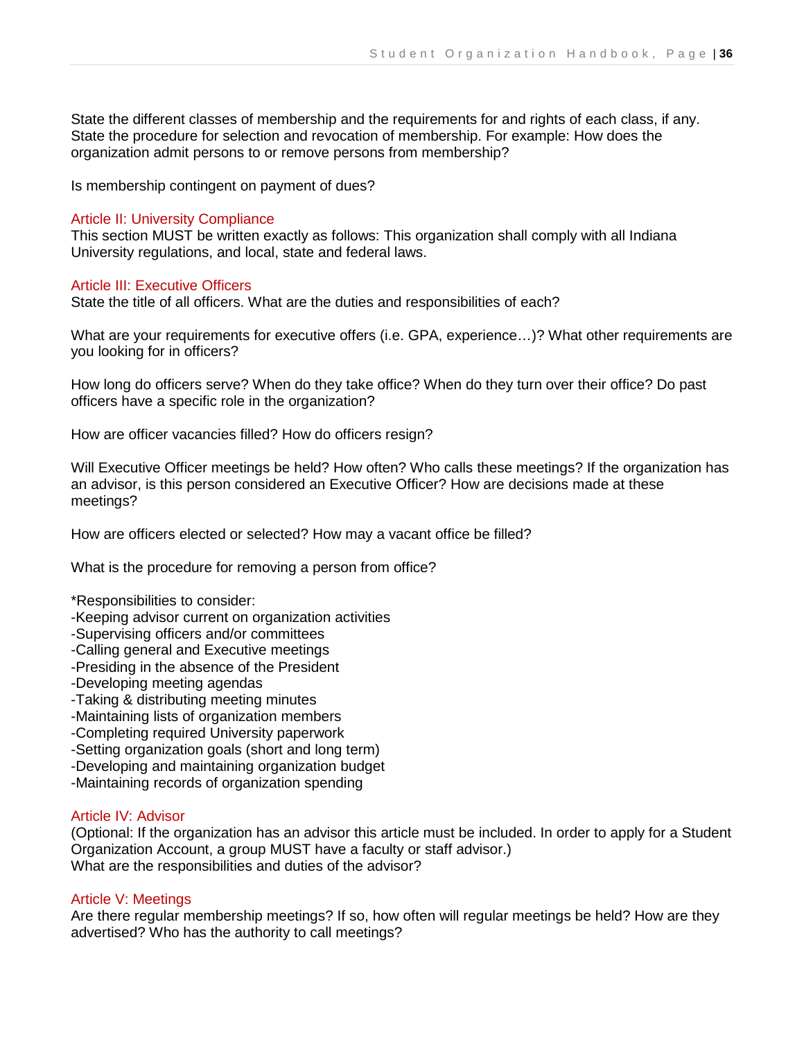State the different classes of membership and the requirements for and rights of each class, if any. State the procedure for selection and revocation of membership. For example: How does the organization admit persons to or remove persons from membership?

Is membership contingent on payment of dues?

### Article II: University Compliance

This section MUST be written exactly as follows: This organization shall comply with all Indiana University regulations, and local, state and federal laws.

### Article III: Executive Officers

State the title of all officers. What are the duties and responsibilities of each?

What are your requirements for executive offers (i.e. GPA, experience…)? What other requirements are you looking for in officers?

How long do officers serve? When do they take office? When do they turn over their office? Do past officers have a specific role in the organization?

How are officer vacancies filled? How do officers resign?

Will Executive Officer meetings be held? How often? Who calls these meetings? If the organization has an advisor, is this person considered an Executive Officer? How are decisions made at these meetings?

How are officers elected or selected? How may a vacant office be filled?

What is the procedure for removing a person from office?

*Responsibilities to consider:
- Keeping advisor current on organization activities
- Supervising officers and/or committees
- Calling general and Executive meetings
- Presiding in the absence of the President
- Developing meeting agendas
- Taking & distributing meeting minutes
- Maintaining lists of organization members
- Completing required University paperwork
- Setting organization goals (short and long term)
- Developing and maintaining organization budget
- Maintaining records of organization spending

### Article IV: Advisor

(Optional: If the organization has an advisor this article must be included. In order to apply for a Student Organization Account, a group MUST have a faculty or staff advisor.)
What are the responsibilities and duties of the advisor?

### Article V: Meetings

Are there regular membership meetings? If so, how often will regular meetings be held? How are they advertised? Who has the authority to call meetings?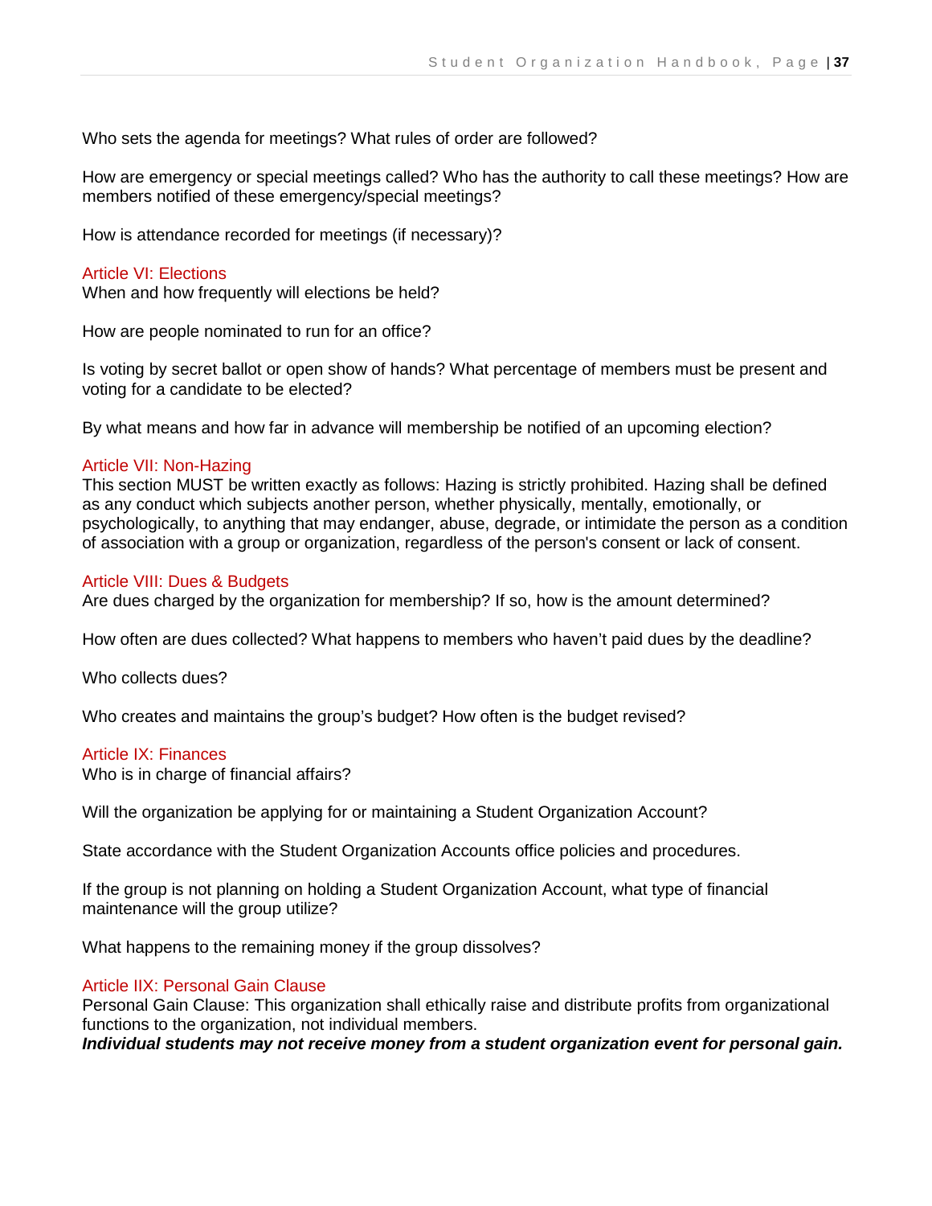Who sets the agenda for meetings? What rules of order are followed?

How are emergency or special meetings called? Who has the authority to call these meetings? How are members notified of these emergency/special meetings?

How is attendance recorded for meetings (if necessary)?

### Article VI: Elections

When and how frequently will elections be held?

How are people nominated to run for an office?

Is voting by secret ballot or open show of hands? What percentage of members must be present and voting for a candidate to be elected?

By what means and how far in advance will membership be notified of an upcoming election?

### Article VII: Non-Hazing

This section MUST be written exactly as follows: Hazing is strictly prohibited. Hazing shall be defined as any conduct which subjects another person, whether physically, mentally, emotionally, or psychologically, to anything that may endanger, abuse, degrade, or intimidate the person as a condition of association with a group or organization, regardless of the person's consent or lack of consent.

### Article VIII: Dues & Budgets

Are dues charged by the organization for membership? If so, how is the amount determined?

How often are dues collected? What happens to members who haven't paid dues by the deadline?

Who collects dues?

Who creates and maintains the group's budget? How often is the budget revised?

### Article IX: Finances

Who is in charge of financial affairs?

Will the organization be applying for or maintaining a Student Organization Account?

State accordance with the Student Organization Accounts office policies and procedures.

If the group is not planning on holding a Student Organization Account, what type of financial maintenance will the group utilize?

What happens to the remaining money if the group dissolves?

### Article IIX: Personal Gain Clause

Personal Gain Clause: This organization shall ethically raise and distribute profits from organizational functions to the organization, not individual members.
***Individual students may not receive money from a student organization event for personal gain.***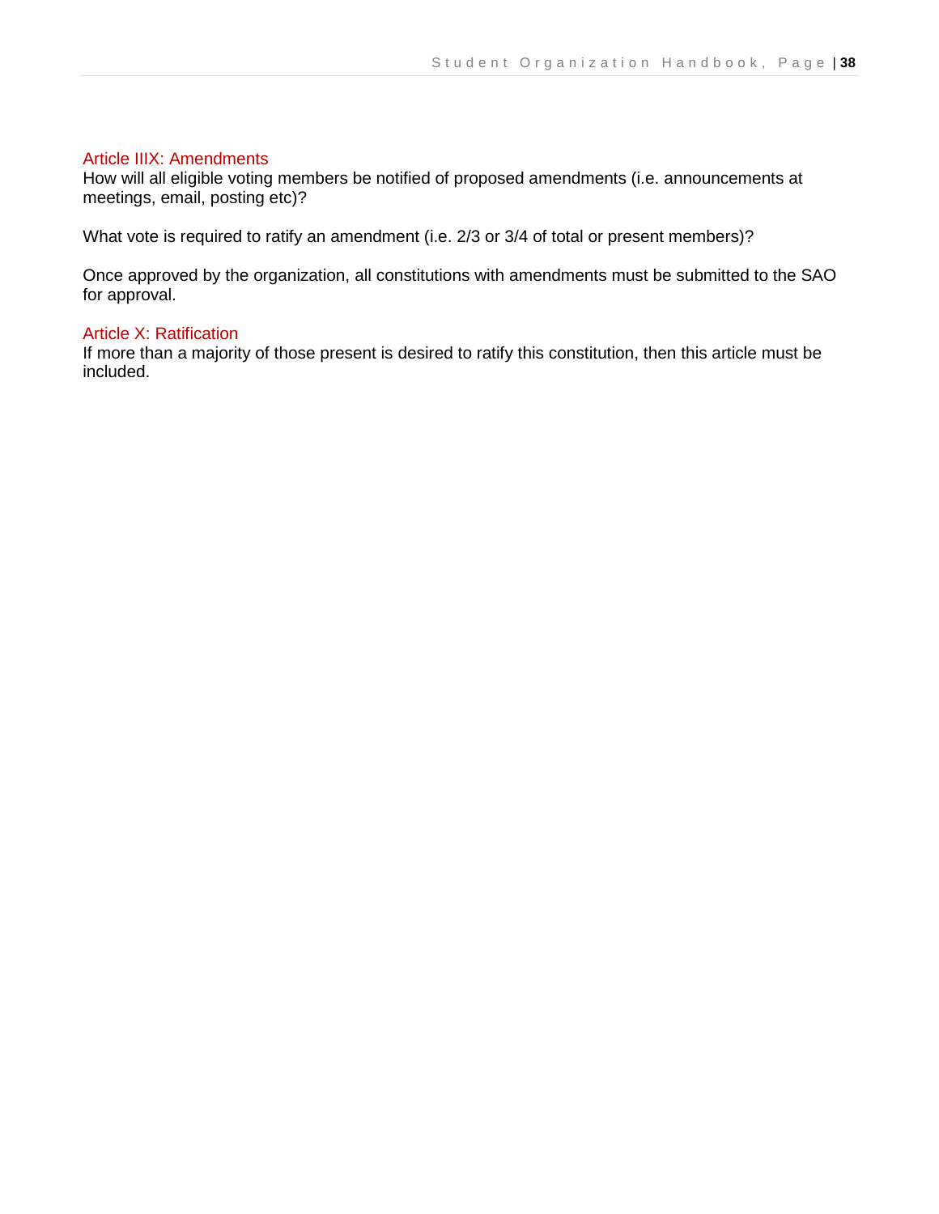### Article IIIX: Amendments

How will all eligible voting members be notified of proposed amendments (i.e. announcements at meetings, email, posting etc)?

What vote is required to ratify an amendment (i.e. 2/3 or 3/4 of total or present members)?

Once approved by the organization, all constitutions with amendments must be submitted to the SAO for approval.

### Article X: Ratification

If more than a majority of those present is desired to ratify this constitution, then this article must be included.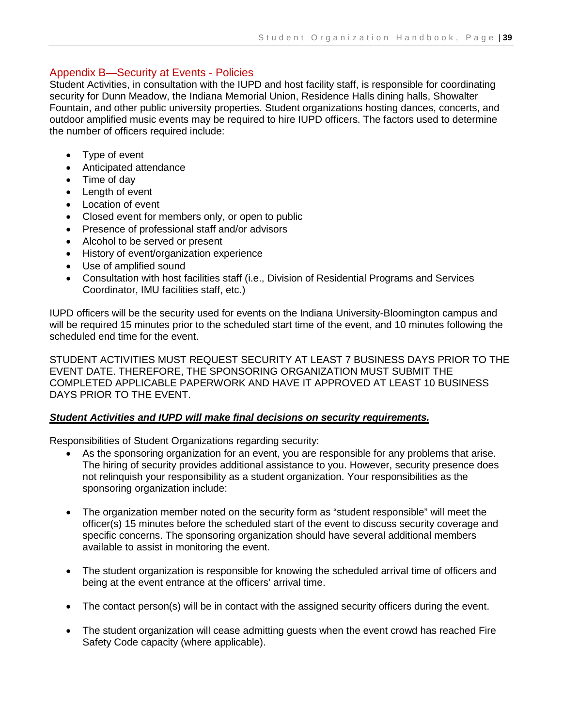## Appendix B—Security at Events - Policies

Student Activities, in consultation with the IUPD and host facility staff, is responsible for coordinating security for Dunn Meadow, the Indiana Memorial Union, Residence Halls dining halls, Showalter Fountain, and other public university properties. Student organizations hosting dances, concerts, and outdoor amplified music events may be required to hire IUPD officers. The factors used to determine the number of officers required include:

- Type of event
- Anticipated attendance
- Time of day
- Length of event
- Location of event
- Closed event for members only, or open to public
- Presence of professional staff and/or advisors
- Alcohol to be served or present
- History of event/organization experience
- Use of amplified sound
- Consultation with host facilities staff (i.e., Division of Residential Programs and Services Coordinator, IMU facilities staff, etc.)

IUPD officers will be the security used for events on the Indiana University-Bloomington campus and will be required 15 minutes prior to the scheduled start time of the event, and 10 minutes following the scheduled end time for the event.

STUDENT ACTIVITIES MUST REQUEST SECURITY AT LEAST 7 BUSINESS DAYS PRIOR TO THE EVENT DATE. THEREFORE, THE SPONSORING ORGANIZATION MUST SUBMIT THE COMPLETED APPLICABLE PAPERWORK AND HAVE IT APPROVED AT LEAST 10 BUSINESS DAYS PRIOR TO THE EVENT.

***<u>Student Activities and IUPD will make final decisions on security requirements.</u>***

Responsibilities of Student Organizations regarding security:

- As the sponsoring organization for an event, you are responsible for any problems that arise. The hiring of security provides additional assistance to you. However, security presence does not relinquish your responsibility as a student organization. Your responsibilities as the sponsoring organization include:

- The organization member noted on the security form as "student responsible" will meet the officer(s) 15 minutes before the scheduled start of the event to discuss security coverage and specific concerns. The sponsoring organization should have several additional members available to assist in monitoring the event.

- The student organization is responsible for knowing the scheduled arrival time of officers and being at the event entrance at the officers' arrival time.

- The contact person(s) will be in contact with the assigned security officers during the event.

- The student organization will cease admitting guests when the event crowd has reached Fire Safety Code capacity (where applicable).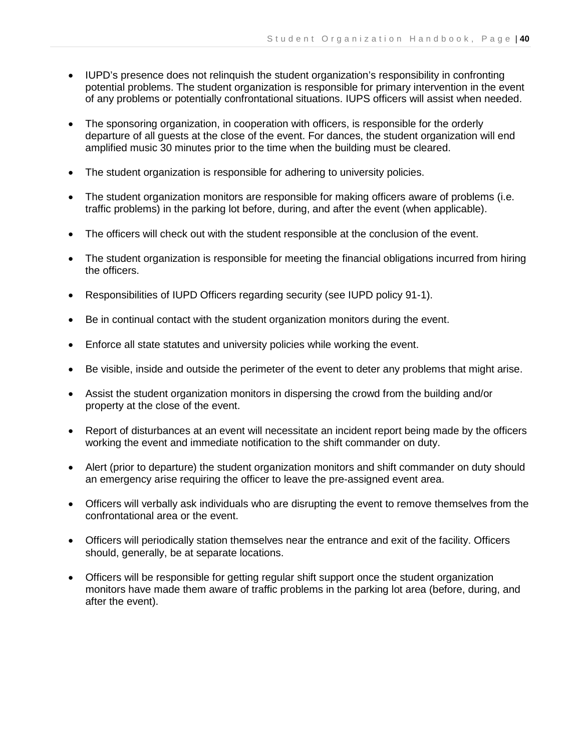- IUPD's presence does not relinquish the student organization's responsibility in confronting potential problems. The student organization is responsible for primary intervention in the event of any problems or potentially confrontational situations. IUPS officers will assist when needed.

- The sponsoring organization, in cooperation with officers, is responsible for the orderly departure of all guests at the close of the event. For dances, the student organization will end amplified music 30 minutes prior to the time when the building must be cleared.

- The student organization is responsible for adhering to university policies.

- The student organization monitors are responsible for making officers aware of problems (i.e. traffic problems) in the parking lot before, during, and after the event (when applicable).

- The officers will check out with the student responsible at the conclusion of the event.

- The student organization is responsible for meeting the financial obligations incurred from hiring the officers.

- Responsibilities of IUPD Officers regarding security (see IUPD policy 91-1).

- Be in continual contact with the student organization monitors during the event.

- Enforce all state statutes and university policies while working the event.

- Be visible, inside and outside the perimeter of the event to deter any problems that might arise.

- Assist the student organization monitors in dispersing the crowd from the building and/or property at the close of the event.

- Report of disturbances at an event will necessitate an incident report being made by the officers working the event and immediate notification to the shift commander on duty.

- Alert (prior to departure) the student organization monitors and shift commander on duty should an emergency arise requiring the officer to leave the pre-assigned event area.

- Officers will verbally ask individuals who are disrupting the event to remove themselves from the confrontational area or the event.

- Officers will periodically station themselves near the entrance and exit of the facility. Officers should, generally, be at separate locations.

- Officers will be responsible for getting regular shift support once the student organization monitors have made them aware of traffic problems in the parking lot area (before, during, and after the event).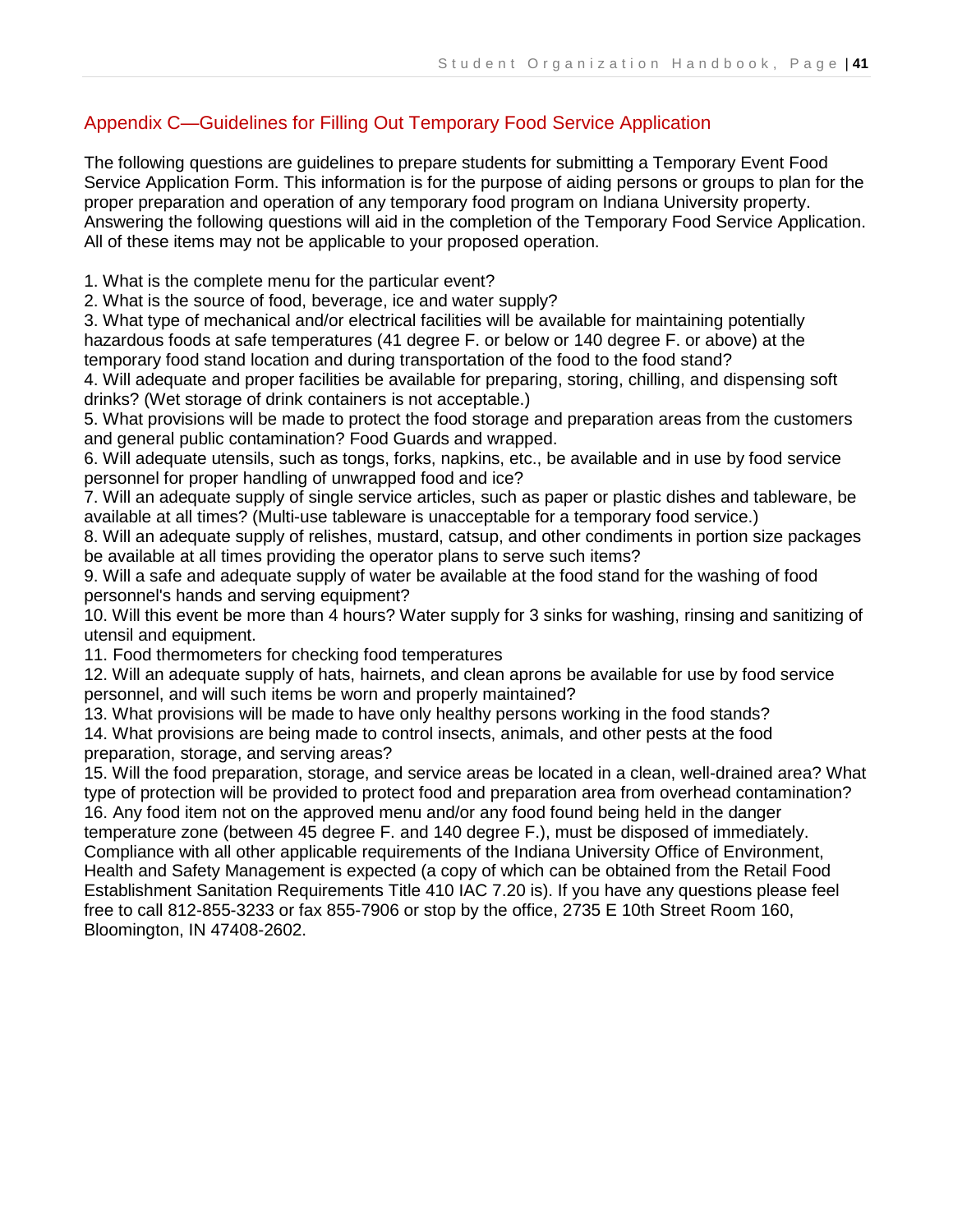## Appendix C—Guidelines for Filling Out Temporary Food Service Application

The following questions are guidelines to prepare students for submitting a Temporary Event Food Service Application Form. This information is for the purpose of aiding persons or groups to plan for the proper preparation and operation of any temporary food program on Indiana University property. Answering the following questions will aid in the completion of the Temporary Food Service Application. All of these items may not be applicable to your proposed operation.

1. What is the complete menu for the particular event?
2. What is the source of food, beverage, ice and water supply?
3. What type of mechanical and/or electrical facilities will be available for maintaining potentially hazardous foods at safe temperatures (41 degree F. or below or 140 degree F. or above) at the temporary food stand location and during transportation of the food to the food stand?
4. Will adequate and proper facilities be available for preparing, storing, chilling, and dispensing soft drinks? (Wet storage of drink containers is not acceptable.)
5. What provisions will be made to protect the food storage and preparation areas from the customers and general public contamination? Food Guards and wrapped.
6. Will adequate utensils, such as tongs, forks, napkins, etc., be available and in use by food service personnel for proper handling of unwrapped food and ice?
7. Will an adequate supply of single service articles, such as paper or plastic dishes and tableware, be available at all times? (Multi-use tableware is unacceptable for a temporary food service.)
8. Will an adequate supply of relishes, mustard, catsup, and other condiments in portion size packages be available at all times providing the operator plans to serve such items?
9. Will a safe and adequate supply of water be available at the food stand for the washing of food personnel's hands and serving equipment?
10. Will this event be more than 4 hours? Water supply for 3 sinks for washing, rinsing and sanitizing of utensil and equipment.
11. Food thermometers for checking food temperatures
12. Will an adequate supply of hats, hairnets, and clean aprons be available for use by food service personnel, and will such items be worn and properly maintained?
13. What provisions will be made to have only healthy persons working in the food stands?
14. What provisions are being made to control insects, animals, and other pests at the food preparation, storage, and serving areas?
15. Will the food preparation, storage, and service areas be located in a clean, well-drained area? What type of protection will be provided to protect food and preparation area from overhead contamination?
16. Any food item not on the approved menu and/or any food found being held in the danger temperature zone (between 45 degree F. and 140 degree F.), must be disposed of immediately. Compliance with all other applicable requirements of the Indiana University Office of Environment, Health and Safety Management is expected (a copy of which can be obtained from the Retail Food Establishment Sanitation Requirements Title 410 IAC 7.20 is). If you have any questions please feel free to call 812-855-3233 or fax 855-7906 or stop by the office, 2735 E 10th Street Room 160, Bloomington, IN 47408-2602.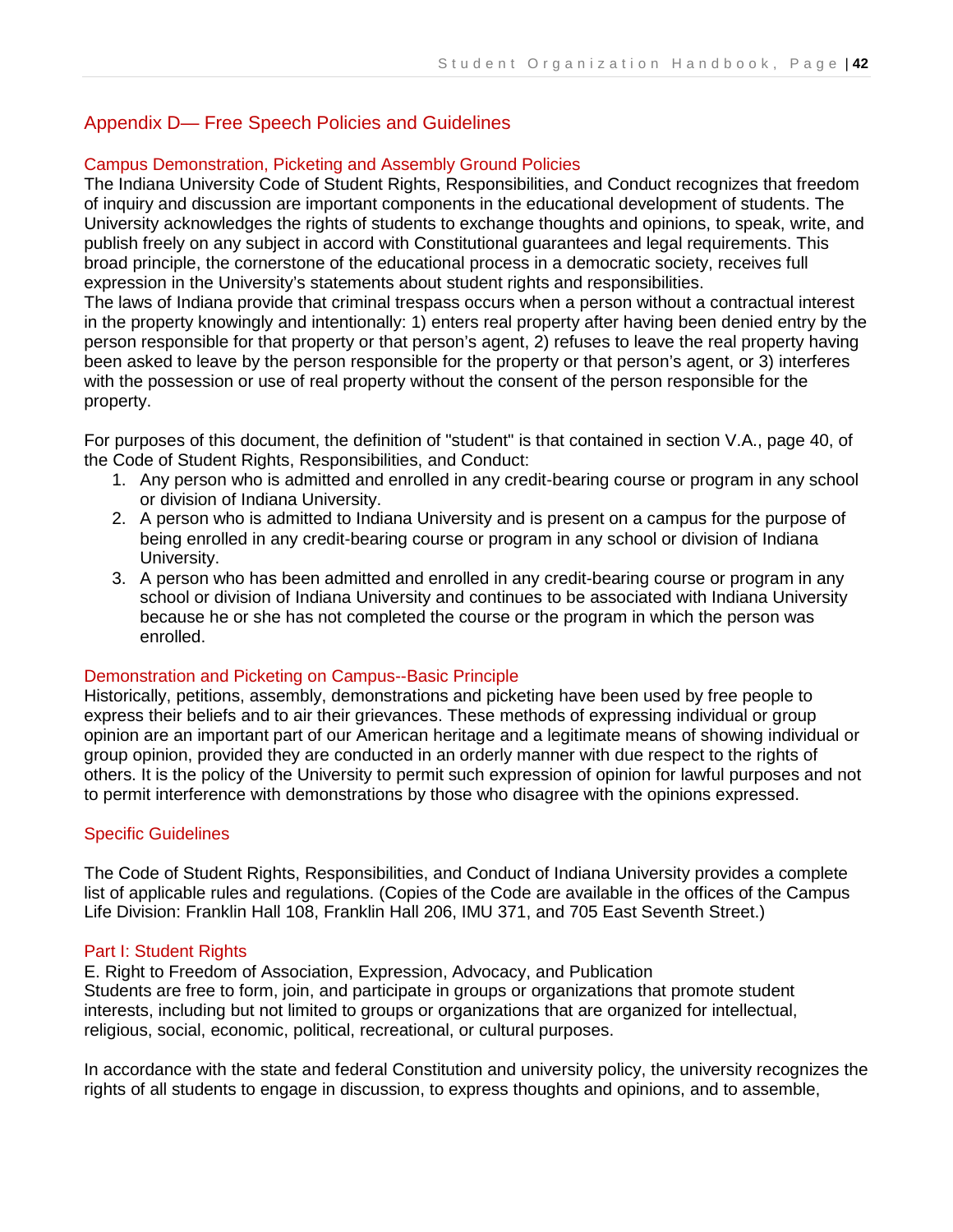## Appendix D— Free Speech Policies and Guidelines

### Campus Demonstration, Picketing and Assembly Ground Policies

The Indiana University Code of Student Rights, Responsibilities, and Conduct recognizes that freedom of inquiry and discussion are important components in the educational development of students. The University acknowledges the rights of students to exchange thoughts and opinions, to speak, write, and publish freely on any subject in accord with Constitutional guarantees and legal requirements. This broad principle, the cornerstone of the educational process in a democratic society, receives full expression in the University's statements about student rights and responsibilities.
The laws of Indiana provide that criminal trespass occurs when a person without a contractual interest in the property knowingly and intentionally: 1) enters real property after having been denied entry by the person responsible for that property or that person's agent, 2) refuses to leave the real property having been asked to leave by the person responsible for the property or that person's agent, or 3) interferes with the possession or use of real property without the consent of the person responsible for the property.

For purposes of this document, the definition of "student" is that contained in section V.A., page 40, of the Code of Student Rights, Responsibilities, and Conduct:

1. Any person who is admitted and enrolled in any credit-bearing course or program in any school or division of Indiana University.
2. A person who is admitted to Indiana University and is present on a campus for the purpose of being enrolled in any credit-bearing course or program in any school or division of Indiana University.
3. A person who has been admitted and enrolled in any credit-bearing course or program in any school or division of Indiana University and continues to be associated with Indiana University because he or she has not completed the course or the program in which the person was enrolled.

### Demonstration and Picketing on Campus--Basic Principle

Historically, petitions, assembly, demonstrations and picketing have been used by free people to express their beliefs and to air their grievances. These methods of expressing individual or group opinion are an important part of our American heritage and a legitimate means of showing individual or group opinion, provided they are conducted in an orderly manner with due respect to the rights of others. It is the policy of the University to permit such expression of opinion for lawful purposes and not to permit interference with demonstrations by those who disagree with the opinions expressed.

### Specific Guidelines

The Code of Student Rights, Responsibilities, and Conduct of Indiana University provides a complete list of applicable rules and regulations. (Copies of the Code are available in the offices of the Campus Life Division: Franklin Hall 108, Franklin Hall 206, IMU 371, and 705 East Seventh Street.)

### Part I: Student Rights

E. Right to Freedom of Association, Expression, Advocacy, and Publication
Students are free to form, join, and participate in groups or organizations that promote student interests, including but not limited to groups or organizations that are organized for intellectual, religious, social, economic, political, recreational, or cultural purposes.

In accordance with the state and federal Constitution and university policy, the university recognizes the rights of all students to engage in discussion, to express thoughts and opinions, and to assemble,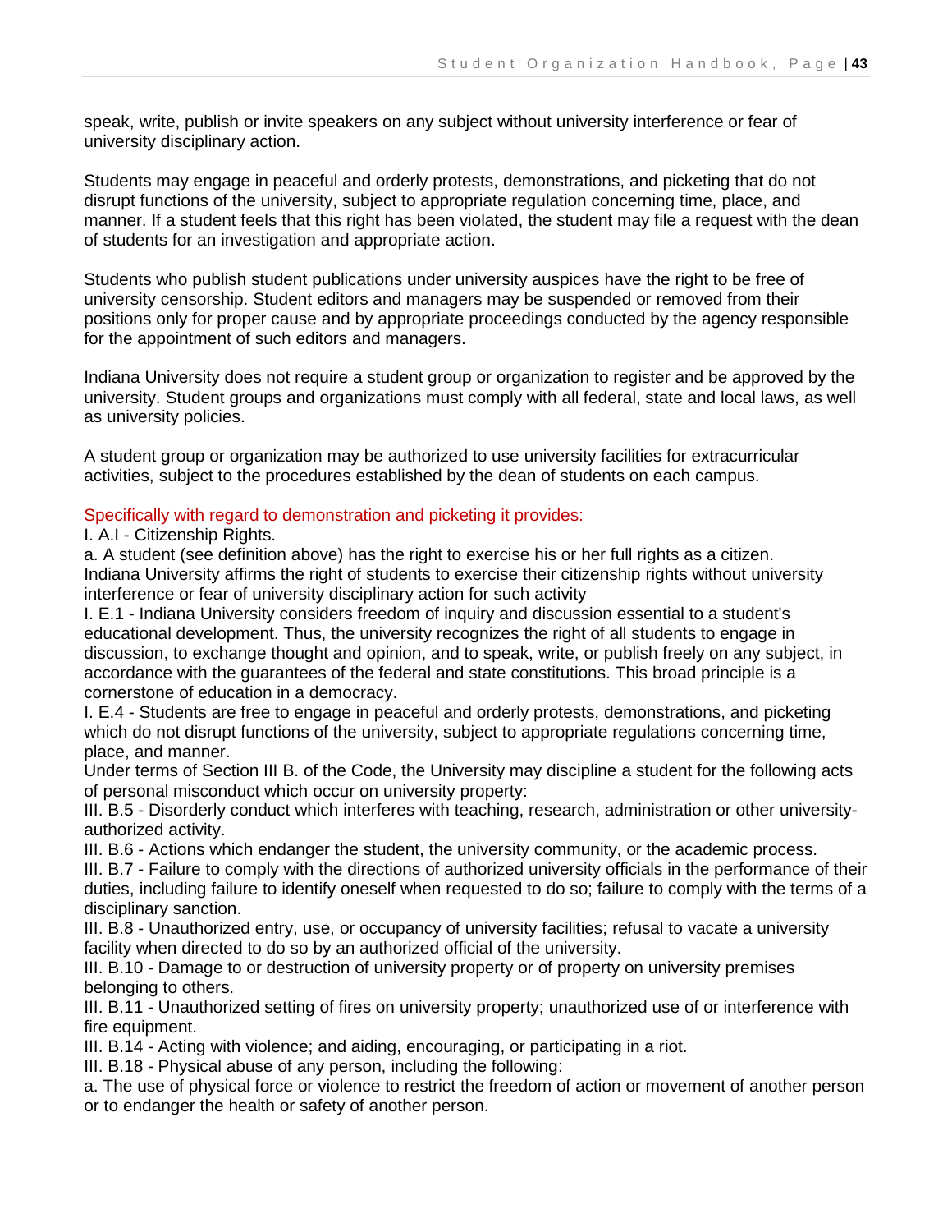speak, write, publish or invite speakers on any subject without university interference or fear of university disciplinary action.

Students may engage in peaceful and orderly protests, demonstrations, and picketing that do not disrupt functions of the university, subject to appropriate regulation concerning time, place, and manner. If a student feels that this right has been violated, the student may file a request with the dean of students for an investigation and appropriate action.

Students who publish student publications under university auspices have the right to be free of university censorship. Student editors and managers may be suspended or removed from their positions only for proper cause and by appropriate proceedings conducted by the agency responsible for the appointment of such editors and managers.

Indiana University does not require a student group or organization to register and be approved by the university. Student groups and organizations must comply with all federal, state and local laws, as well as university policies.

A student group or organization may be authorized to use university facilities for extracurricular activities, subject to the procedures established by the dean of students on each campus.

Specifically with regard to demonstration and picketing it provides:

I. A.I - Citizenship Rights.

a. A student (see definition above) has the right to exercise his or her full rights as a citizen. Indiana University affirms the right of students to exercise their citizenship rights without university interference or fear of university disciplinary action for such activity

I. E.1 - Indiana University considers freedom of inquiry and discussion essential to a student's educational development. Thus, the university recognizes the right of all students to engage in discussion, to exchange thought and opinion, and to speak, write, or publish freely on any subject, in accordance with the guarantees of the federal and state constitutions. This broad principle is a cornerstone of education in a democracy.

I. E.4 - Students are free to engage in peaceful and orderly protests, demonstrations, and picketing which do not disrupt functions of the university, subject to appropriate regulations concerning time, place, and manner.

Under terms of Section III B. of the Code, the University may discipline a student for the following acts of personal misconduct which occur on university property:

III. B.5 - Disorderly conduct which interferes with teaching, research, administration or other university-authorized activity.

III. B.6 - Actions which endanger the student, the university community, or the academic process.

III. B.7 - Failure to comply with the directions of authorized university officials in the performance of their duties, including failure to identify oneself when requested to do so; failure to comply with the terms of a disciplinary sanction.

III. B.8 - Unauthorized entry, use, or occupancy of university facilities; refusal to vacate a university facility when directed to do so by an authorized official of the university.

III. B.10 - Damage to or destruction of university property or of property on university premises belonging to others.

III. B.11 - Unauthorized setting of fires on university property; unauthorized use of or interference with fire equipment.

III. B.14 - Acting with violence; and aiding, encouraging, or participating in a riot.

III. B.18 - Physical abuse of any person, including the following:

a. The use of physical force or violence to restrict the freedom of action or movement of another person or to endanger the health or safety of another person.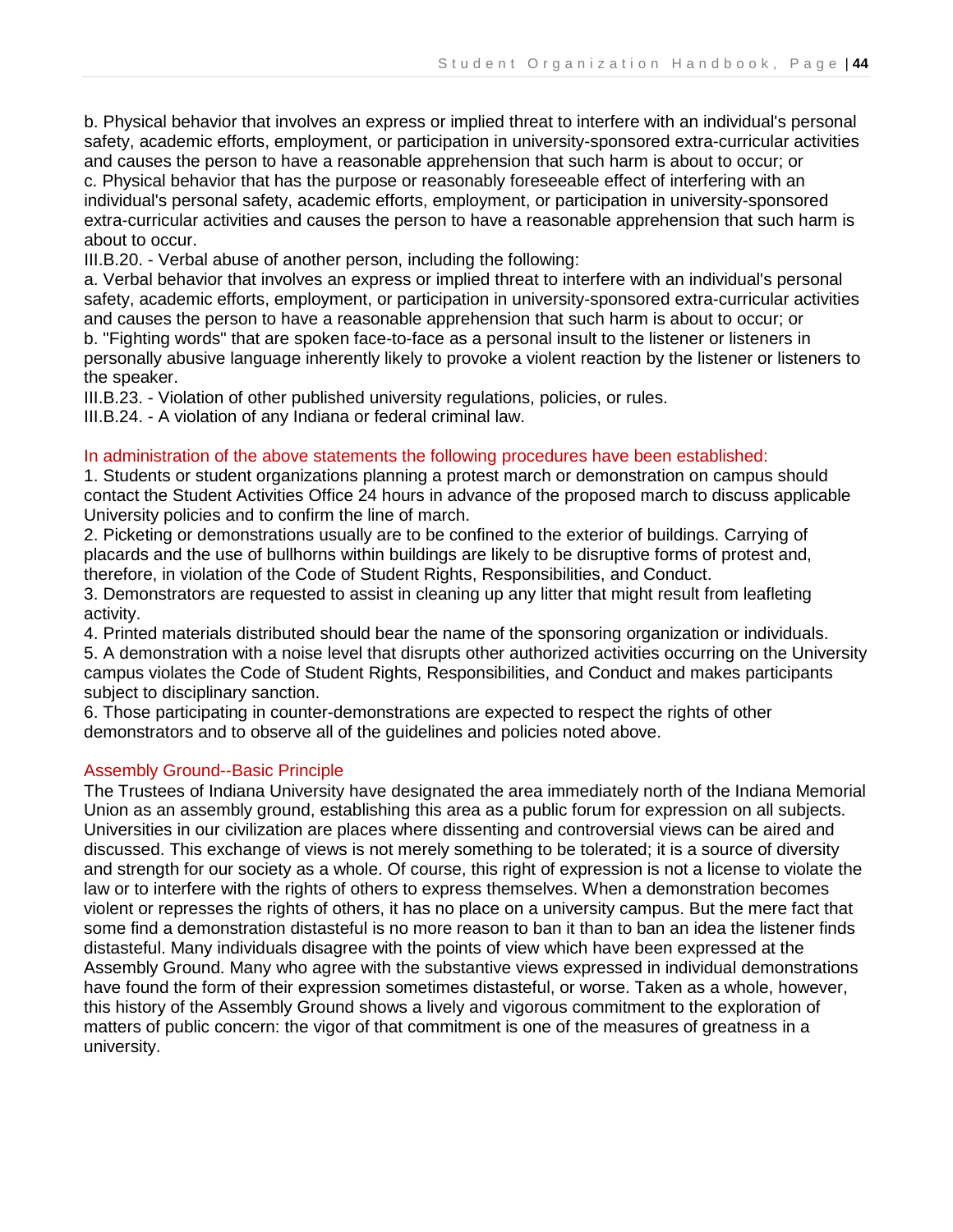b. Physical behavior that involves an express or implied threat to interfere with an individual's personal safety, academic efforts, employment, or participation in university-sponsored extra-curricular activities and causes the person to have a reasonable apprehension that such harm is about to occur; or
c. Physical behavior that has the purpose or reasonably foreseeable effect of interfering with an individual's personal safety, academic efforts, employment, or participation in university-sponsored extra-curricular activities and causes the person to have a reasonable apprehension that such harm is about to occur.
III.B.20. - Verbal abuse of another person, including the following:
a. Verbal behavior that involves an express or implied threat to interfere with an individual's personal safety, academic efforts, employment, or participation in university-sponsored extra-curricular activities and causes the person to have a reasonable apprehension that such harm is about to occur; or
b. "Fighting words" that are spoken face-to-face as a personal insult to the listener or listeners in personally abusive language inherently likely to provoke a violent reaction by the listener or listeners to the speaker.
III.B.23. - Violation of other published university regulations, policies, or rules.
III.B.24. - A violation of any Indiana or federal criminal law.

### In administration of the above statements the following procedures have been established:

1. Students or student organizations planning a protest march or demonstration on campus should contact the Student Activities Office 24 hours in advance of the proposed march to discuss applicable University policies and to confirm the line of march.
2. Picketing or demonstrations usually are to be confined to the exterior of buildings. Carrying of placards and the use of bullhorns within buildings are likely to be disruptive forms of protest and, therefore, in violation of the Code of Student Rights, Responsibilities, and Conduct.
3. Demonstrators are requested to assist in cleaning up any litter that might result from leafleting activity.
4. Printed materials distributed should bear the name of the sponsoring organization or individuals.
5. A demonstration with a noise level that disrupts other authorized activities occurring on the University campus violates the Code of Student Rights, Responsibilities, and Conduct and makes participants subject to disciplinary sanction.
6. Those participating in counter-demonstrations are expected to respect the rights of other demonstrators and to observe all of the guidelines and policies noted above.

### Assembly Ground--Basic Principle

The Trustees of Indiana University have designated the area immediately north of the Indiana Memorial Union as an assembly ground, establishing this area as a public forum for expression on all subjects. Universities in our civilization are places where dissenting and controversial views can be aired and discussed. This exchange of views is not merely something to be tolerated; it is a source of diversity and strength for our society as a whole. Of course, this right of expression is not a license to violate the law or to interfere with the rights of others to express themselves. When a demonstration becomes violent or represses the rights of others, it has no place on a university campus. But the mere fact that some find a demonstration distasteful is no more reason to ban it than to ban an idea the listener finds distasteful. Many individuals disagree with the points of view which have been expressed at the Assembly Ground. Many who agree with the substantive views expressed in individual demonstrations have found the form of their expression sometimes distasteful, or worse. Taken as a whole, however, this history of the Assembly Ground shows a lively and vigorous commitment to the exploration of matters of public concern: the vigor of that commitment is one of the measures of greatness in a university.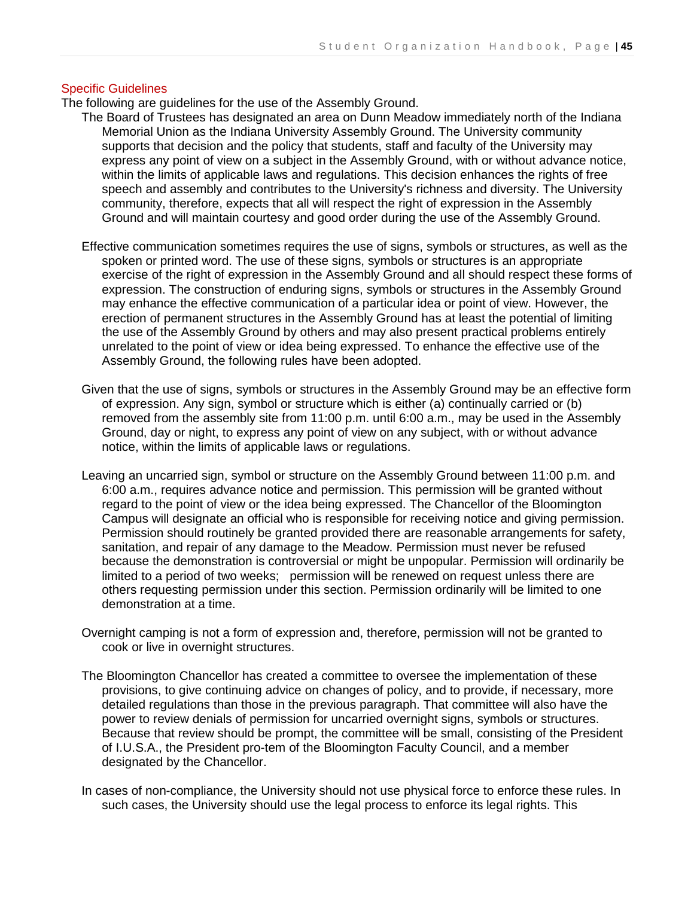### Specific Guidelines

The following are guidelines for the use of the Assembly Ground.

The Board of Trustees has designated an area on Dunn Meadow immediately north of the Indiana Memorial Union as the Indiana University Assembly Ground. The University community supports that decision and the policy that students, staff and faculty of the University may express any point of view on a subject in the Assembly Ground, with or without advance notice, within the limits of applicable laws and regulations. This decision enhances the rights of free speech and assembly and contributes to the University's richness and diversity. The University community, therefore, expects that all will respect the right of expression in the Assembly Ground and will maintain courtesy and good order during the use of the Assembly Ground.

Effective communication sometimes requires the use of signs, symbols or structures, as well as the spoken or printed word. The use of these signs, symbols or structures is an appropriate exercise of the right of expression in the Assembly Ground and all should respect these forms of expression. The construction of enduring signs, symbols or structures in the Assembly Ground may enhance the effective communication of a particular idea or point of view. However, the erection of permanent structures in the Assembly Ground has at least the potential of limiting the use of the Assembly Ground by others and may also present practical problems entirely unrelated to the point of view or idea being expressed. To enhance the effective use of the Assembly Ground, the following rules have been adopted.

Given that the use of signs, symbols or structures in the Assembly Ground may be an effective form of expression. Any sign, symbol or structure which is either (a) continually carried or (b) removed from the assembly site from 11:00 p.m. until 6:00 a.m., may be used in the Assembly Ground, day or night, to express any point of view on any subject, with or without advance notice, within the limits of applicable laws or regulations.

Leaving an uncarried sign, symbol or structure on the Assembly Ground between 11:00 p.m. and 6:00 a.m., requires advance notice and permission. This permission will be granted without regard to the point of view or the idea being expressed. The Chancellor of the Bloomington Campus will designate an official who is responsible for receiving notice and giving permission. Permission should routinely be granted provided there are reasonable arrangements for safety, sanitation, and repair of any damage to the Meadow. Permission must never be refused because the demonstration is controversial or might be unpopular. Permission will ordinarily be limited to a period of two weeks; permission will be renewed on request unless there are others requesting permission under this section. Permission ordinarily will be limited to one demonstration at a time.

Overnight camping is not a form of expression and, therefore, permission will not be granted to cook or live in overnight structures.

The Bloomington Chancellor has created a committee to oversee the implementation of these provisions, to give continuing advice on changes of policy, and to provide, if necessary, more detailed regulations than those in the previous paragraph. That committee will also have the power to review denials of permission for uncarried overnight signs, symbols or structures. Because that review should be prompt, the committee will be small, consisting of the President of I.U.S.A., the President pro-tem of the Bloomington Faculty Council, and a member designated by the Chancellor.

In cases of non-compliance, the University should not use physical force to enforce these rules. In such cases, the University should use the legal process to enforce its legal rights. This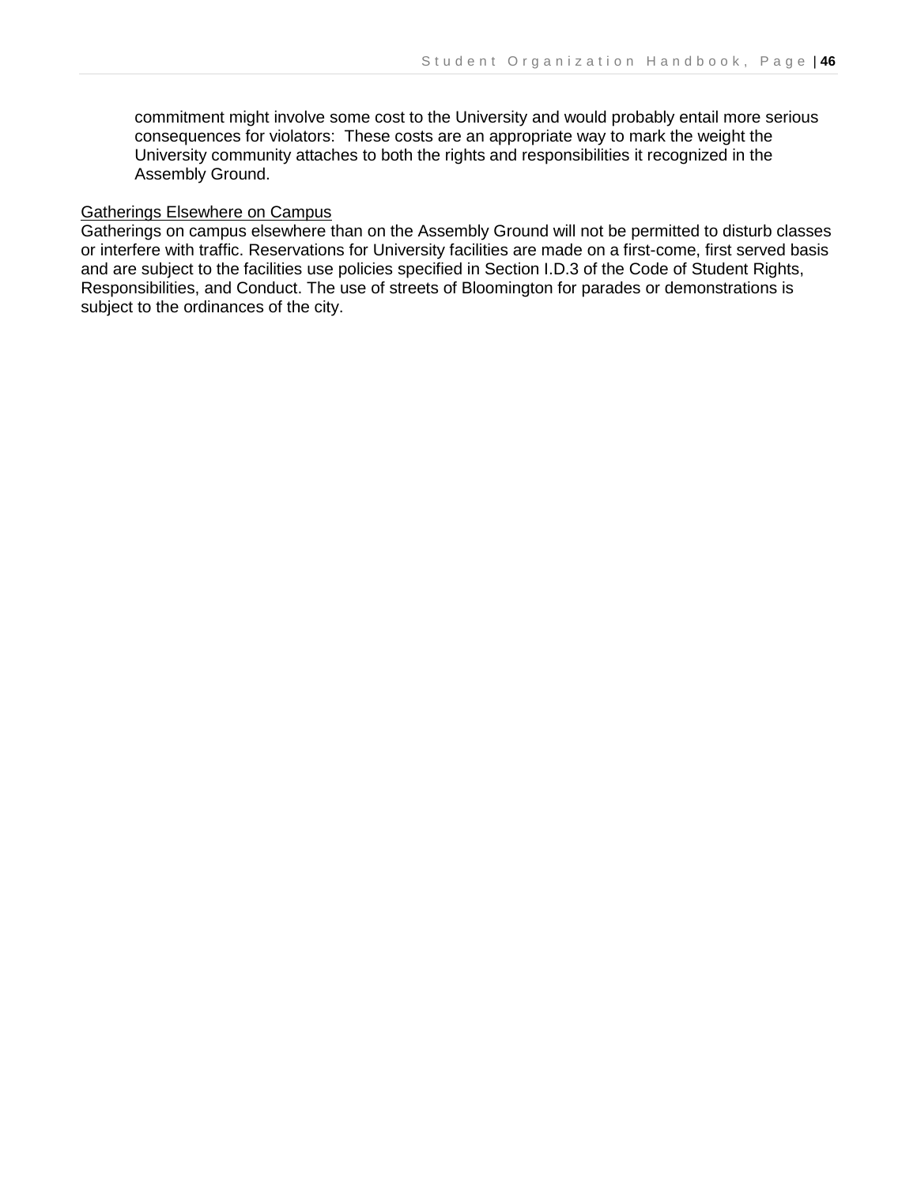commitment might involve some cost to the University and would probably entail more serious consequences for violators: These costs are an appropriate way to mark the weight the University community attaches to both the rights and responsibilities it recognized in the Assembly Ground.

Gatherings Elsewhere on Campus

Gatherings on campus elsewhere than on the Assembly Ground will not be permitted to disturb classes or interfere with traffic. Reservations for University facilities are made on a first-come, first served basis and are subject to the facilities use policies specified in Section I.D.3 of the Code of Student Rights, Responsibilities, and Conduct. The use of streets of Bloomington for parades or demonstrations is subject to the ordinances of the city.